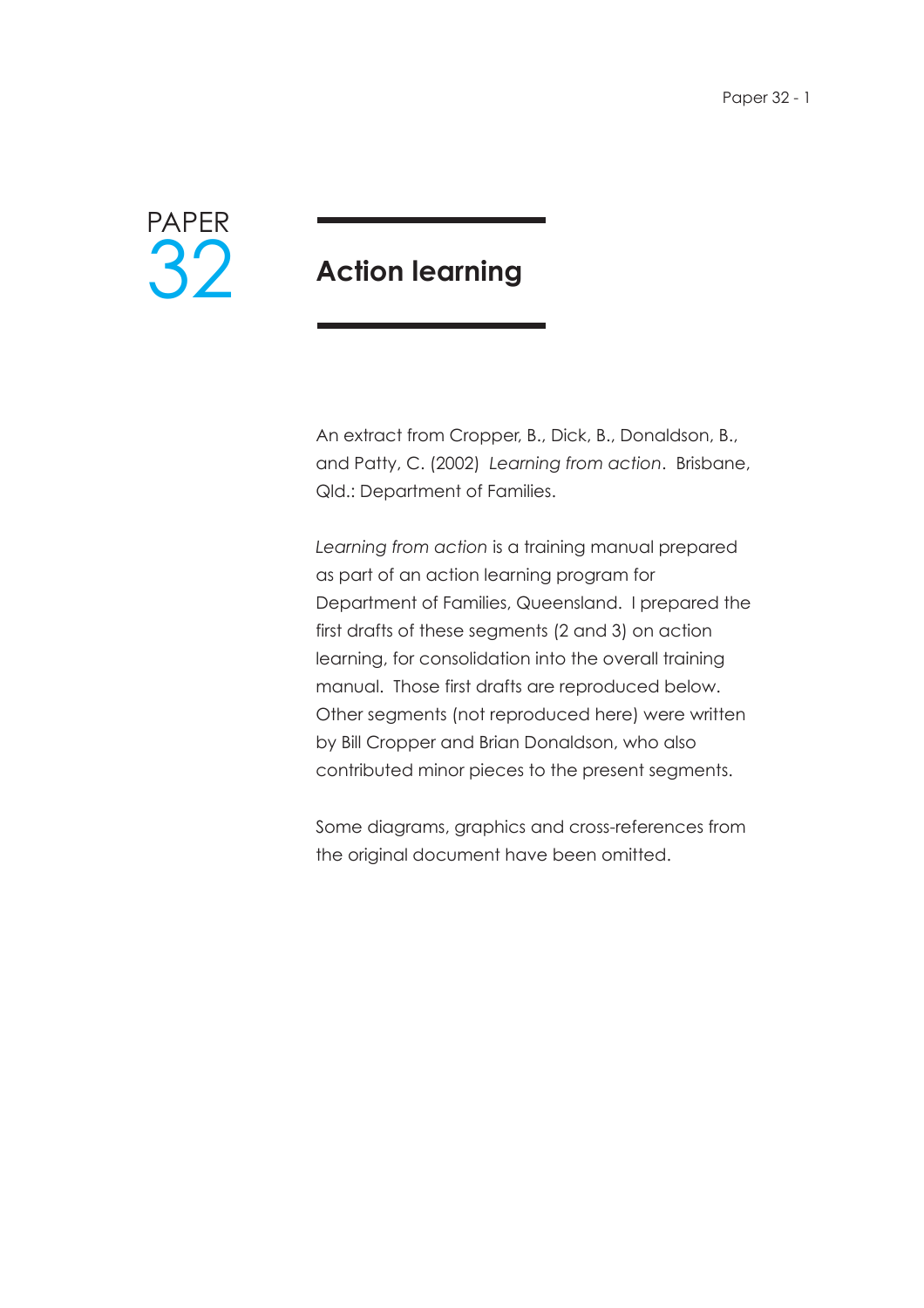PAPER 32

# Action learning

An extract from Cropper, B., Dick, B., Donaldson, B., and Patty, C. (2002) *Learning from action*. Brisbane, Qld.: Department of Families.

*Learning from action* is a training manual prepared as part of an action learning program for Department of Families, Queensland. I prepared the first drafts of these segments (2 and 3) on action learning, for consolidation into the overall training manual. Those first drafts are reproduced below. Other segments (not reproduced here) were written by Bill Cropper and Brian Donaldson, who also contributed minor pieces to the present segments.

Some diagrams, graphics and cross-references from the original document have been omitted.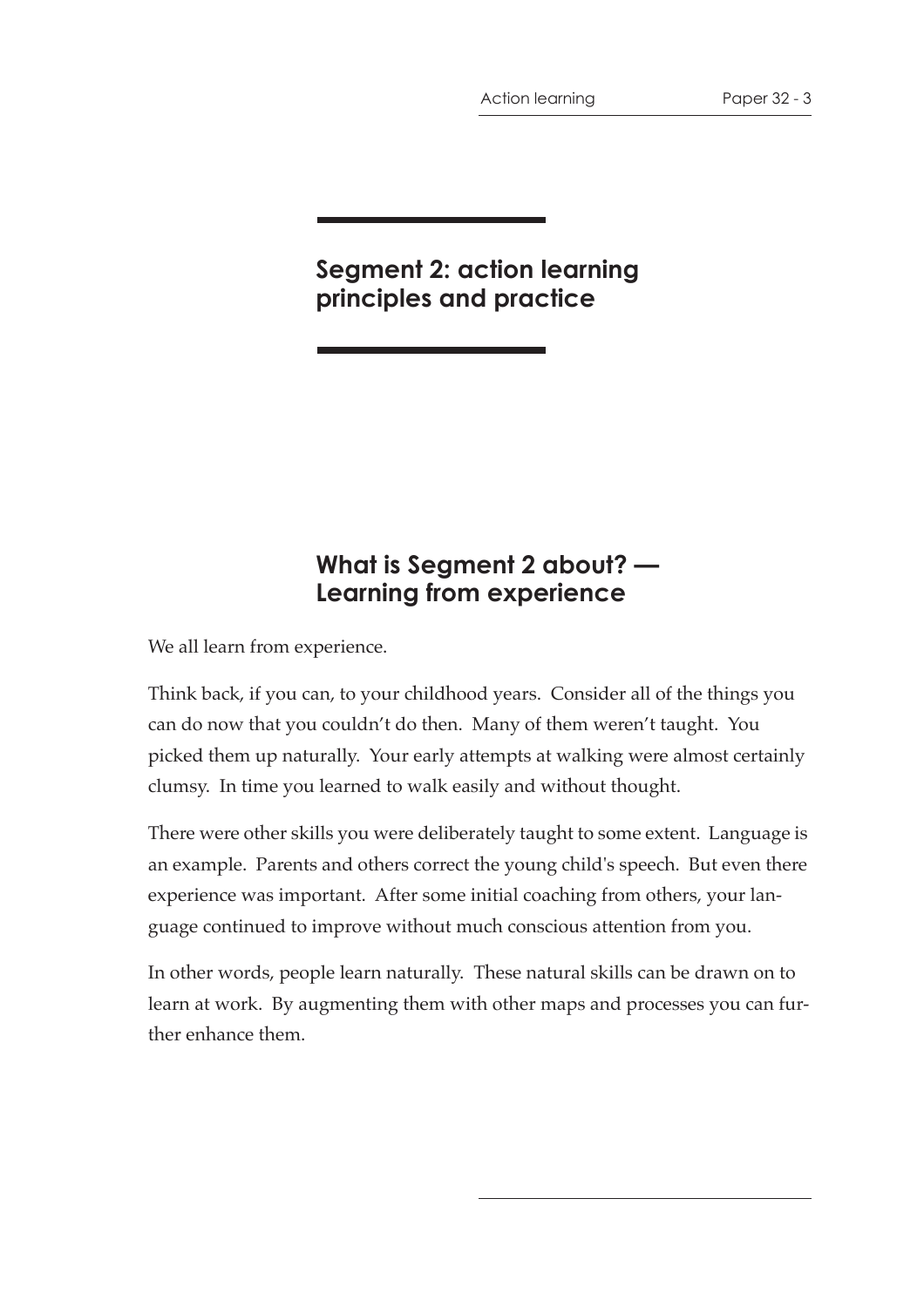# Segment 2: action learning principles and practice

## What is Segment 2 about? — Learning from experience

We all learn from experience.

Think back, if you can, to your childhood years. Consider all of the things you can do now that you couldn't do then. Many of them weren't taught. You picked them up naturally. Your early attempts at walking were almost certainly clumsy. In time you learned to walk easily and without thought.

There were other skills you were deliberately taught to some extent. Language is an example. Parents and others correct the young child's speech. But even there experience was important. After some initial coaching from others, your language continued to improve without much conscious attention from you.

In other words, people learn naturally. These natural skills can be drawn on to learn at work. By augmenting them with other maps and processes you can further enhance them.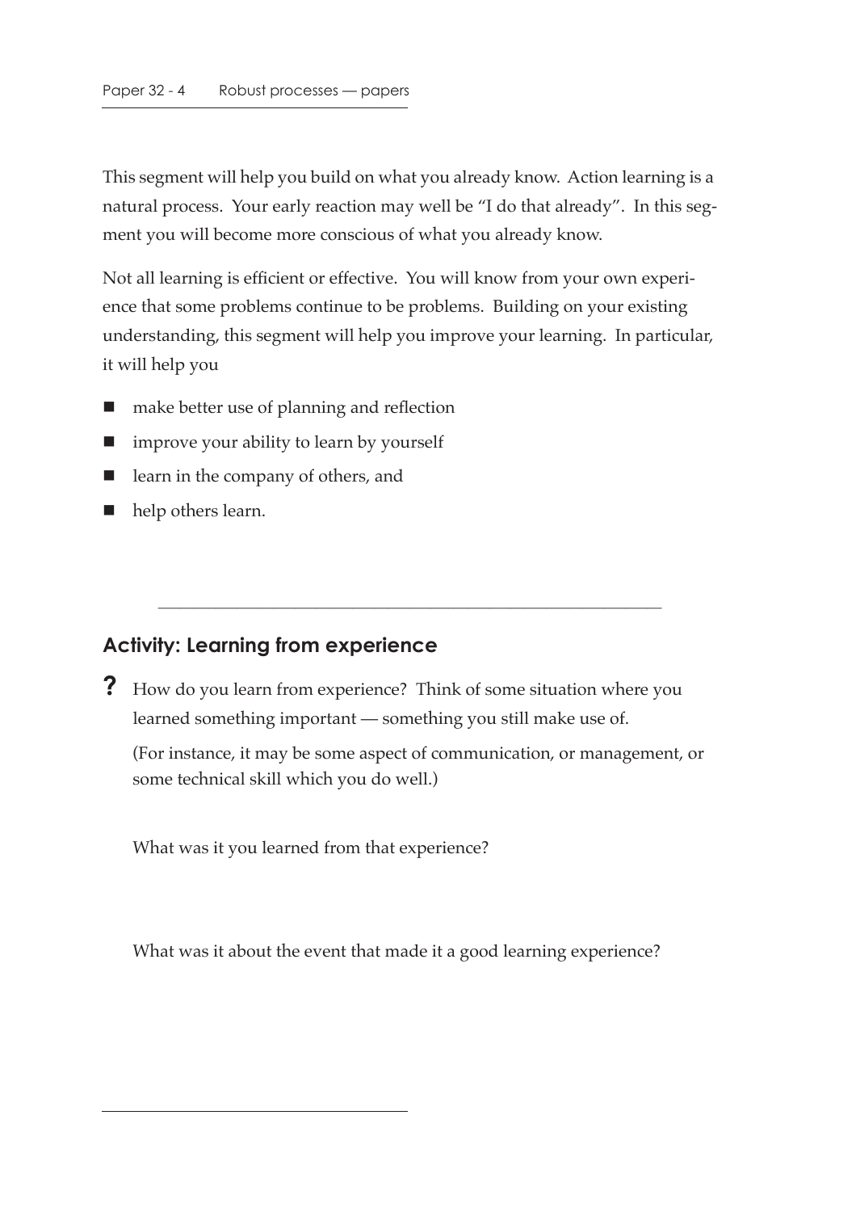This segment will help you build on what you already know. Action learning is a natural process. Your early reaction may well be "I do that already". In this segment you will become more conscious of what you already know.

Not all learning is efficient or effective. You will know from your own experience that some problems continue to be problems. Building on your existing understanding, this segment will help you improve your learning. In particular, it will help you

- make better use of planning and reflection
- improve your ability to learn by yourself
- learn in the company of others, and
- help others learn.

---

## Activity: Learning from experience

**?** How do you learn from experience? Think of some situation where you learned something important — something you still make use of.

(For instance, it may be some aspect of communication, or management, or some technical skill which you do well.)

What was it you learned from that experience?

What was it about the event that made it a good learning experience?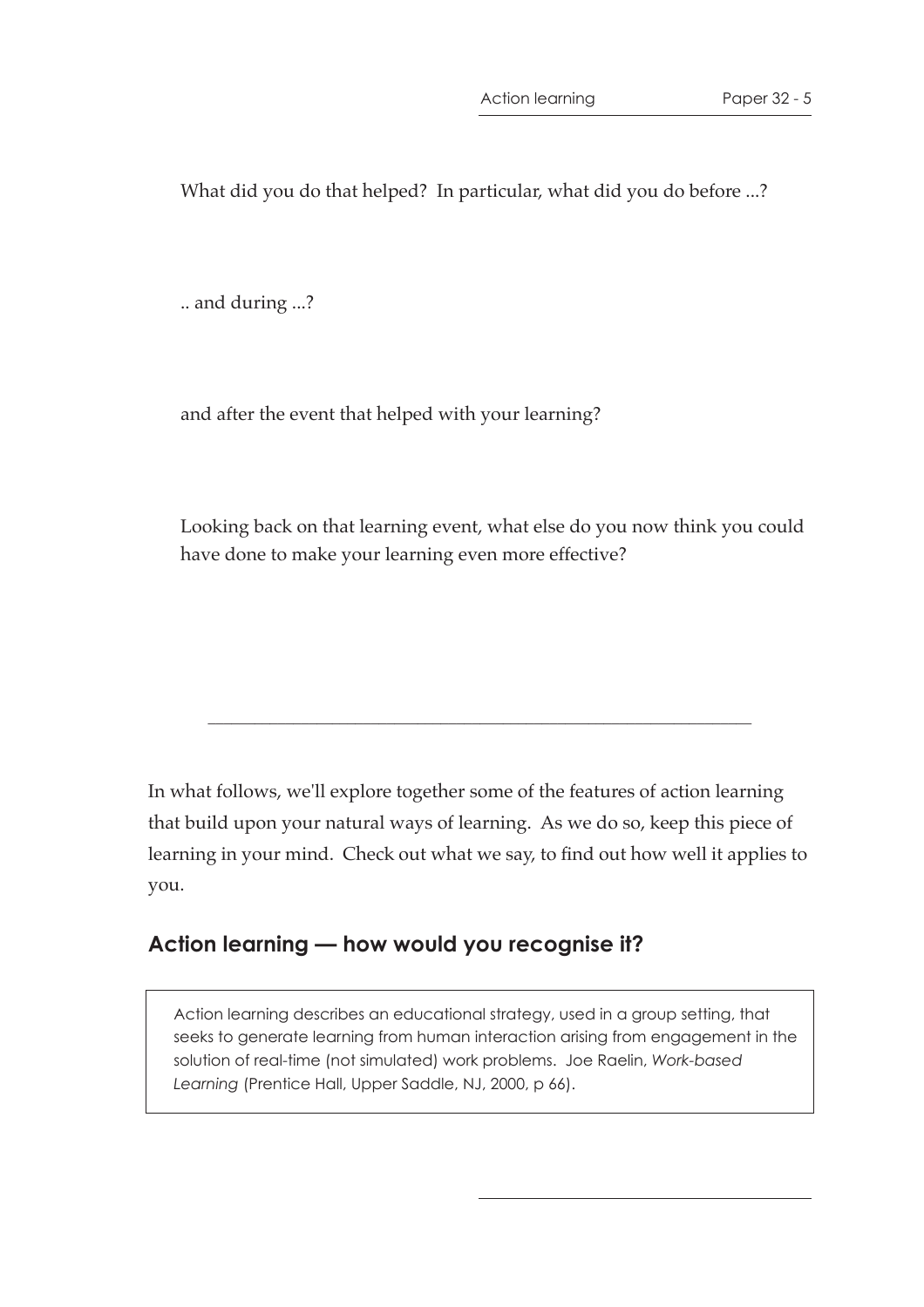What did you do that helped? In particular, what did you do before ...?

.. and during ...?

and after the event that helped with your learning?

Looking back on that learning event, what else do you now think you could have done to make your learning even more effective?

---

In what follows, we'll explore together some of the features of action learning that build upon your natural ways of learning. As we do so, keep this piece of learning in your mind. Check out what we say, to find out how well it applies to you.

## Action learning — how would you recognise it?

> Action learning describes an educational strategy, used in a group setting, that seeks to generate learning from human interaction arising from engagement in the solution of real-time (not simulated) work problems. Joe Raelin, *Work-based Learning* (Prentice Hall, Upper Saddle, NJ, 2000, p 66).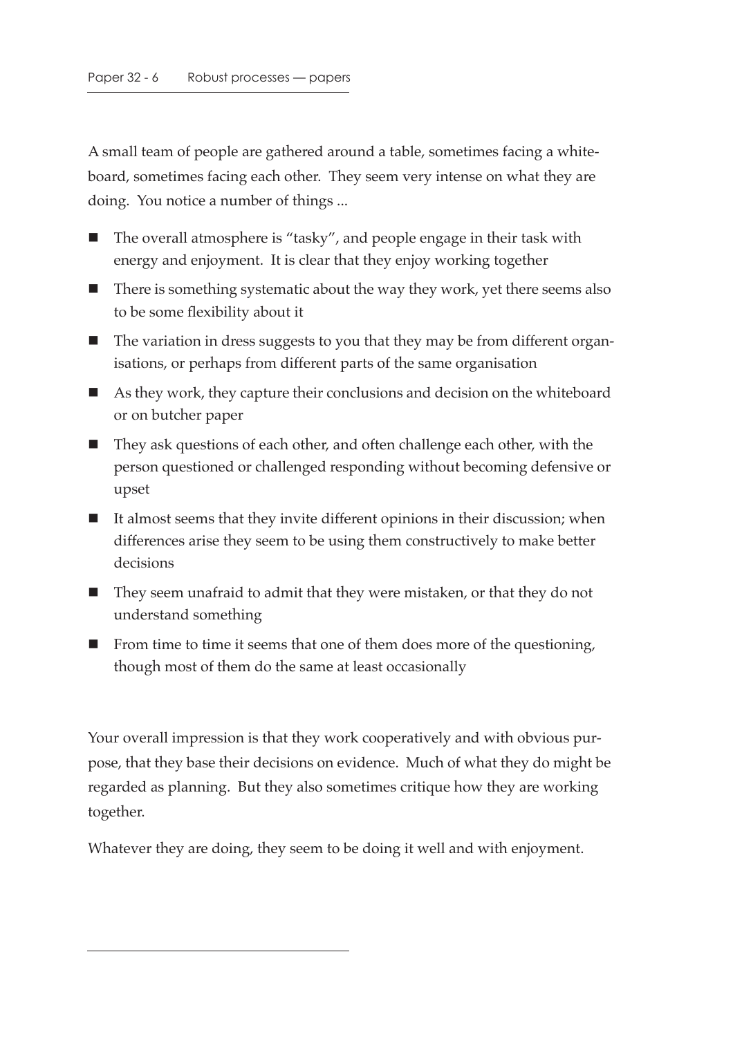A small team of people are gathered around a table, sometimes facing a whiteboard, sometimes facing each other. They seem very intense on what they are doing. You notice a number of things ...

- The overall atmosphere is "tasky", and people engage in their task with energy and enjoyment. It is clear that they enjoy working together
- There is something systematic about the way they work, yet there seems also to be some flexibility about it
- The variation in dress suggests to you that they may be from different organisations, or perhaps from different parts of the same organisation
- As they work, they capture their conclusions and decision on the whiteboard or on butcher paper
- They ask questions of each other, and often challenge each other, with the person questioned or challenged responding without becoming defensive or upset
- It almost seems that they invite different opinions in their discussion; when differences arise they seem to be using them constructively to make better decisions
- They seem unafraid to admit that they were mistaken, or that they do not understand something
- From time to time it seems that one of them does more of the questioning, though most of them do the same at least occasionally

Your overall impression is that they work cooperatively and with obvious purpose, that they base their decisions on evidence. Much of what they do might be regarded as planning. But they also sometimes critique how they are working together.

Whatever they are doing, they seem to be doing it well and with enjoyment.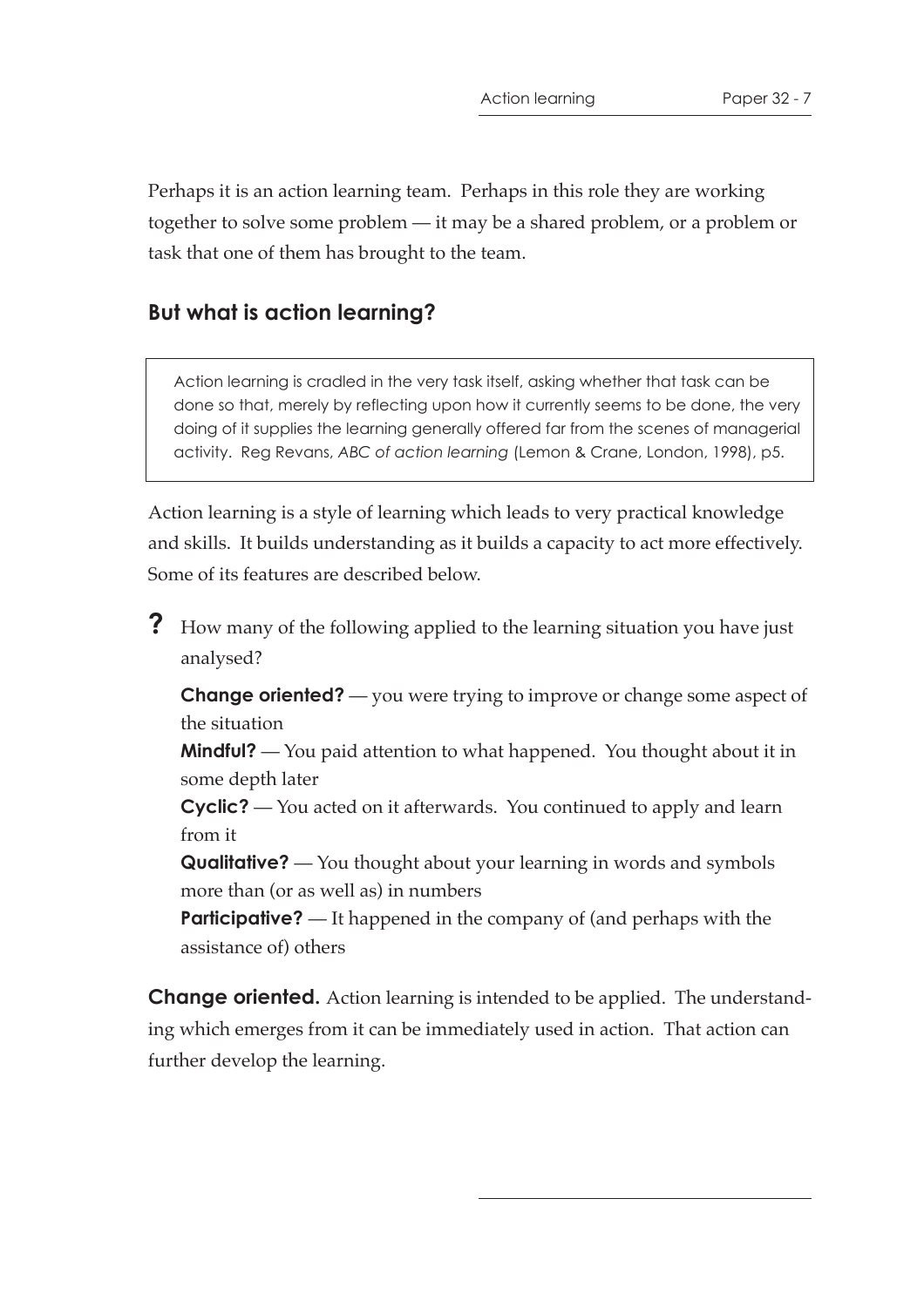Perhaps it is an action learning team. Perhaps in this role they are working together to solve some problem — it may be a shared problem, or a problem or task that one of them has brought to the team.

## But what is action learning?

> Action learning is cradled in the very task itself, asking whether that task can be done so that, merely by reflecting upon how it currently seems to be done, the very doing of it supplies the learning generally offered far from the scenes of managerial activity. Reg Revans, *ABC of action learning* (Lemon & Crane, London, 1998), p5.

Action learning is a style of learning which leads to very practical knowledge and skills. It builds understanding as it builds a capacity to act more effectively. Some of its features are described below.

**?** How many of the following applied to the learning situation you have just analysed?

**Change oriented?** — you were trying to improve or change some aspect of the situation

**Mindful?** — You paid attention to what happened. You thought about it in some depth later

**Cyclic?** — You acted on it afterwards. You continued to apply and learn from it

**Qualitative?** — You thought about your learning in words and symbols more than (or as well as) in numbers

**Participative?** — It happened in the company of (and perhaps with the assistance of) others

**Change oriented.** Action learning is intended to be applied. The understanding which emerges from it can be immediately used in action. That action can further develop the learning.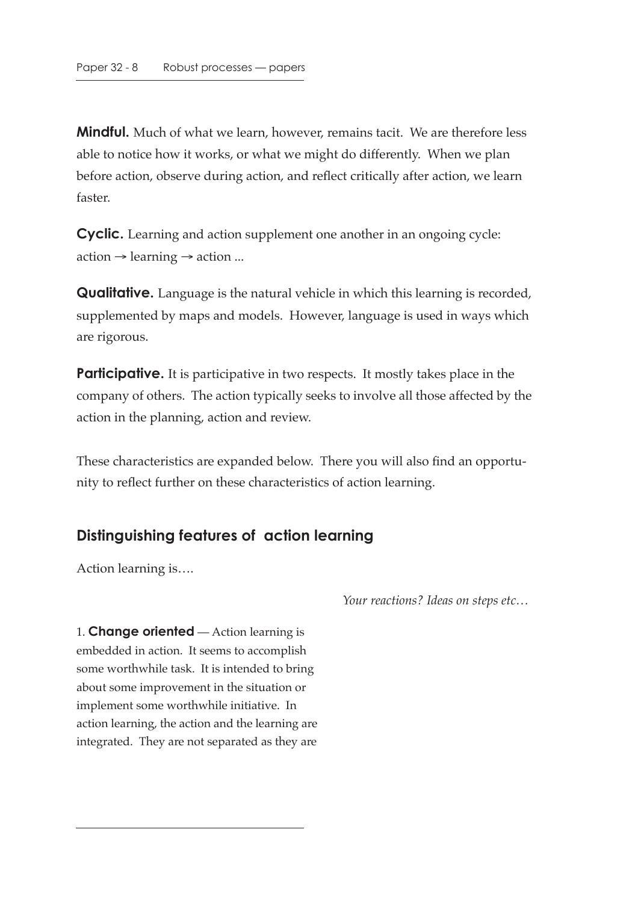**Mindful.** Much of what we learn, however, remains tacit. We are therefore less able to notice how it works, or what we might do differently. When we plan before action, observe during action, and reflect critically after action, we learn faster.

**Cyclic.** Learning and action supplement one another in an ongoing cycle: action → learning → action ...

**Qualitative.** Language is the natural vehicle in which this learning is recorded, supplemented by maps and models. However, language is used in ways which are rigorous.

**Participative.** It is participative in two respects. It mostly takes place in the company of others. The action typically seeks to involve all those affected by the action in the planning, action and review.

These characteristics are expanded below. There you will also find an opportunity to reflect further on these characteristics of action learning.

## Distinguishing features of action learning

Action learning is….

*Your reactions? Ideas on steps etc…*

1. **Change oriented** — Action learning is embedded in action. It seems to accomplish some worthwhile task. It is intended to bring about some improvement in the situation or implement some worthwhile initiative. In action learning, the action and the learning are integrated. They are not separated as they are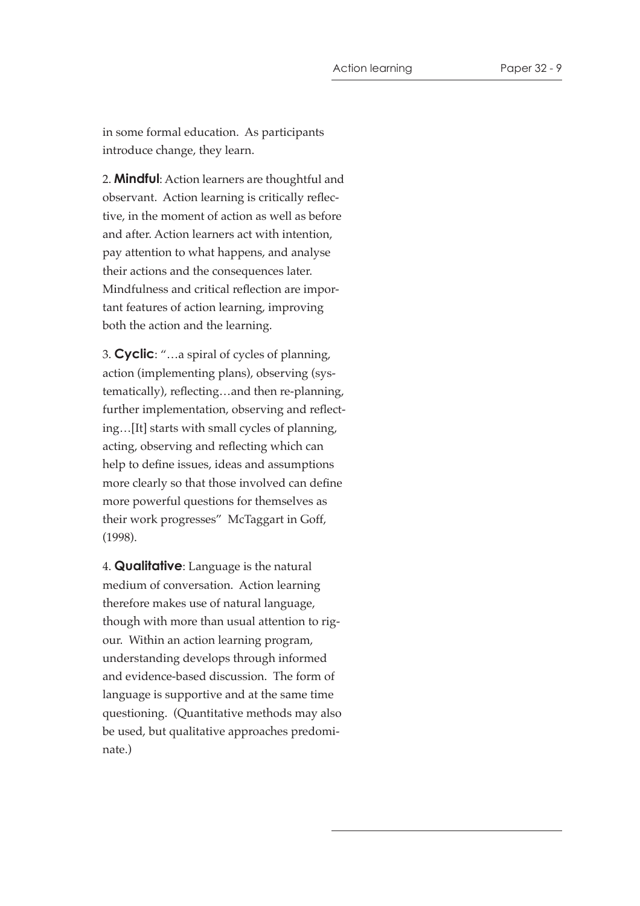in some formal education. As participants introduce change, they learn.

2. **Mindful**: Action learners are thoughtful and observant. Action learning is critically reflective, in the moment of action as well as before and after. Action learners act with intention, pay attention to what happens, and analyse their actions and the consequences later. Mindfulness and critical reflection are important features of action learning, improving both the action and the learning.

3. **Cyclic**: "…a spiral of cycles of planning, action (implementing plans), observing (systematically), reflecting…and then re-planning, further implementation, observing and reflecting…[It] starts with small cycles of planning, acting, observing and reflecting which can help to define issues, ideas and assumptions more clearly so that those involved can define more powerful questions for themselves as their work progresses" McTaggart in Goff, (1998).

4. **Qualitative**: Language is the natural medium of conversation. Action learning therefore makes use of natural language, though with more than usual attention to rigour. Within an action learning program, understanding develops through informed and evidence-based discussion. The form of language is supportive and at the same time questioning. (Quantitative methods may also be used, but qualitative approaches predominate.)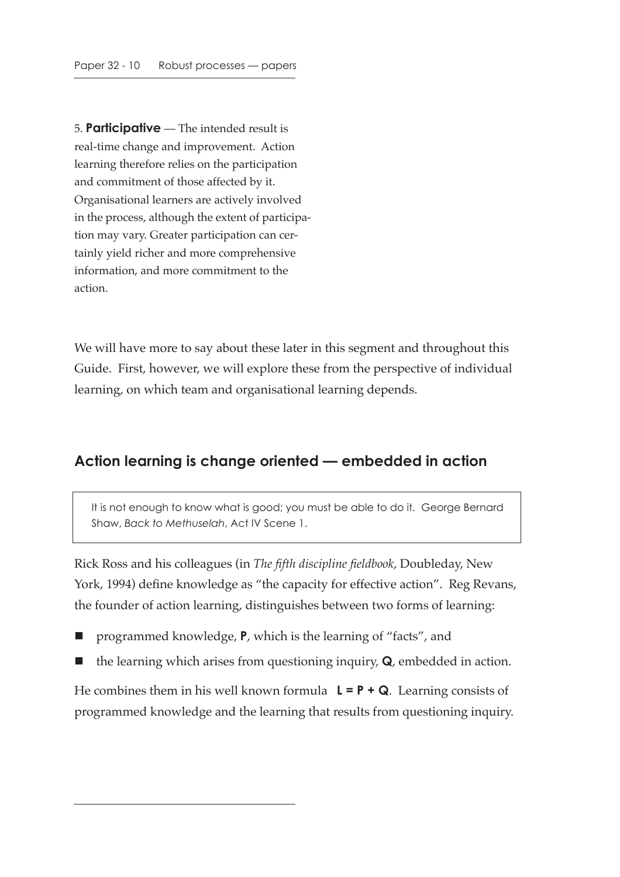5. **Participative** — The intended result is real-time change and improvement. Action learning therefore relies on the participation and commitment of those affected by it. Organisational learners are actively involved in the process, although the extent of participation may vary. Greater participation can certainly yield richer and more comprehensive information, and more commitment to the action.

We will have more to say about these later in this segment and throughout this Guide. First, however, we will explore these from the perspective of individual learning, on which team and organisational learning depends.

## Action learning is change oriented — embedded in action

> It is not enough to know what is good; you must be able to do it. George Bernard Shaw, *Back to Methuselah*, Act IV Scene 1.

Rick Ross and his colleagues (in *The fifth discipline fieldbook*, Doubleday, New York, 1994) define knowledge as "the capacity for effective action". Reg Revans, the founder of action learning, distinguishes between two forms of learning:

- programmed knowledge, **P**, which is the learning of "facts", and
- the learning which arises from questioning inquiry, **Q**, embedded in action.

He combines them in his well known formula **L = P + Q**. Learning consists of programmed knowledge and the learning that results from questioning inquiry.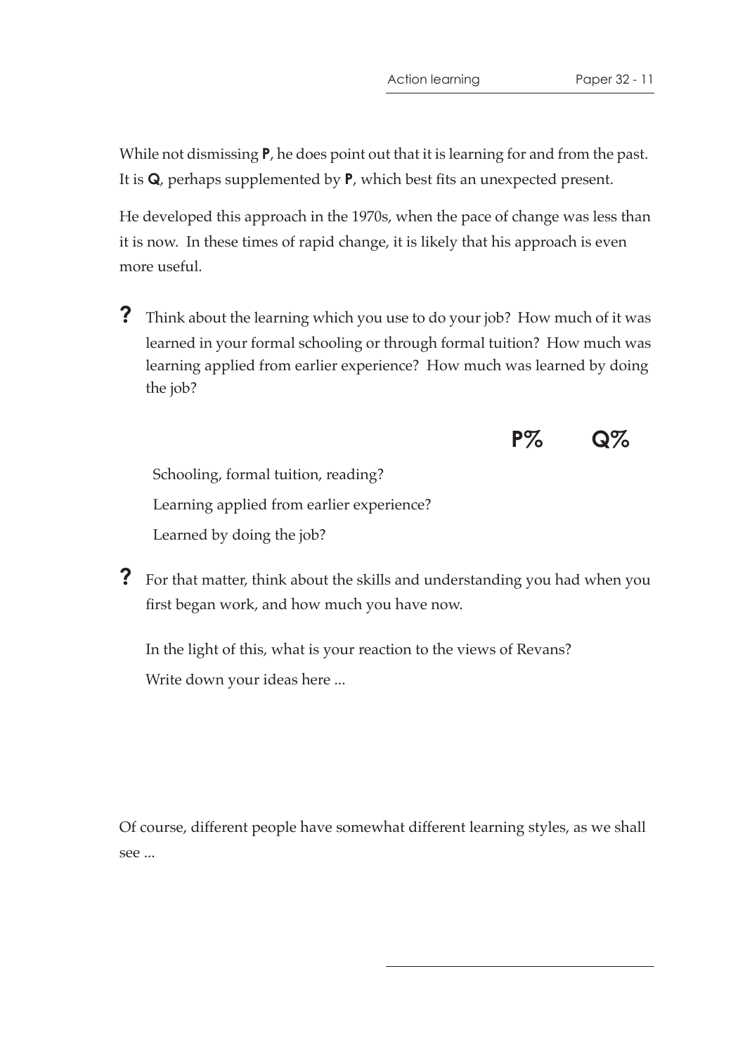While not dismissing **P**, he does point out that it is learning for and from the past. It is **Q**, perhaps supplemented by **P**, which best fits an unexpected present.

He developed this approach in the 1970s, when the pace of change was less than it is now. In these times of rapid change, it is likely that his approach is even more useful.

**?** Think about the learning which you use to do your job? How much of it was learned in your formal schooling or through formal tuition? How much was learning applied from earlier experience? How much was learned by doing the job?

| | **P%** | **Q%** |
|---|---|---|
| Schooling, formal tuition, reading? | | |
| Learning applied from earlier experience? | | |
| Learned by doing the job? | | |

**?** For that matter, think about the skills and understanding you had when you first began work, and how much you have now.

In the light of this, what is your reaction to the views of Revans?

Write down your ideas here ...

Of course, different people have somewhat different learning styles, as we shall see ...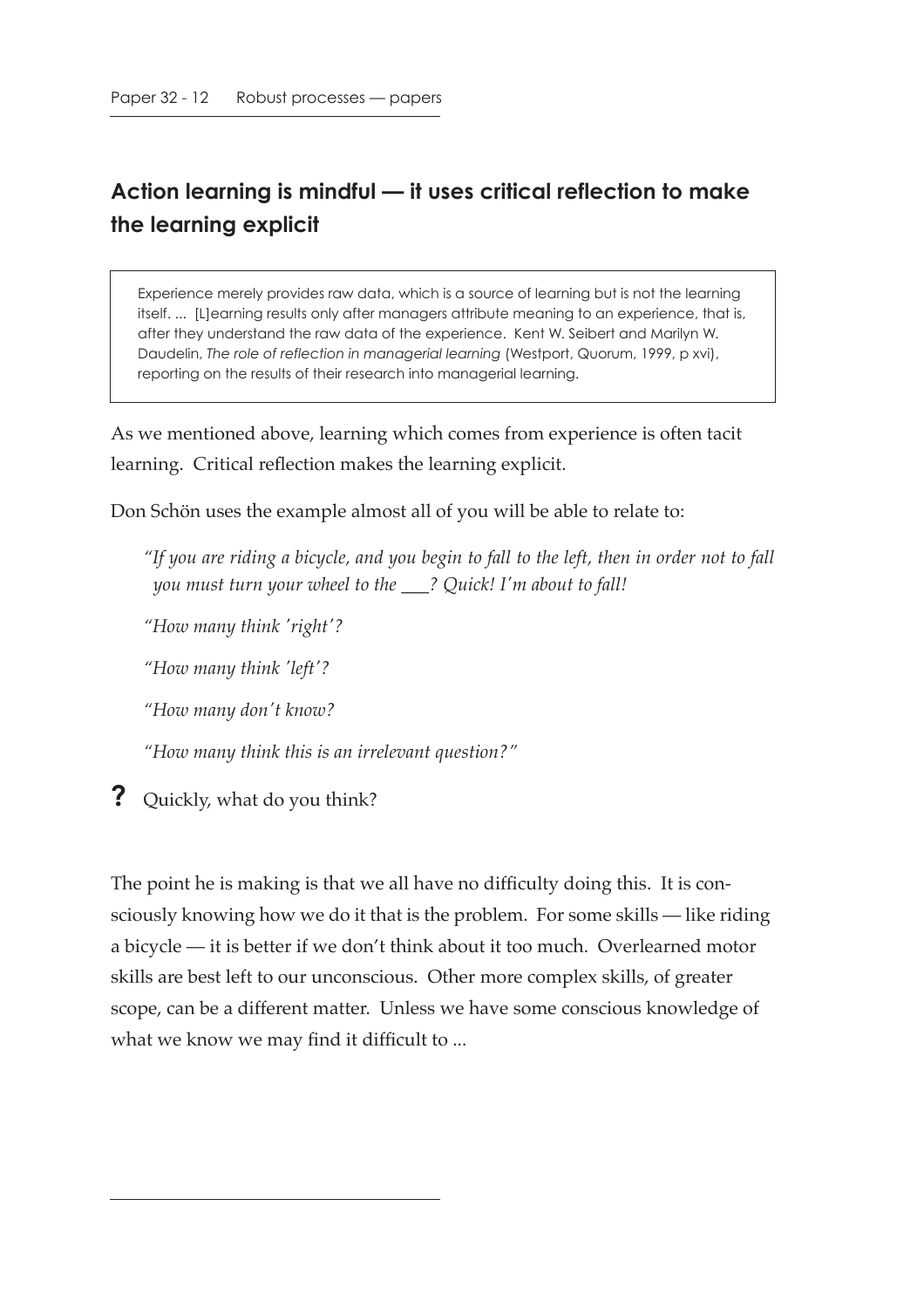## Action learning is mindful — it uses critical reflection to make the learning explicit

> Experience merely provides raw data, which is a source of learning but is not the learning itself. ... [L]earning results only after managers attribute meaning to an experience, that is, after they understand the raw data of the experience. Kent W. Seibert and Marilyn W. Daudelin, *The role of reflection in managerial learning* (Westport, Quorum, 1999, p xvi), reporting on the results of their research into managerial learning.

As we mentioned above, learning which comes from experience is often tacit learning. Critical reflection makes the learning explicit.

Don Schön uses the example almost all of you will be able to relate to:

> *"If you are riding a bicycle, and you begin to fall to the left, then in order not to fall you must turn your wheel to the ___? Quick! I'm about to fall!*
>
> *"How many think 'right'?*
>
> *"How many think 'left'?*
>
> *"How many don't know?*
>
> *"How many think this is an irrelevant question?"*

**?** Quickly, what do you think?

The point he is making is that we all have no difficulty doing this. It is consciously knowing how we do it that is the problem. For some skills — like riding a bicycle — it is better if we don't think about it too much. Overlearned motor skills are best left to our unconscious. Other more complex skills, of greater scope, can be a different matter. Unless we have some conscious knowledge of what we know we may find it difficult to ...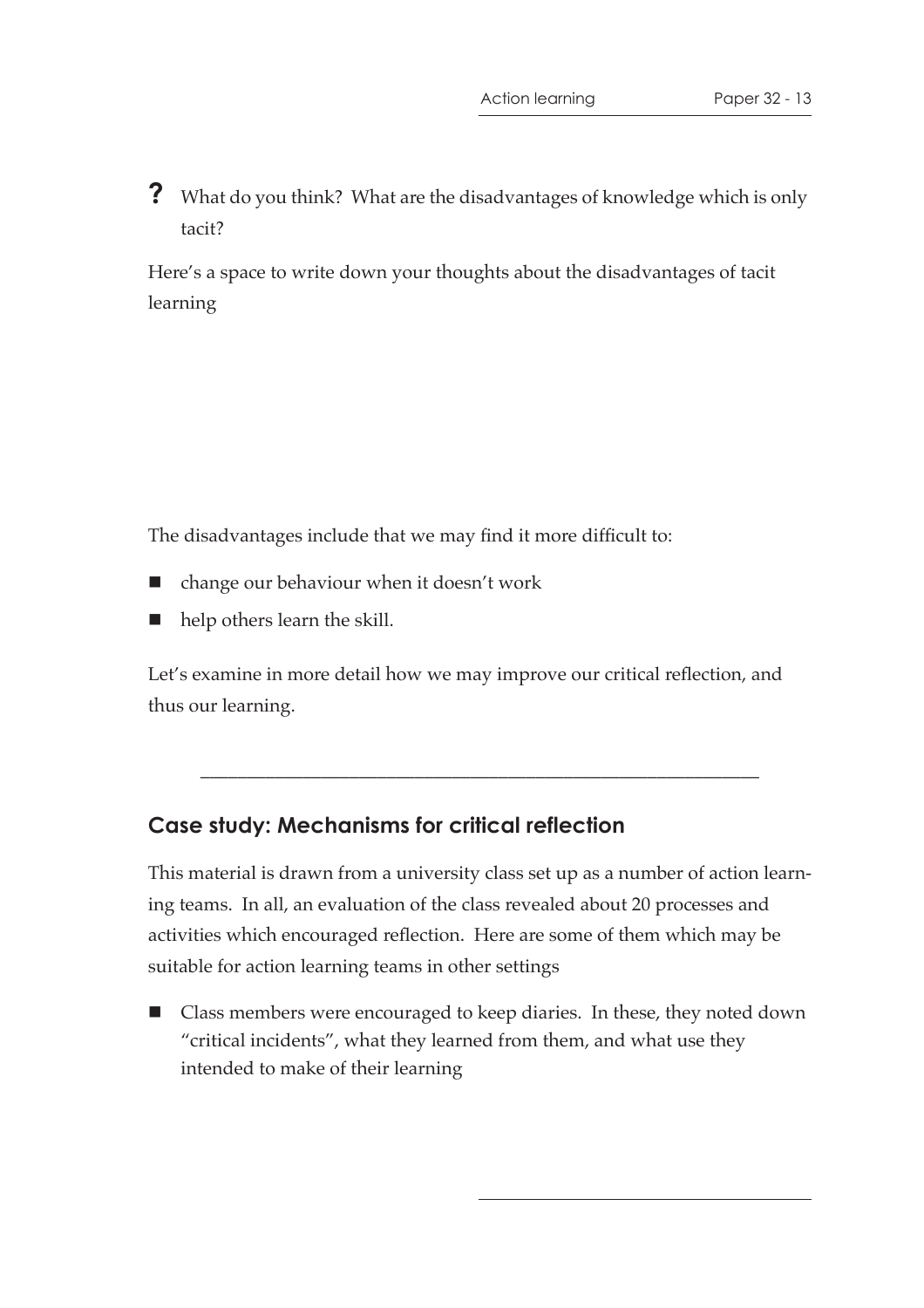**?** What do you think? What are the disadvantages of knowledge which is only tacit?

Here's a space to write down your thoughts about the disadvantages of tacit learning

The disadvantages include that we may find it more difficult to:

- change our behaviour when it doesn't work
- help others learn the skill.

Let's examine in more detail how we may improve our critical reflection, and thus our learning.

---

## Case study: Mechanisms for critical reflection

This material is drawn from a university class set up as a number of action learning teams. In all, an evaluation of the class revealed about 20 processes and activities which encouraged reflection. Here are some of them which may be suitable for action learning teams in other settings

- Class members were encouraged to keep diaries. In these, they noted down "critical incidents", what they learned from them, and what use they intended to make of their learning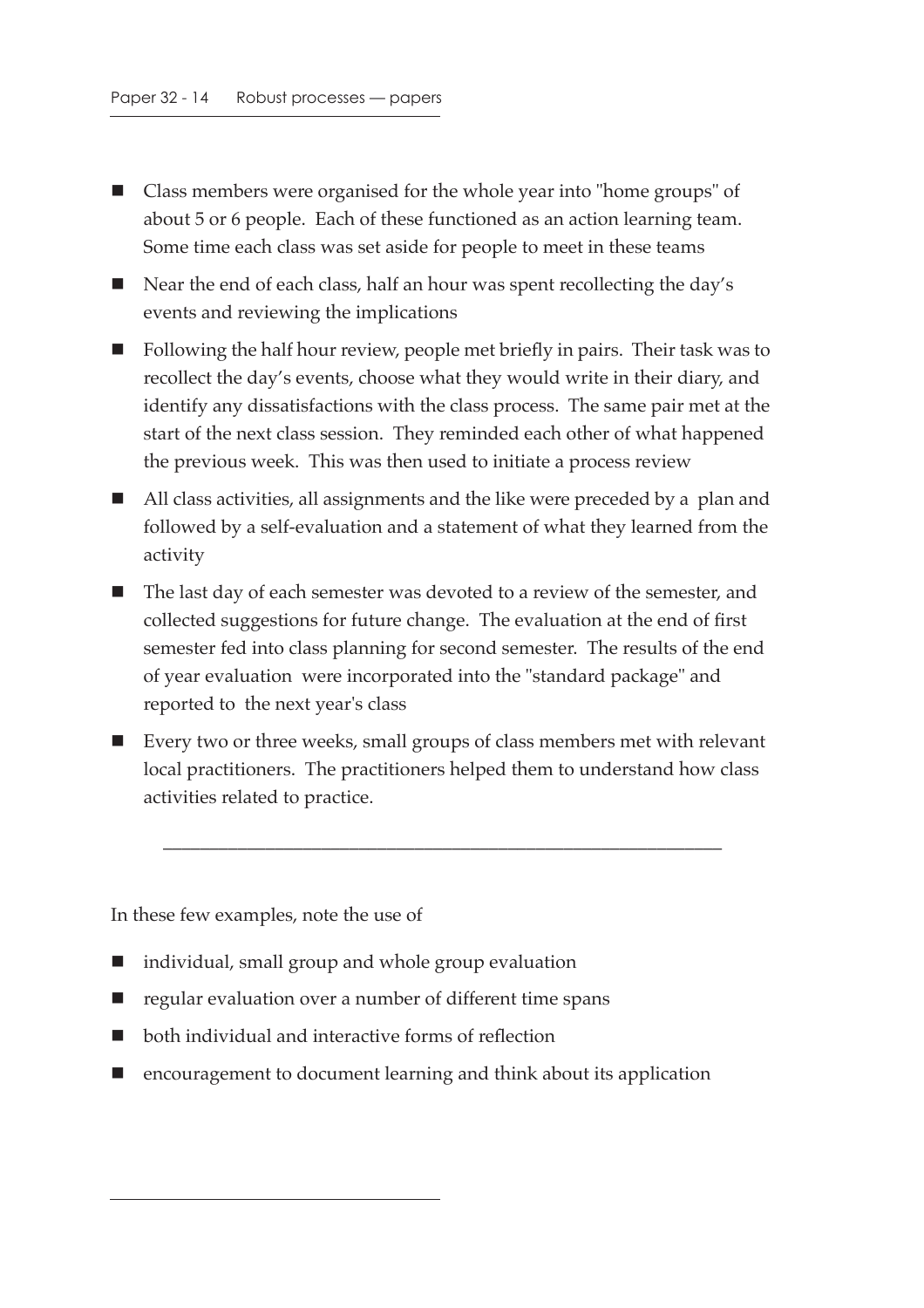- Class members were organised for the whole year into "home groups" of about 5 or 6 people. Each of these functioned as an action learning team. Some time each class was set aside for people to meet in these teams
- Near the end of each class, half an hour was spent recollecting the day's events and reviewing the implications
- Following the half hour review, people met briefly in pairs. Their task was to recollect the day's events, choose what they would write in their diary, and identify any dissatisfactions with the class process. The same pair met at the start of the next class session. They reminded each other of what happened the previous week. This was then used to initiate a process review
- All class activities, all assignments and the like were preceded by a plan and followed by a self-evaluation and a statement of what they learned from the activity
- The last day of each semester was devoted to a review of the semester, and collected suggestions for future change. The evaluation at the end of first semester fed into class planning for second semester. The results of the end of year evaluation were incorporated into the "standard package" and reported to the next year's class
- Every two or three weeks, small groups of class members met with relevant local practitioners. The practitioners helped them to understand how class activities related to practice.

---

In these few examples, note the use of

- individual, small group and whole group evaluation
- regular evaluation over a number of different time spans
- both individual and interactive forms of reflection
- encouragement to document learning and think about its application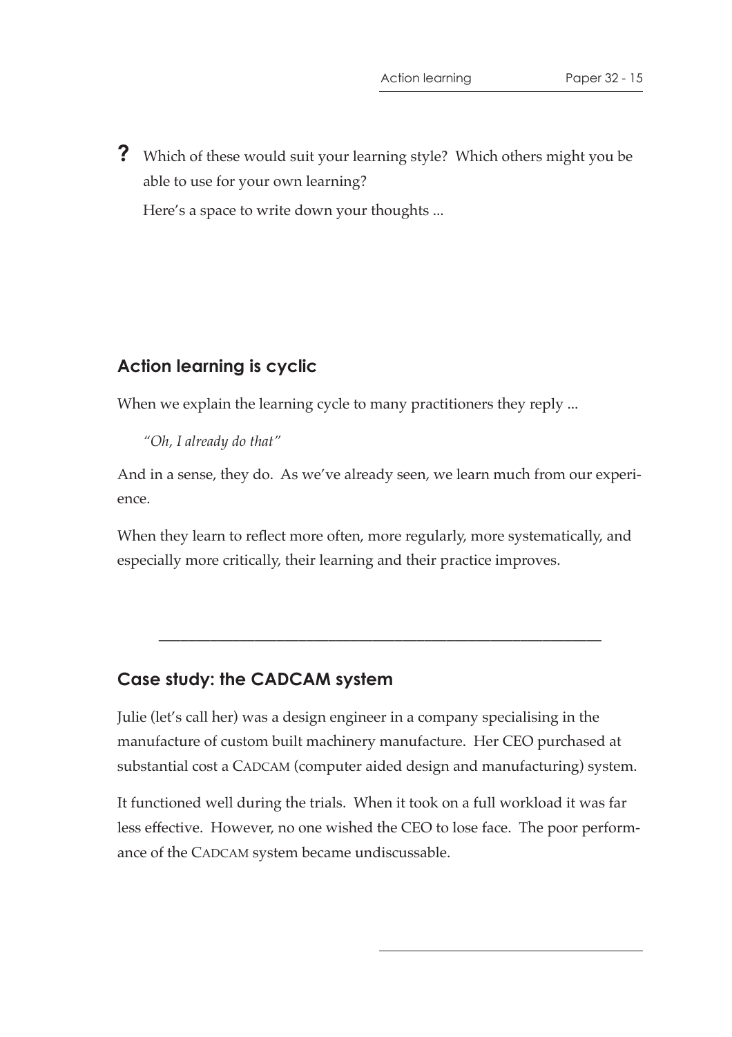**?** Which of these would suit your learning style? Which others might you be able to use for your own learning?

Here's a space to write down your thoughts ...

## Action learning is cyclic

When we explain the learning cycle to many practitioners they reply ...

*"Oh, I already do that"*

And in a sense, they do. As we've already seen, we learn much from our experience.

When they learn to reflect more often, more regularly, more systematically, and especially more critically, their learning and their practice improves.

---

## Case study: the CADCAM system

Julie (let's call her) was a design engineer in a company specialising in the manufacture of custom built machinery manufacture. Her CEO purchased at substantial cost a CADCAM (computer aided design and manufacturing) system.

It functioned well during the trials. When it took on a full workload it was far less effective. However, no one wished the CEO to lose face. The poor performance of the CADCAM system became undiscussable.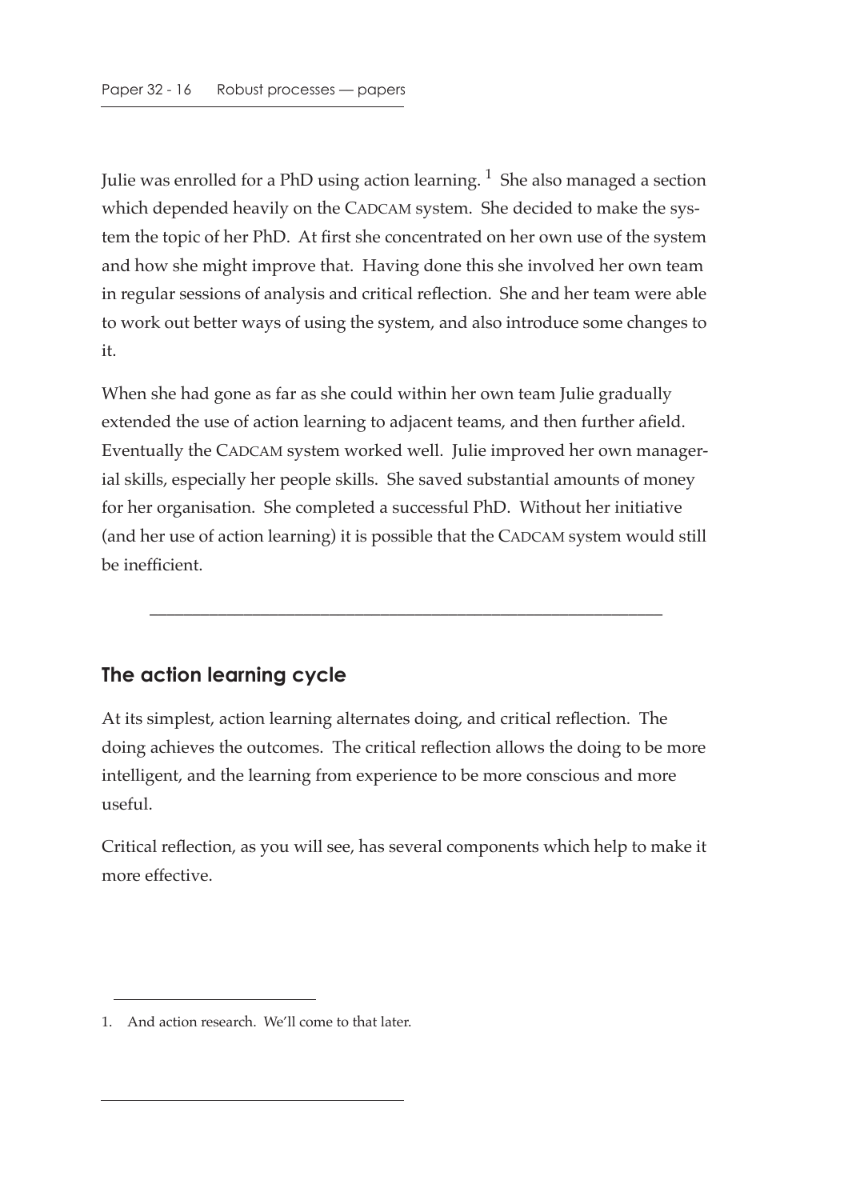Julie was enrolled for a PhD using action learning. [1] She also managed a section which depended heavily on the CADCAM system. She decided to make the system the topic of her PhD. At first she concentrated on her own use of the system and how she might improve that. Having done this she involved her own team in regular sessions of analysis and critical reflection. She and her team were able to work out better ways of using the system, and also introduce some changes to it.

When she had gone as far as she could within her own team Julie gradually extended the use of action learning to adjacent teams, and then further afield. Eventually the CADCAM system worked well. Julie improved her own managerial skills, especially her people skills. She saved substantial amounts of money for her organisation. She completed a successful PhD. Without her initiative (and her use of action learning) it is possible that the CADCAM system would still be inefficient.

---

## The action learning cycle

At its simplest, action learning alternates doing, and critical reflection. The doing achieves the outcomes. The critical reflection allows the doing to be more intelligent, and the learning from experience to be more conscious and more useful.

Critical reflection, as you will see, has several components which help to make it more effective.

---

1. And action research. We'll come to that later.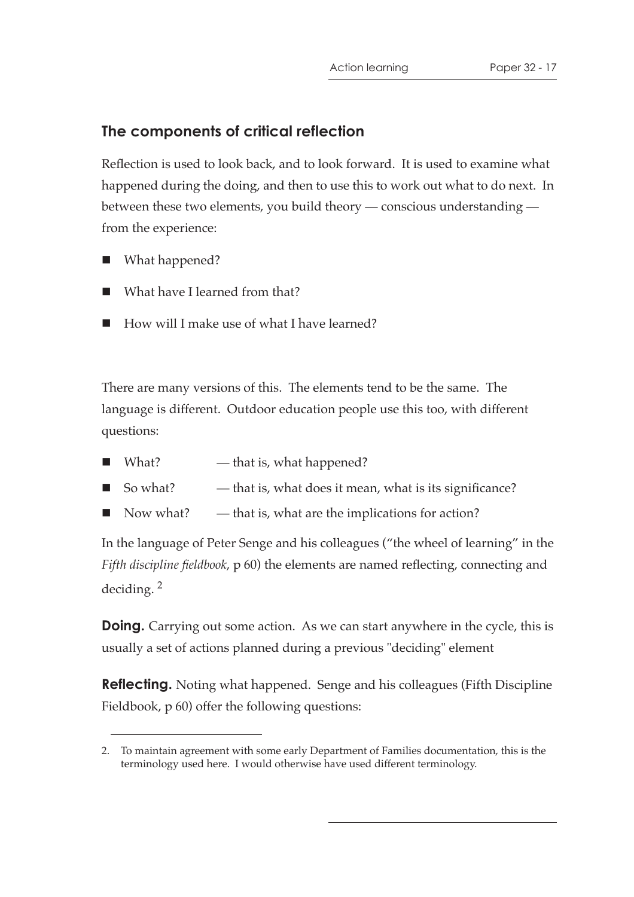## The components of critical reflection

Reflection is used to look back, and to look forward. It is used to examine what happened during the doing, and then to use this to work out what to do next. In between these two elements, you build theory — conscious understanding — from the experience:

- What happened?
- What have I learned from that?
- How will I make use of what I have learned?

There are many versions of this. The elements tend to be the same. The language is different. Outdoor education people use this too, with different questions:

- What? — that is, what happened?
- So what? — that is, what does it mean, what is its significance?
- Now what? — that is, what are the implications for action?

In the language of Peter Senge and his colleagues ("the wheel of learning" in the *Fifth discipline fieldbook*, p 60) the elements are named reflecting, connecting and deciding. [2]

**Doing.** Carrying out some action. As we can start anywhere in the cycle, this is usually a set of actions planned during a previous "deciding" element

**Reflecting.** Noting what happened. Senge and his colleagues (Fifth Discipline Fieldbook, p 60) offer the following questions:

---

2. To maintain agreement with some early Department of Families documentation, this is the terminology used here. I would otherwise have used different terminology.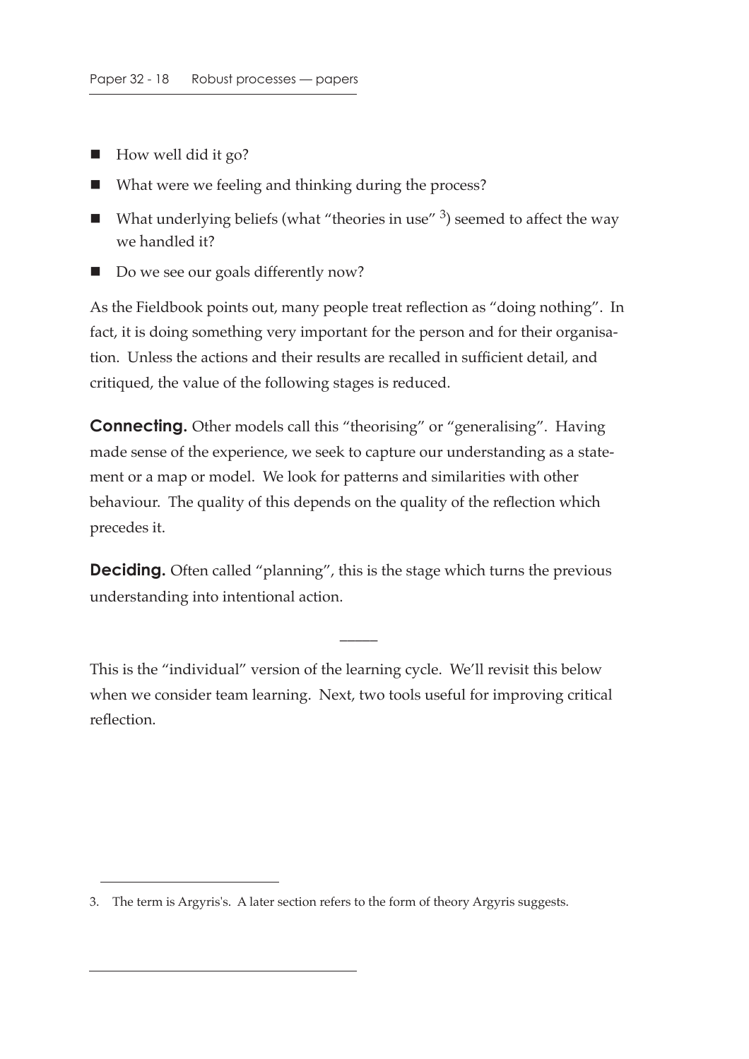- How well did it go?
- What were we feeling and thinking during the process?
- What underlying beliefs (what "theories in use" [3]) seemed to affect the way we handled it?
- Do we see our goals differently now?

As the Fieldbook points out, many people treat reflection as "doing nothing". In fact, it is doing something very important for the person and for their organisation. Unless the actions and their results are recalled in sufficient detail, and critiqued, the value of the following stages is reduced.

**Connecting.** Other models call this "theorising" or "generalising". Having made sense of the experience, we seek to capture our understanding as a statement or a map or model. We look for patterns and similarities with other behaviour. The quality of this depends on the quality of the reflection which precedes it.

**Deciding.** Often called "planning", this is the stage which turns the previous understanding into intentional action.

—

This is the "individual" version of the learning cycle. We'll revisit this below when we consider team learning. Next, two tools useful for improving critical reflection.

---

3. The term is Argyris's. A later section refers to the form of theory Argyris suggests.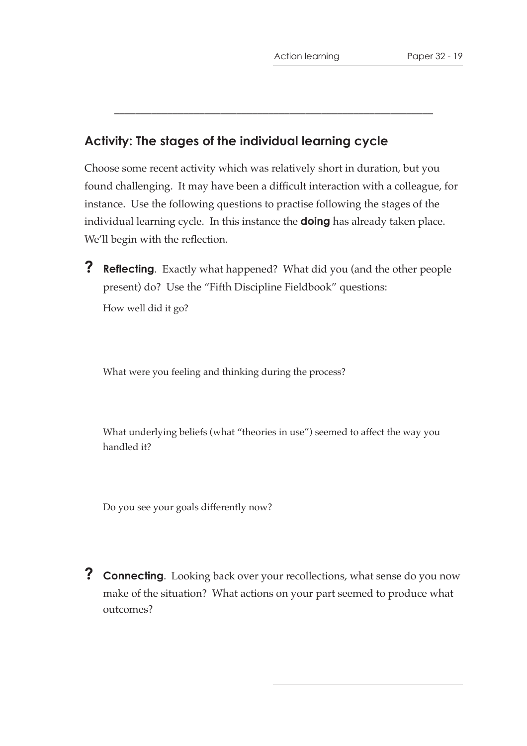## Activity: The stages of the individual learning cycle

Choose some recent activity which was relatively short in duration, but you found challenging. It may have been a difficult interaction with a colleague, for instance. Use the following questions to practise following the stages of the individual learning cycle. In this instance the **doing** has already taken place. We'll begin with the reflection.

**?** **Reflecting**. Exactly what happened? What did you (and the other people present) do? Use the "Fifth Discipline Fieldbook" questions:

How well did it go?

What were you feeling and thinking during the process?

What underlying beliefs (what "theories in use") seemed to affect the way you handled it?

Do you see your goals differently now?

**?** **Connecting**. Looking back over your recollections, what sense do you now make of the situation? What actions on your part seemed to produce what outcomes?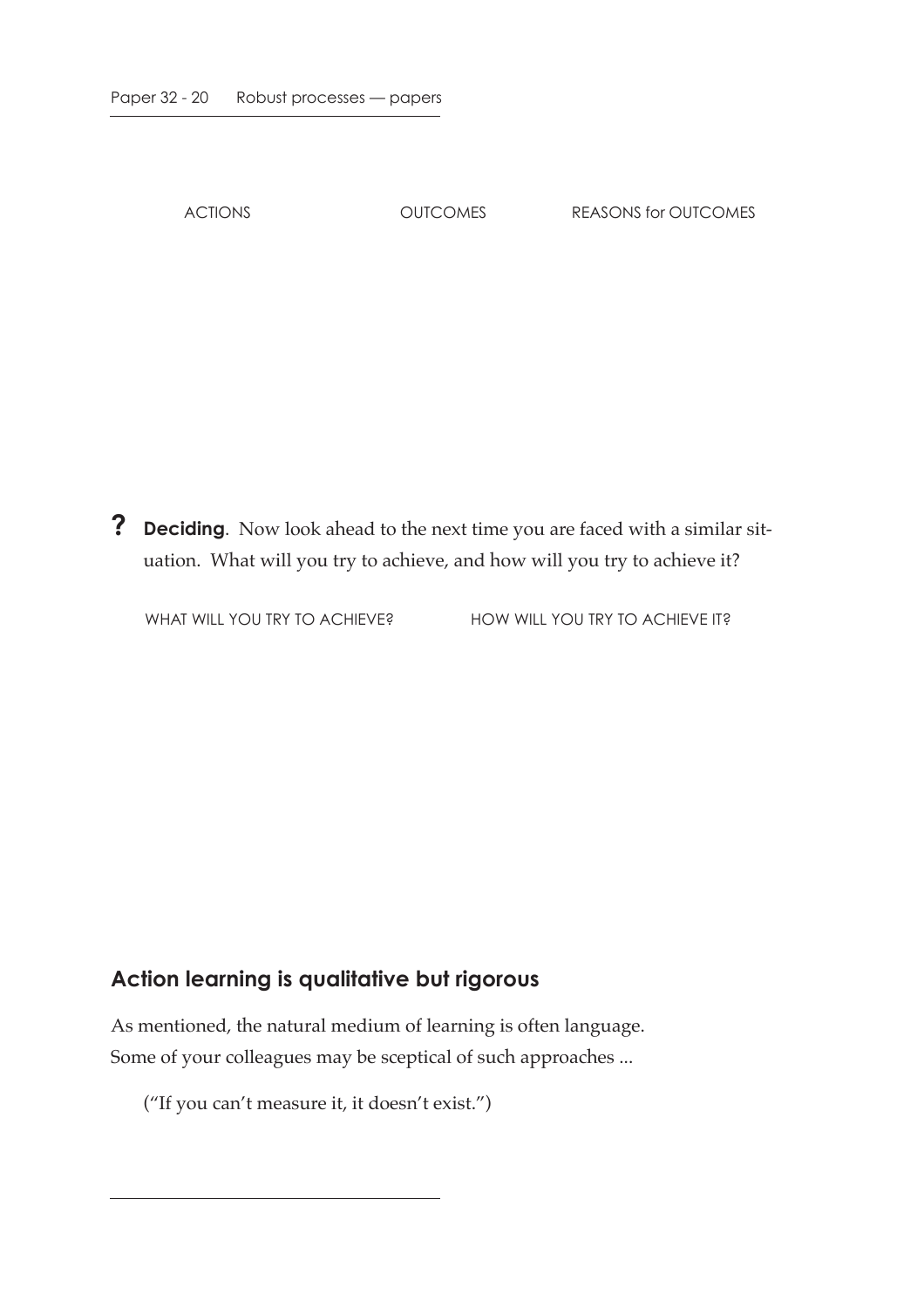| ACTIONS | OUTCOMES | REASONS for OUTCOMES |
|---|---|---|
| | | |

**?** **Deciding**. Now look ahead to the next time you are faced with a similar situation. What will you try to achieve, and how will you try to achieve it?

| WHAT WILL YOU TRY TO ACHIEVE? | HOW WILL YOU TRY TO ACHIEVE IT? |
|---|---|
| | |

## Action learning is qualitative but rigorous

As mentioned, the natural medium of learning is often language. Some of your colleagues may be sceptical of such approaches ...

> ("If you can't measure it, it doesn't exist.")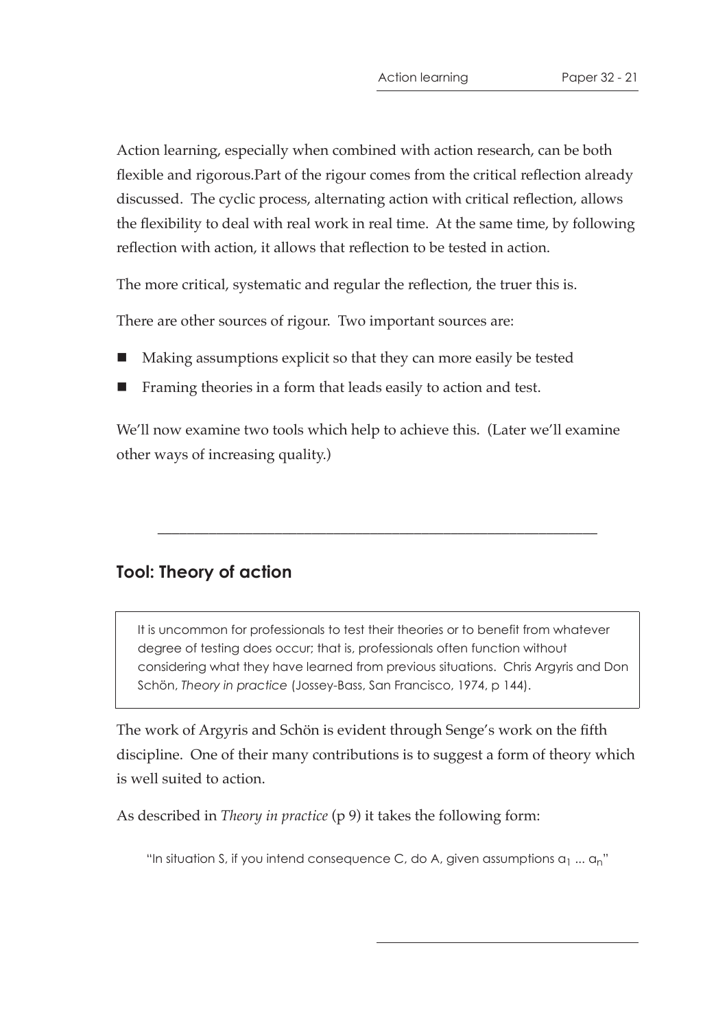Action learning, especially when combined with action research, can be both flexible and rigorous.Part of the rigour comes from the critical reflection already discussed. The cyclic process, alternating action with critical reflection, allows the flexibility to deal with real work in real time. At the same time, by following reflection with action, it allows that reflection to be tested in action.

The more critical, systematic and regular the reflection, the truer this is.

There are other sources of rigour. Two important sources are:

- Making assumptions explicit so that they can more easily be tested
- Framing theories in a form that leads easily to action and test.

We'll now examine two tools which help to achieve this. (Later we'll examine other ways of increasing quality.)

---

## Tool: Theory of action

> It is uncommon for professionals to test their theories or to benefit from whatever degree of testing does occur; that is, professionals often function without considering what they have learned from previous situations. Chris Argyris and Don Schön, *Theory in practice* (Jossey-Bass, San Francisco, 1974, p 144).

The work of Argyris and Schön is evident through Senge's work on the fifth discipline. One of their many contributions is to suggest a form of theory which is well suited to action.

As described in *Theory in practice* (p 9) it takes the following form:

"In situation S, if you intend consequence C, do A, given assumptions $a_1 \ldots a_n$"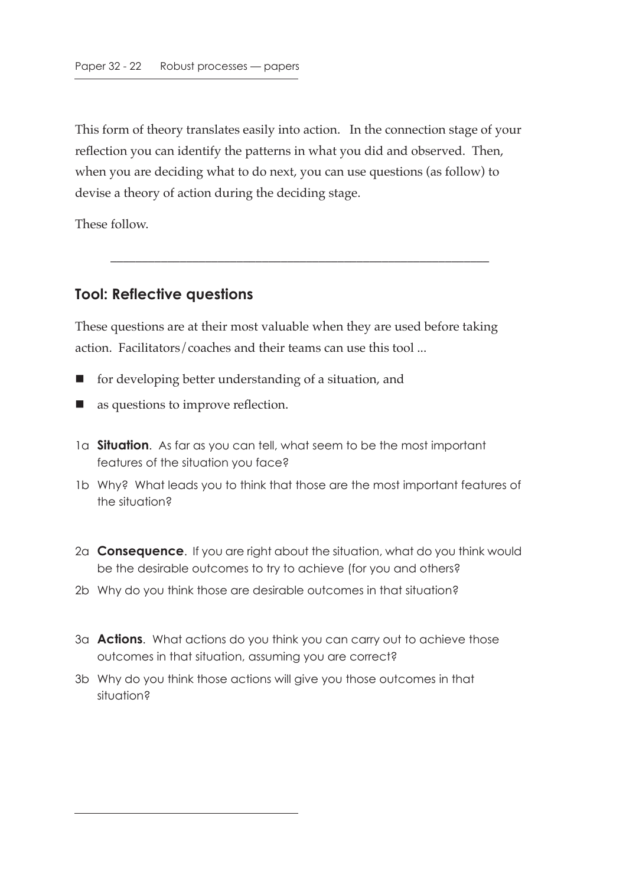This form of theory translates easily into action. In the connection stage of your reflection you can identify the patterns in what you did and observed. Then, when you are deciding what to do next, you can use questions (as follow) to devise a theory of action during the deciding stage.

These follow.

---

## Tool: Reflective questions

These questions are at their most valuable when they are used before taking action. Facilitators/coaches and their teams can use this tool ...

- for developing better understanding of a situation, and
- as questions to improve reflection.

1a **Situation**. As far as you can tell, what seem to be the most important features of the situation you face?

1b Why? What leads you to think that those are the most important features of the situation?

2a **Consequence**. If you are right about the situation, what do you think would be the desirable outcomes to try to achieve (for you and others?

2b Why do you think those are desirable outcomes in that situation?

3a **Actions**. What actions do you think you can carry out to achieve those outcomes in that situation, assuming you are correct?

3b Why do you think those actions will give you those outcomes in that situation?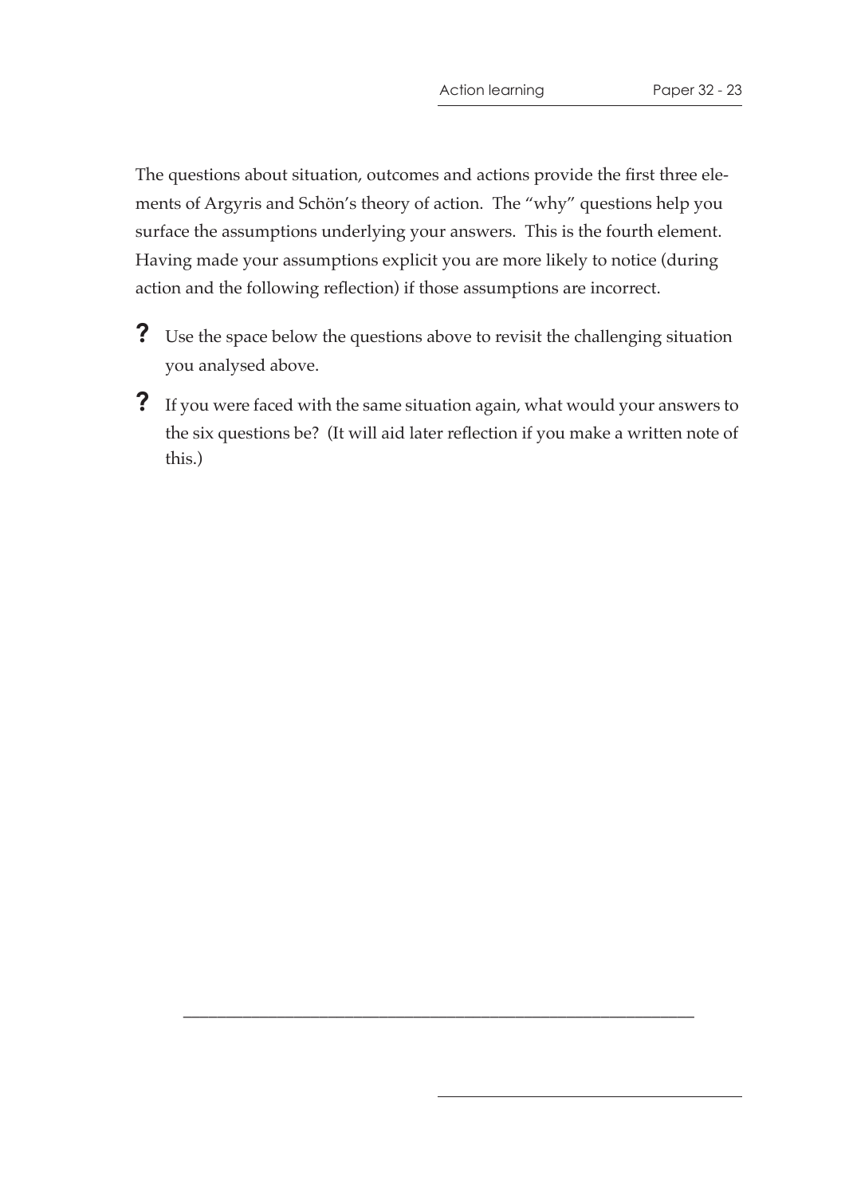The questions about situation, outcomes and actions provide the first three elements of Argyris and Schön's theory of action. The "why" questions help you surface the assumptions underlying your answers. This is the fourth element. Having made your assumptions explicit you are more likely to notice (during action and the following reflection) if those assumptions are incorrect.

**?** Use the space below the questions above to revisit the challenging situation you analysed above.

**?** If you were faced with the same situation again, what would your answers to the six questions be? (It will aid later reflection if you make a written note of this.)

---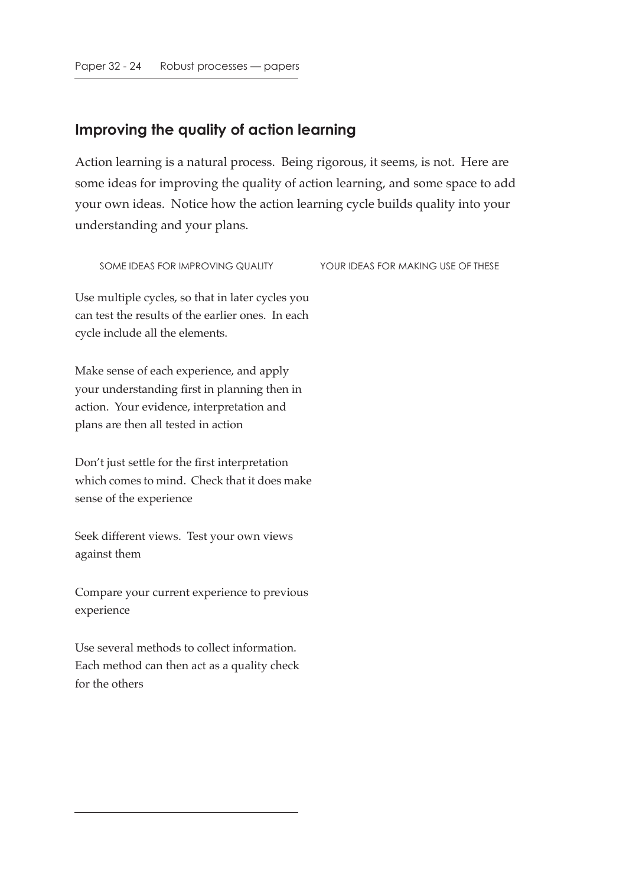## Improving the quality of action learning

Action learning is a natural process. Being rigorous, it seems, is not. Here are some ideas for improving the quality of action learning, and some space to add your own ideas. Notice how the action learning cycle builds quality into your understanding and your plans.

| SOME IDEAS FOR IMPROVING QUALITY | YOUR IDEAS FOR MAKING USE OF THESE |
| --- | --- |
| Use multiple cycles, so that in later cycles you can test the results of the earlier ones. In each cycle include all the elements. | |
| Make sense of each experience, and apply your understanding first in planning then in action. Your evidence, interpretation and plans are then all tested in action | |
| Don't just settle for the first interpretation which comes to mind. Check that it does make sense of the experience | |
| Seek different views. Test your own views against them | |
| Compare your current experience to previous experience | |
| Use several methods to collect information. Each method can then act as a quality check for the others | |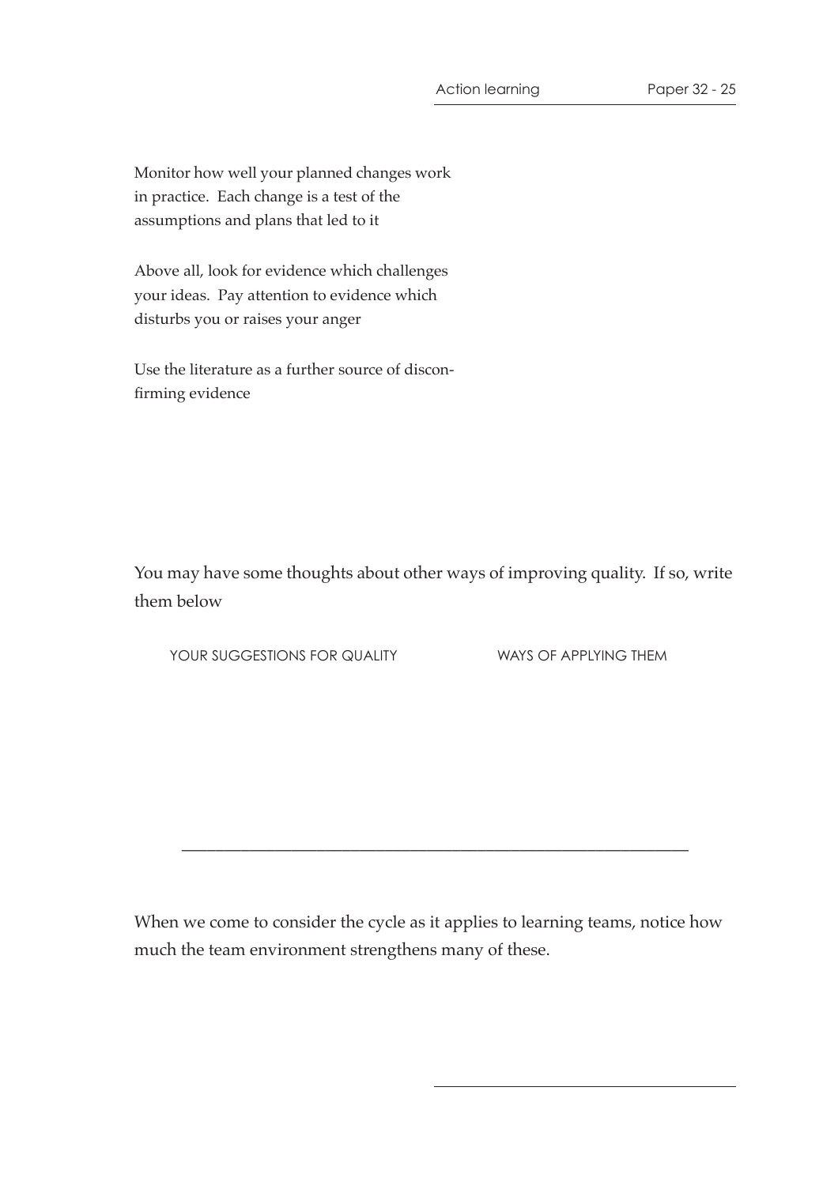Monitor how well your planned changes work in practice. Each change is a test of the assumptions and plans that led to it

Above all, look for evidence which challenges your ideas. Pay attention to evidence which disturbs you or raises your anger

Use the literature as a further source of disconfirming evidence

You may have some thoughts about other ways of improving quality. If so, write them below

| YOUR SUGGESTIONS FOR QUALITY | WAYS OF APPLYING THEM |
| --- | --- |
| | |

---

When we come to consider the cycle as it applies to learning teams, notice how much the team environment strengthens many of these.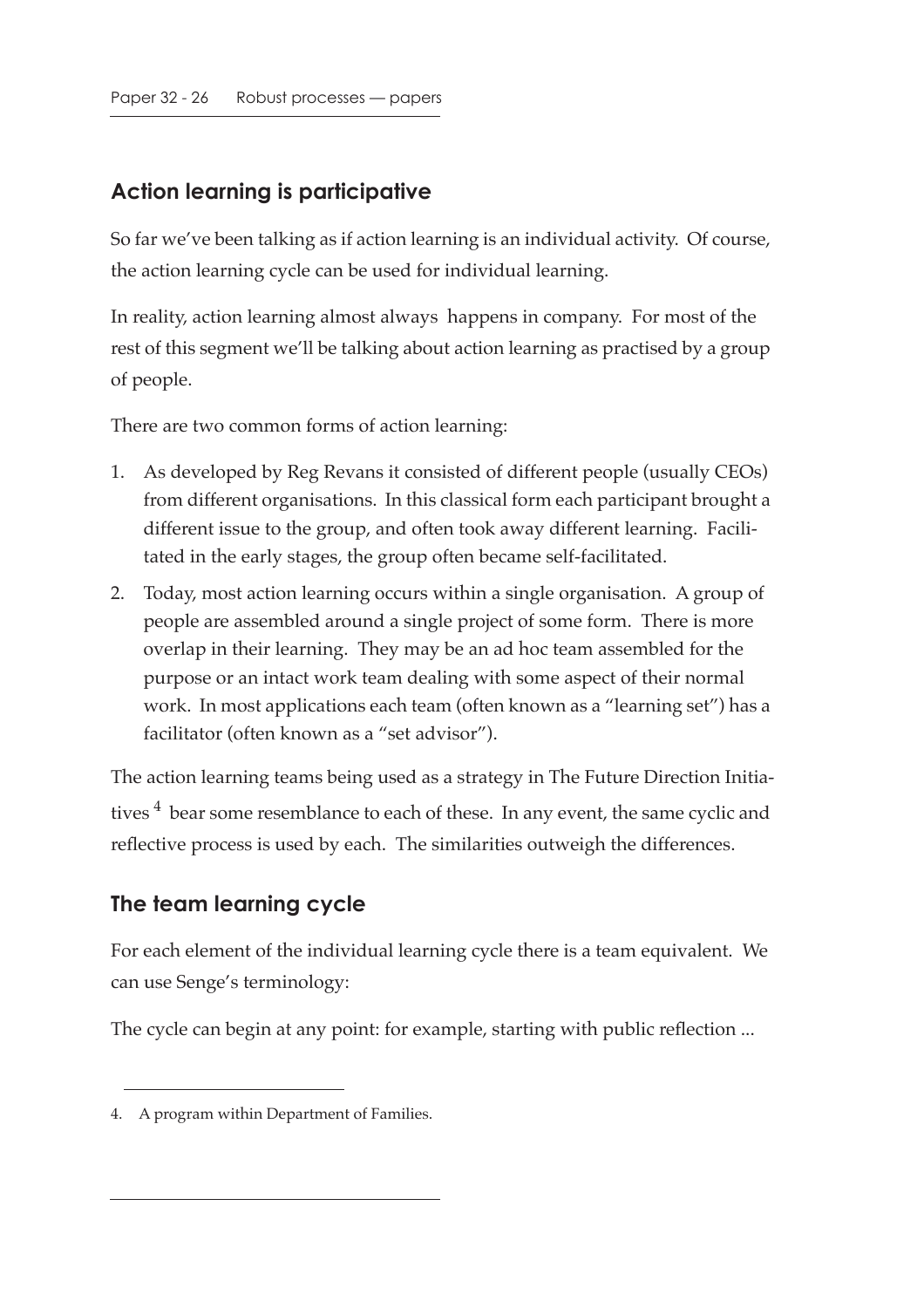## Action learning is participative

So far we've been talking as if action learning is an individual activity. Of course, the action learning cycle can be used for individual learning.

In reality, action learning almost always happens in company. For most of the rest of this segment we'll be talking about action learning as practised by a group of people.

There are two common forms of action learning:

1. As developed by Reg Revans it consisted of different people (usually CEOs) from different organisations. In this classical form each participant brought a different issue to the group, and often took away different learning. Facilitated in the early stages, the group often became self-facilitated.
2. Today, most action learning occurs within a single organisation. A group of people are assembled around a single project of some form. There is more overlap in their learning. They may be an ad hoc team assembled for the purpose or an intact work team dealing with some aspect of their normal work. In most applications each team (often known as a "learning set") has a facilitator (often known as a "set advisor").

The action learning teams being used as a strategy in The Future Direction Initiatives [4] bear some resemblance to each of these. In any event, the same cyclic and reflective process is used by each. The similarities outweigh the differences.

## The team learning cycle

For each element of the individual learning cycle there is a team equivalent. We can use Senge's terminology:

The cycle can begin at any point: for example, starting with public reflection ...

4. A program within Department of Families.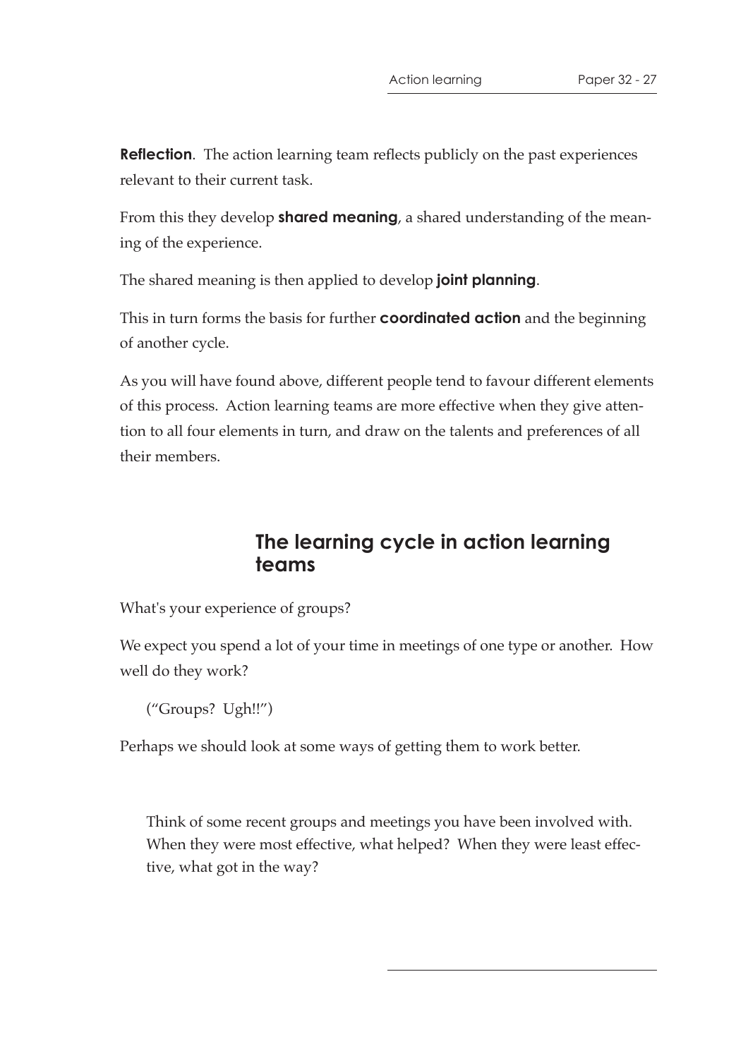**Reflection**. The action learning team reflects publicly on the past experiences relevant to their current task.

From this they develop **shared meaning**, a shared understanding of the meaning of the experience.

The shared meaning is then applied to develop **joint planning**.

This in turn forms the basis for further **coordinated action** and the beginning of another cycle.

As you will have found above, different people tend to favour different elements of this process. Action learning teams are more effective when they give attention to all four elements in turn, and draw on the talents and preferences of all their members.

## The learning cycle in action learning teams

What's your experience of groups?

We expect you spend a lot of your time in meetings of one type or another. How well do they work?

> ("Groups? Ugh!!")

Perhaps we should look at some ways of getting them to work better.

> Think of some recent groups and meetings you have been involved with. When they were most effective, what helped? When they were least effective, what got in the way?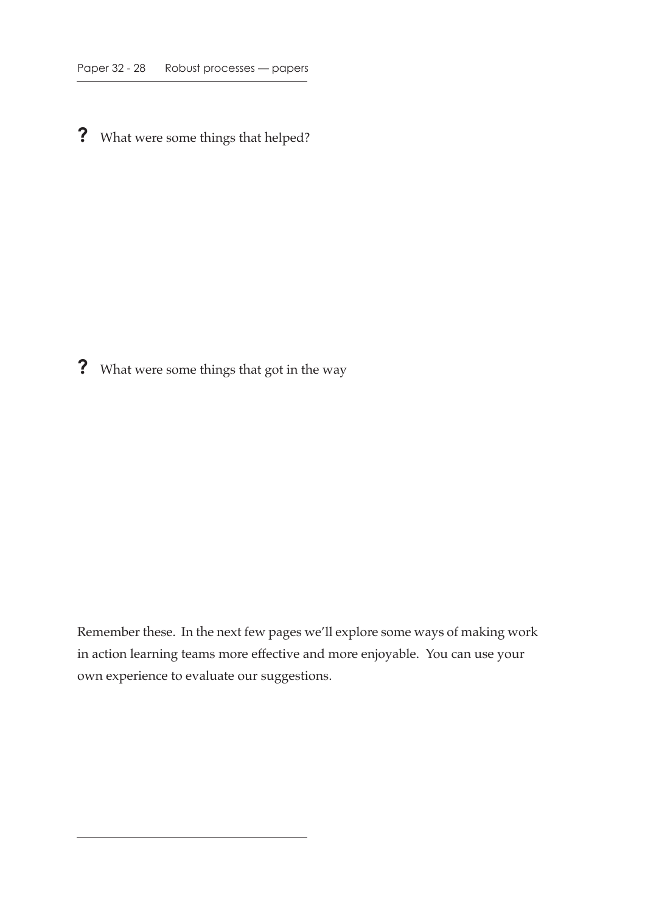**?** What were some things that helped?

**?** What were some things that got in the way

Remember these. In the next few pages we'll explore some ways of making work in action learning teams more effective and more enjoyable. You can use your own experience to evaluate our suggestions.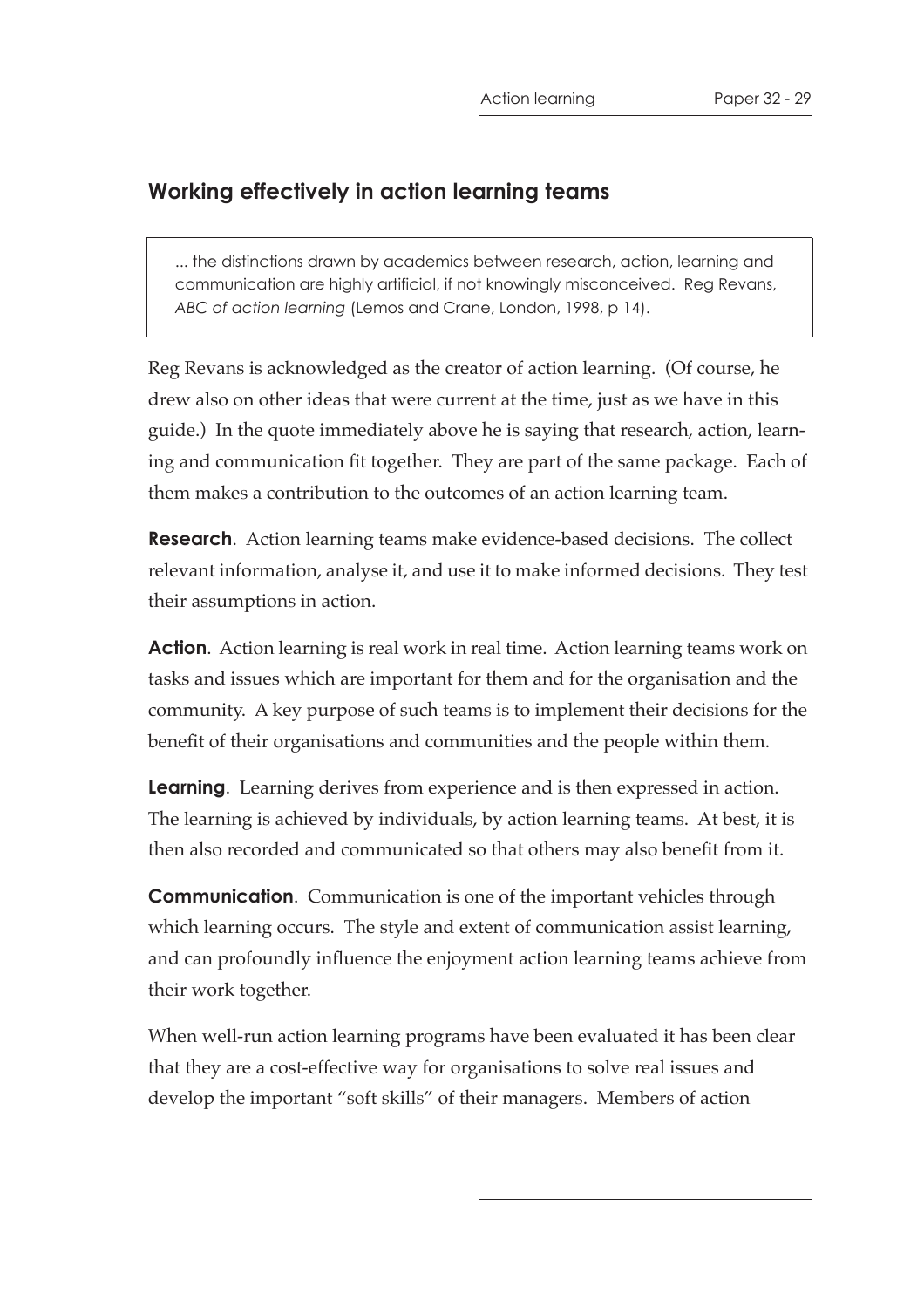## Working effectively in action learning teams

> ... the distinctions drawn by academics between research, action, learning and communication are highly artificial, if not knowingly misconceived. Reg Revans, *ABC of action learning* (Lemos and Crane, London, 1998, p 14).

Reg Revans is acknowledged as the creator of action learning. (Of course, he drew also on other ideas that were current at the time, just as we have in this guide.) In the quote immediately above he is saying that research, action, learning and communication fit together. They are part of the same package. Each of them makes a contribution to the outcomes of an action learning team.

**Research**. Action learning teams make evidence-based decisions. The collect relevant information, analyse it, and use it to make informed decisions. They test their assumptions in action.

**Action**. Action learning is real work in real time. Action learning teams work on tasks and issues which are important for them and for the organisation and the community. A key purpose of such teams is to implement their decisions for the benefit of their organisations and communities and the people within them.

**Learning**. Learning derives from experience and is then expressed in action. The learning is achieved by individuals, by action learning teams. At best, it is then also recorded and communicated so that others may also benefit from it.

**Communication**. Communication is one of the important vehicles through which learning occurs. The style and extent of communication assist learning, and can profoundly influence the enjoyment action learning teams achieve from their work together.

When well-run action learning programs have been evaluated it has been clear that they are a cost-effective way for organisations to solve real issues and develop the important "soft skills" of their managers. Members of action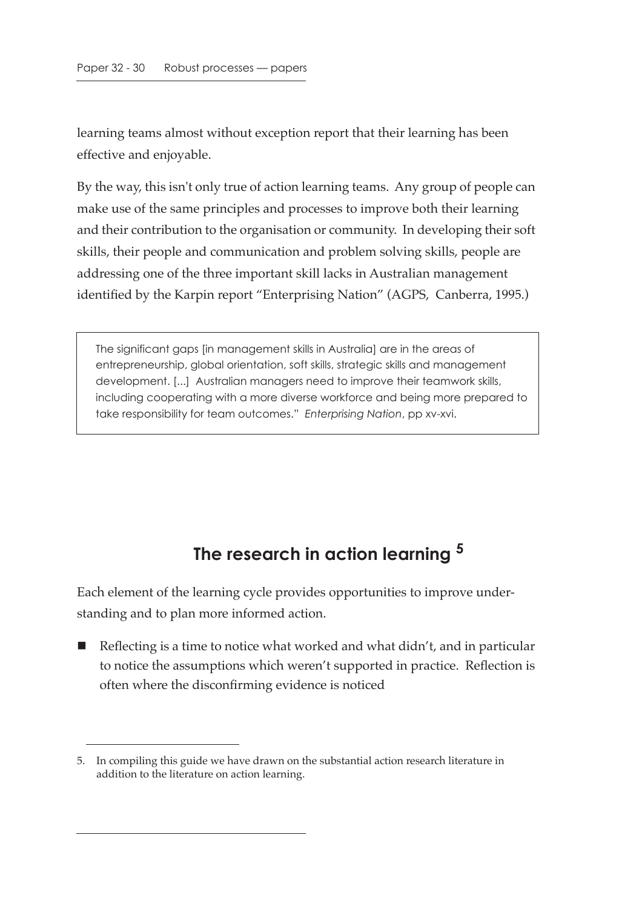learning teams almost without exception report that their learning has been effective and enjoyable.

By the way, this isn't only true of action learning teams. Any group of people can make use of the same principles and processes to improve both their learning and their contribution to the organisation or community. In developing their soft skills, their people and communication and problem solving skills, people are addressing one of the three important skill lacks in Australian management identified by the Karpin report "Enterprising Nation" (AGPS, Canberra, 1995.)

> The significant gaps [in management skills in Australia] are in the areas of entrepreneurship, global orientation, soft skills, strategic skills and management development. [...] Australian managers need to improve their teamwork skills, including cooperating with a more diverse workforce and being more prepared to take responsibility for team outcomes." *Enterprising Nation*, pp xv-xvi.

## The research in action learning [5]

Each element of the learning cycle provides opportunities to improve understanding and to plan more informed action.

- Reflecting is a time to notice what worked and what didn't, and in particular to notice the assumptions which weren't supported in practice. Reflection is often where the disconfirming evidence is noticed

5. In compiling this guide we have drawn on the substantial action research literature in addition to the literature on action learning.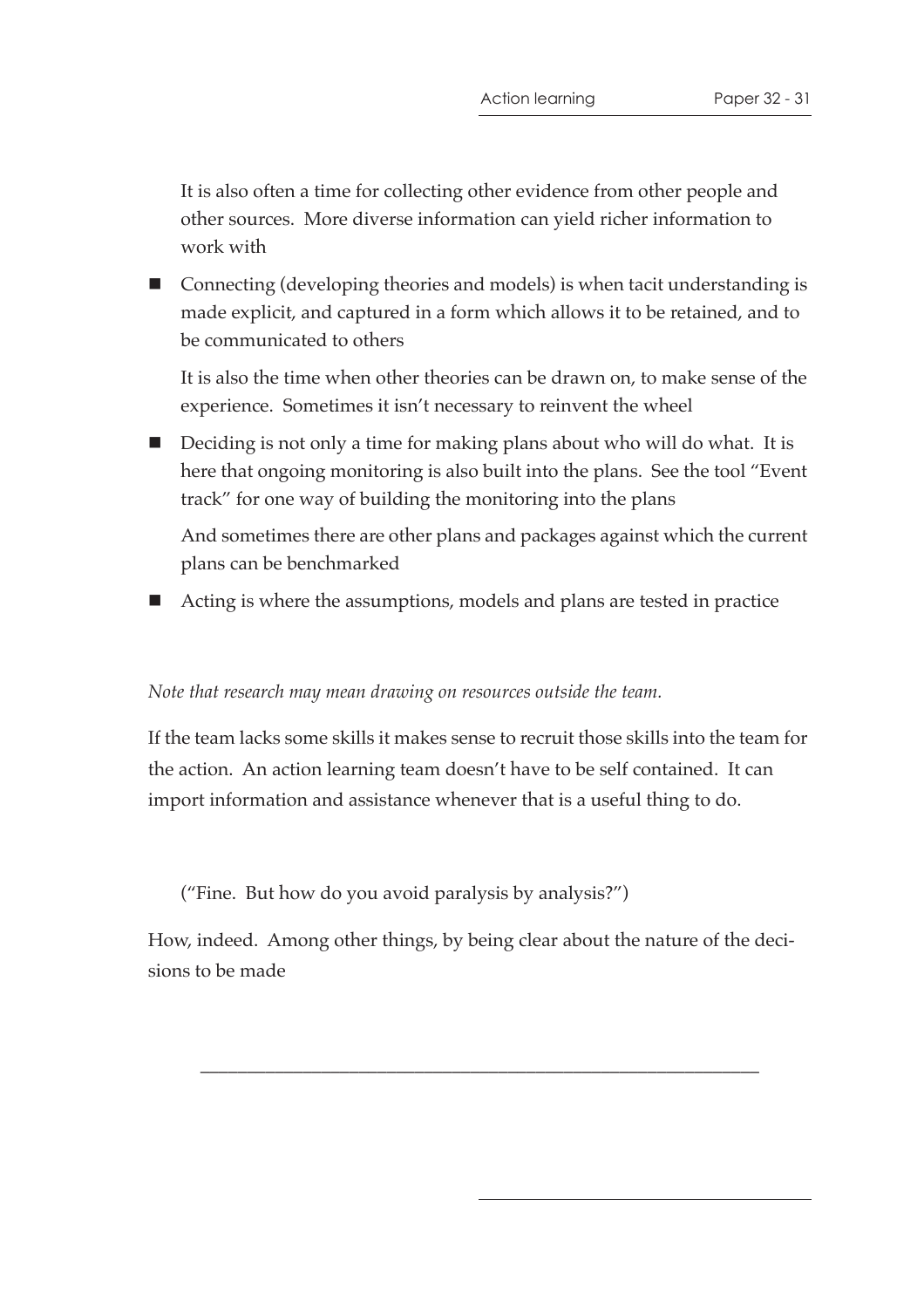It is also often a time for collecting other evidence from other people and other sources. More diverse information can yield richer information to work with

- Connecting (developing theories and models) is when tacit understanding is made explicit, and captured in a form which allows it to be retained, and to be communicated to others

  It is also the time when other theories can be drawn on, to make sense of the experience. Sometimes it isn't necessary to reinvent the wheel

- Deciding is not only a time for making plans about who will do what. It is here that ongoing monitoring is also built into the plans. See the tool "Event track" for one way of building the monitoring into the plans

  And sometimes there are other plans and packages against which the current plans can be benchmarked

- Acting is where the assumptions, models and plans are tested in practice

*Note that research may mean drawing on resources outside the team.*

If the team lacks some skills it makes sense to recruit those skills into the team for the action. An action learning team doesn't have to be self contained. It can import information and assistance whenever that is a useful thing to do.

("Fine. But how do you avoid paralysis by analysis?")

How, indeed. Among other things, by being clear about the nature of the decisions to be made

---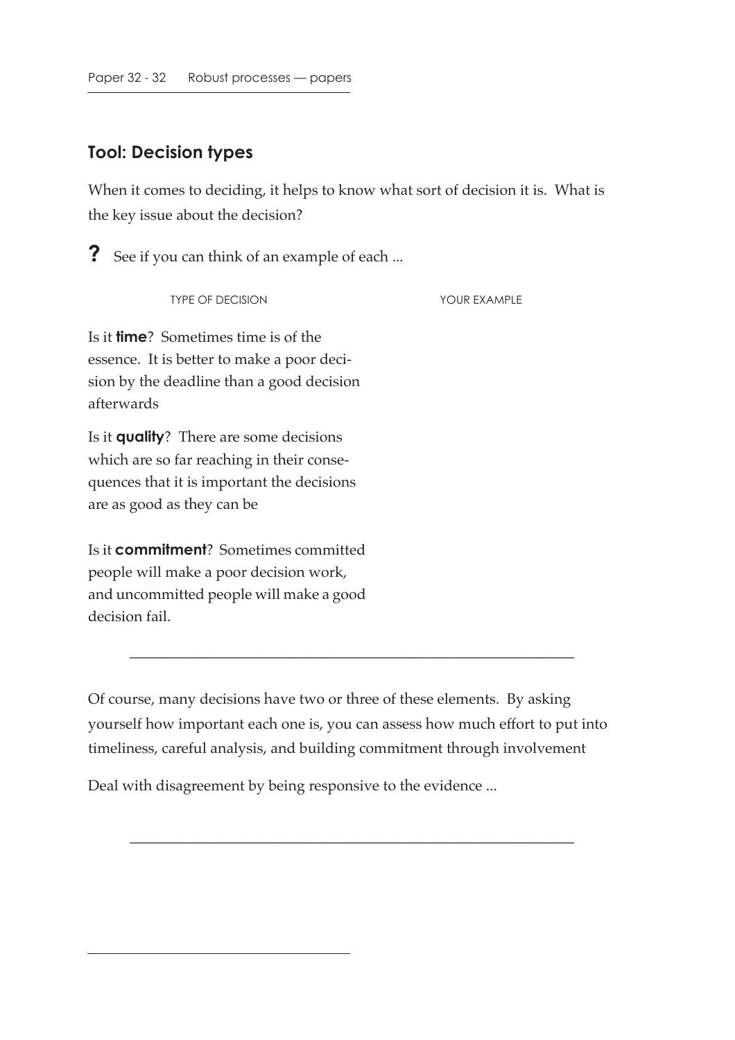## Tool: Decision types

When it comes to deciding, it helps to know what sort of decision it is. What is the key issue about the decision?

**?** See if you can think of an example of each ...

| TYPE OF DECISION | YOUR EXAMPLE |
| --- | --- |
| Is it **time**? Sometimes time is of the essence. It is better to make a poor decision by the deadline than a good decision afterwards | |
| Is it **quality**? There are some decisions which are so far reaching in their consequences that it is important the decisions are as good as they can be | |
| Is it **commitment**? Sometimes committed people will make a poor decision work, and uncommitted people will make a good decision fail. | |

---

Of course, many decisions have two or three of these elements. By asking yourself how important each one is, you can assess how much effort to put into timeliness, careful analysis, and building commitment through involvement

Deal with disagreement by being responsive to the evidence ...

---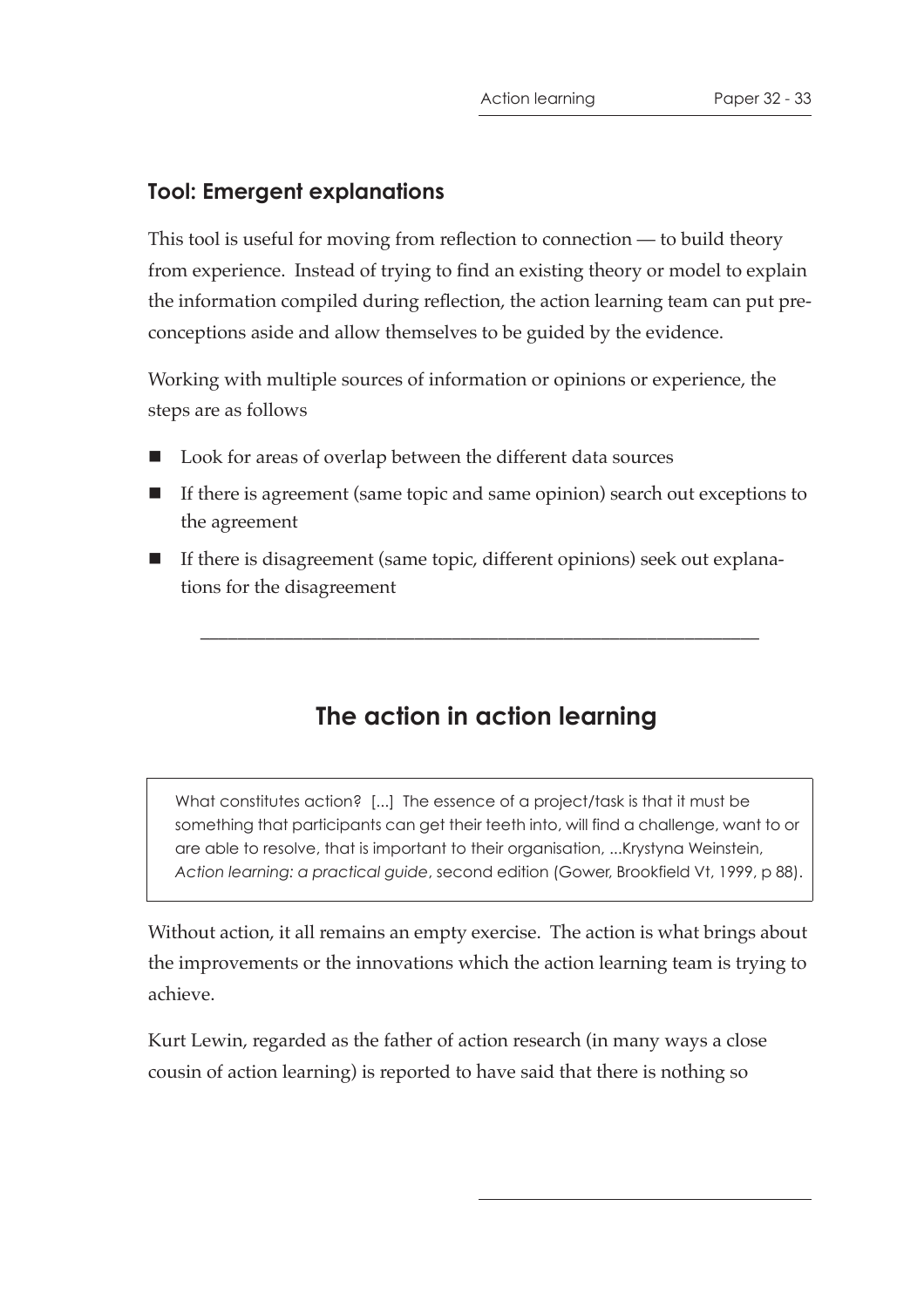### Tool: Emergent explanations

This tool is useful for moving from reflection to connection — to build theory from experience. Instead of trying to find an existing theory or model to explain the information compiled during reflection, the action learning team can put preconceptions aside and allow themselves to be guided by the evidence.

Working with multiple sources of information or opinions or experience, the steps are as follows

- Look for areas of overlap between the different data sources
- If there is agreement (same topic and same opinion) search out exceptions to the agreement
- If there is disagreement (same topic, different opinions) seek out explanations for the disagreement

---

## The action in action learning

> What constitutes action? [...] The essence of a project/task is that it must be something that participants can get their teeth into, will find a challenge, want to or are able to resolve, that is important to their organisation, ...Krystyna Weinstein, *Action learning: a practical guide*, second edition (Gower, Brookfield Vt, 1999, p 88).

Without action, it all remains an empty exercise. The action is what brings about the improvements or the innovations which the action learning team is trying to achieve.

Kurt Lewin, regarded as the father of action research (in many ways a close cousin of action learning) is reported to have said that there is nothing so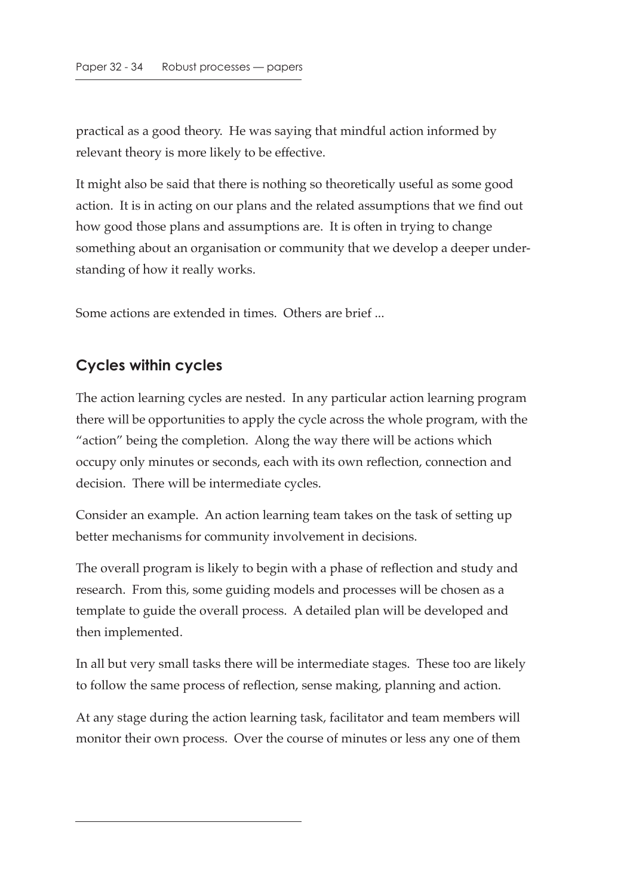practical as a good theory. He was saying that mindful action informed by relevant theory is more likely to be effective.

It might also be said that there is nothing so theoretically useful as some good action. It is in acting on our plans and the related assumptions that we find out how good those plans and assumptions are. It is often in trying to change something about an organisation or community that we develop a deeper understanding of how it really works.

Some actions are extended in times. Others are brief ...

## Cycles within cycles

The action learning cycles are nested. In any particular action learning program there will be opportunities to apply the cycle across the whole program, with the "action" being the completion. Along the way there will be actions which occupy only minutes or seconds, each with its own reflection, connection and decision. There will be intermediate cycles.

Consider an example. An action learning team takes on the task of setting up better mechanisms for community involvement in decisions.

The overall program is likely to begin with a phase of reflection and study and research. From this, some guiding models and processes will be chosen as a template to guide the overall process. A detailed plan will be developed and then implemented.

In all but very small tasks there will be intermediate stages. These too are likely to follow the same process of reflection, sense making, planning and action.

At any stage during the action learning task, facilitator and team members will monitor their own process. Over the course of minutes or less any one of them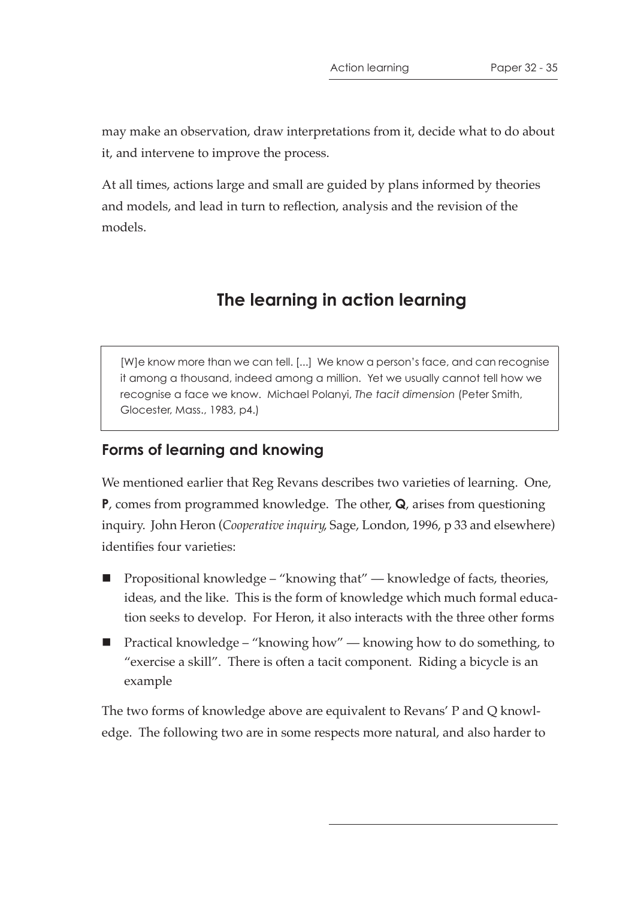may make an observation, draw interpretations from it, decide what to do about it, and intervene to improve the process.

At all times, actions large and small are guided by plans informed by theories and models, and lead in turn to reflection, analysis and the revision of the models.

## The learning in action learning

> [W]e know more than we can tell. [...] We know a person's face, and can recognise it among a thousand, indeed among a million. Yet we usually cannot tell how we recognise a face we know. Michael Polanyi, *The tacit dimension* (Peter Smith, Glocester, Mass., 1983, p4.)

### Forms of learning and knowing

We mentioned earlier that Reg Revans describes two varieties of learning. One, **P**, comes from programmed knowledge. The other, **Q**, arises from questioning inquiry. John Heron (*Cooperative inquiry*, Sage, London, 1996, p 33 and elsewhere) identifies four varieties:

- Propositional knowledge – "knowing that" — knowledge of facts, theories, ideas, and the like. This is the form of knowledge which much formal education seeks to develop. For Heron, it also interacts with the three other forms
- Practical knowledge – "knowing how" — knowing how to do something, to "exercise a skill". There is often a tacit component. Riding a bicycle is an example

The two forms of knowledge above are equivalent to Revans' P and Q knowledge. The following two are in some respects more natural, and also harder to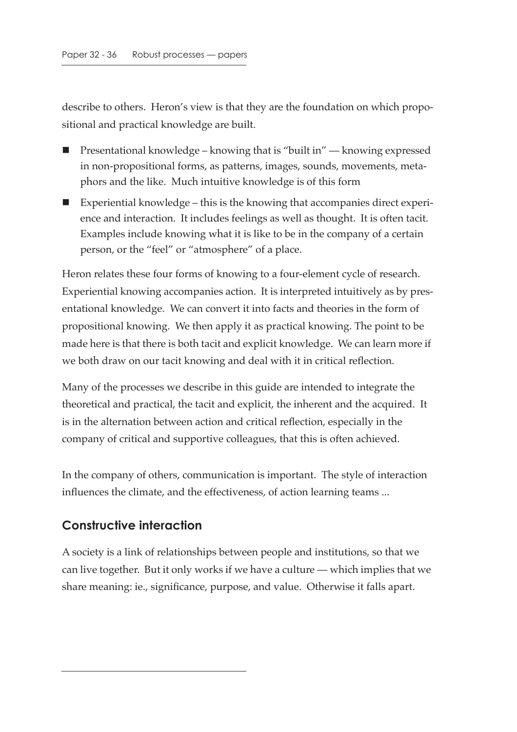describe to others. Heron's view is that they are the foundation on which propositional and practical knowledge are built.

- Presentational knowledge – knowing that is "built in" — knowing expressed in non-propositional forms, as patterns, images, sounds, movements, metaphors and the like. Much intuitive knowledge is of this form
- Experiential knowledge – this is the knowing that accompanies direct experience and interaction. It includes feelings as well as thought. It is often tacit. Examples include knowing what it is like to be in the company of a certain person, or the "feel" or "atmosphere" of a place.

Heron relates these four forms of knowing to a four-element cycle of research. Experiential knowing accompanies action. It is interpreted intuitively as by presentational knowledge. We can convert it into facts and theories in the form of propositional knowing. We then apply it as practical knowing. The point to be made here is that there is both tacit and explicit knowledge. We can learn more if we both draw on our tacit knowing and deal with it in critical reflection.

Many of the processes we describe in this guide are intended to integrate the theoretical and practical, the tacit and explicit, the inherent and the acquired. It is in the alternation between action and critical reflection, especially in the company of critical and supportive colleagues, that this is often achieved.

In the company of others, communication is important. The style of interaction influences the climate, and the effectiveness, of action learning teams ...

## Constructive interaction

A society is a link of relationships between people and institutions, so that we can live together. But it only works if we have a culture — which implies that we share meaning: ie., significance, purpose, and value. Otherwise it falls apart.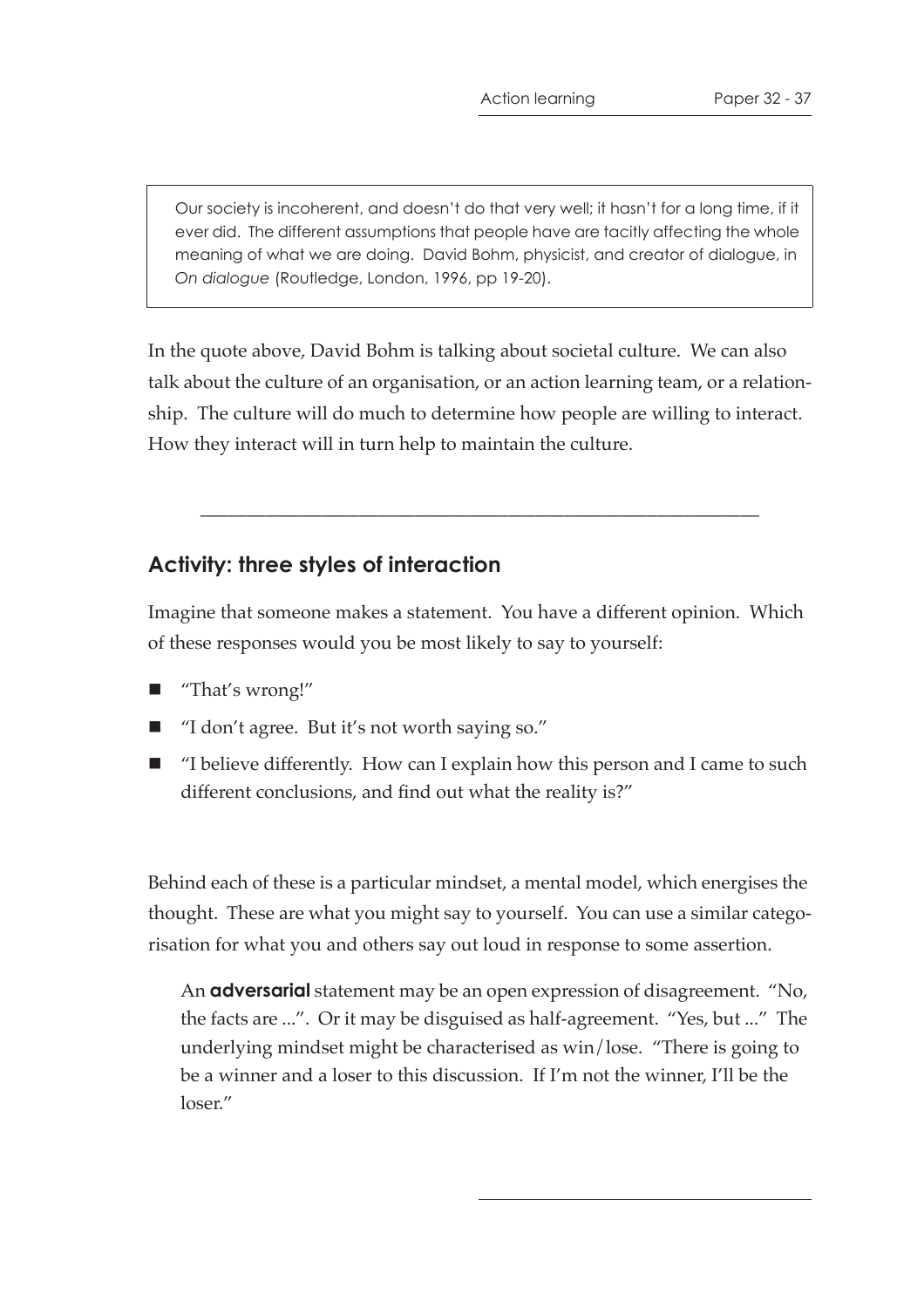> Our society is incoherent, and doesn't do that very well; it hasn't for a long time, if it ever did. The different assumptions that people have are tacitly affecting the whole meaning of what we are doing. David Bohm, physicist, and creator of dialogue, in *On dialogue* (Routledge, London, 1996, pp 19-20).

In the quote above, David Bohm is talking about societal culture. We can also talk about the culture of an organisation, or an action learning team, or a relationship. The culture will do much to determine how people are willing to interact. How they interact will in turn help to maintain the culture.

---

## Activity: three styles of interaction

Imagine that someone makes a statement. You have a different opinion. Which of these responses would you be most likely to say to yourself:

- "That's wrong!"
- "I don't agree. But it's not worth saying so."
- "I believe differently. How can I explain how this person and I came to such different conclusions, and find out what the reality is?"

Behind each of these is a particular mindset, a mental model, which energises the thought. These are what you might say to yourself. You can use a similar categorisation for what you and others say out loud in response to some assertion.

An **adversarial** statement may be an open expression of disagreement. "No, the facts are ...". Or it may be disguised as half-agreement. "Yes, but ..." The underlying mindset might be characterised as win/lose. "There is going to be a winner and a loser to this discussion. If I'm not the winner, I'll be the loser."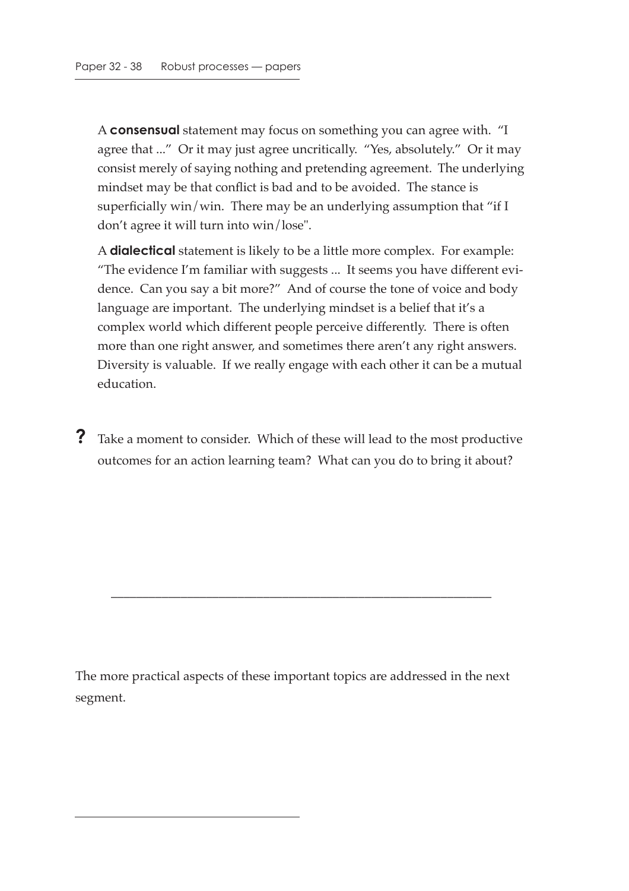A **consensual** statement may focus on something you can agree with. "I agree that ..." Or it may just agree uncritically. "Yes, absolutely." Or it may consist merely of saying nothing and pretending agreement. The underlying mindset may be that conflict is bad and to be avoided. The stance is superficially win/win. There may be an underlying assumption that "if I don't agree it will turn into win/lose".

A **dialectical** statement is likely to be a little more complex. For example: "The evidence I'm familiar with suggests ... It seems you have different evidence. Can you say a bit more?" And of course the tone of voice and body language are important. The underlying mindset is a belief that it's a complex world which different people perceive differently. There is often more than one right answer, and sometimes there aren't any right answers. Diversity is valuable. If we really engage with each other it can be a mutual education.

**?** Take a moment to consider. Which of these will lead to the most productive outcomes for an action learning team? What can you do to bring it about?

---

The more practical aspects of these important topics are addressed in the next segment.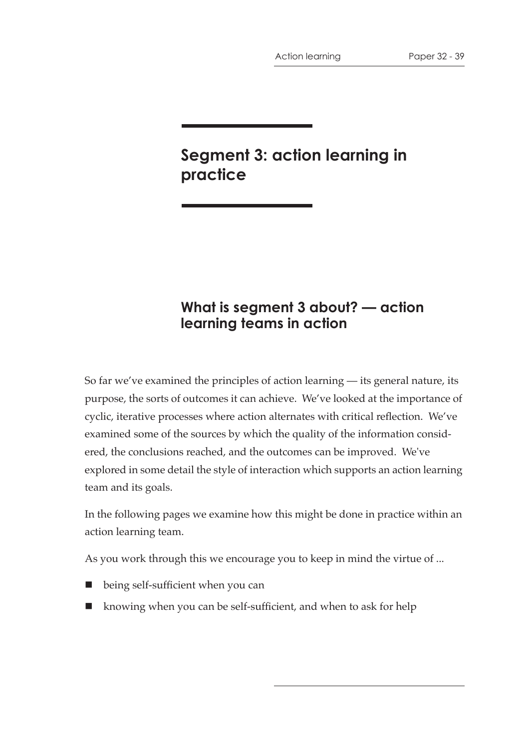# Segment 3: action learning in practice

## What is segment 3 about? — action learning teams in action

So far we've examined the principles of action learning — its general nature, its purpose, the sorts of outcomes it can achieve. We've looked at the importance of cyclic, iterative processes where action alternates with critical reflection. We've examined some of the sources by which the quality of the information considered, the conclusions reached, and the outcomes can be improved. We've explored in some detail the style of interaction which supports an action learning team and its goals.

In the following pages we examine how this might be done in practice within an action learning team.

As you work through this we encourage you to keep in mind the virtue of ...

- being self-sufficient when you can
- knowing when you can be self-sufficient, and when to ask for help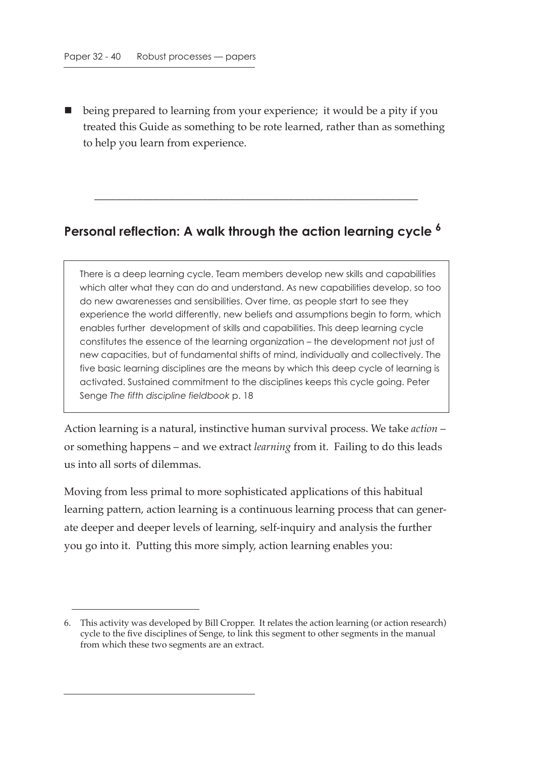- being prepared to learning from your experience; it would be a pity if you treated this Guide as something to be rote learned, rather than as something to help you learn from experience.

---

## Personal reflection: A walk through the action learning cycle [6]

> There is a deep learning cycle. Team members develop new skills and capabilities which alter what they can do and understand. As new capabilities develop, so too do new awarenesses and sensibilities. Over time, as people start to see they experience the world differently, new beliefs and assumptions begin to form, which enables further development of skills and capabilities. This deep learning cycle constitutes the essence of the learning organization – the development not just of new capacities, but of fundamental shifts of mind, individually and collectively. The five basic learning disciplines are the means by which this deep cycle of learning is activated. Sustained commitment to the disciplines keeps this cycle going. Peter Senge *The fifth discipline fieldbook* p. 18

Action learning is a natural, instinctive human survival process. We take *action* – or something happens – and we extract *learning* from it. Failing to do this leads us into all sorts of dilemmas.

Moving from less primal to more sophisticated applications of this habitual learning pattern, action learning is a continuous learning process that can generate deeper and deeper levels of learning, self-inquiry and analysis the further you go into it. Putting this more simply, action learning enables you:

6. This activity was developed by Bill Cropper. It relates the action learning (or action research) cycle to the five disciplines of Senge, to link this segment to other segments in the manual from which these two segments are an extract.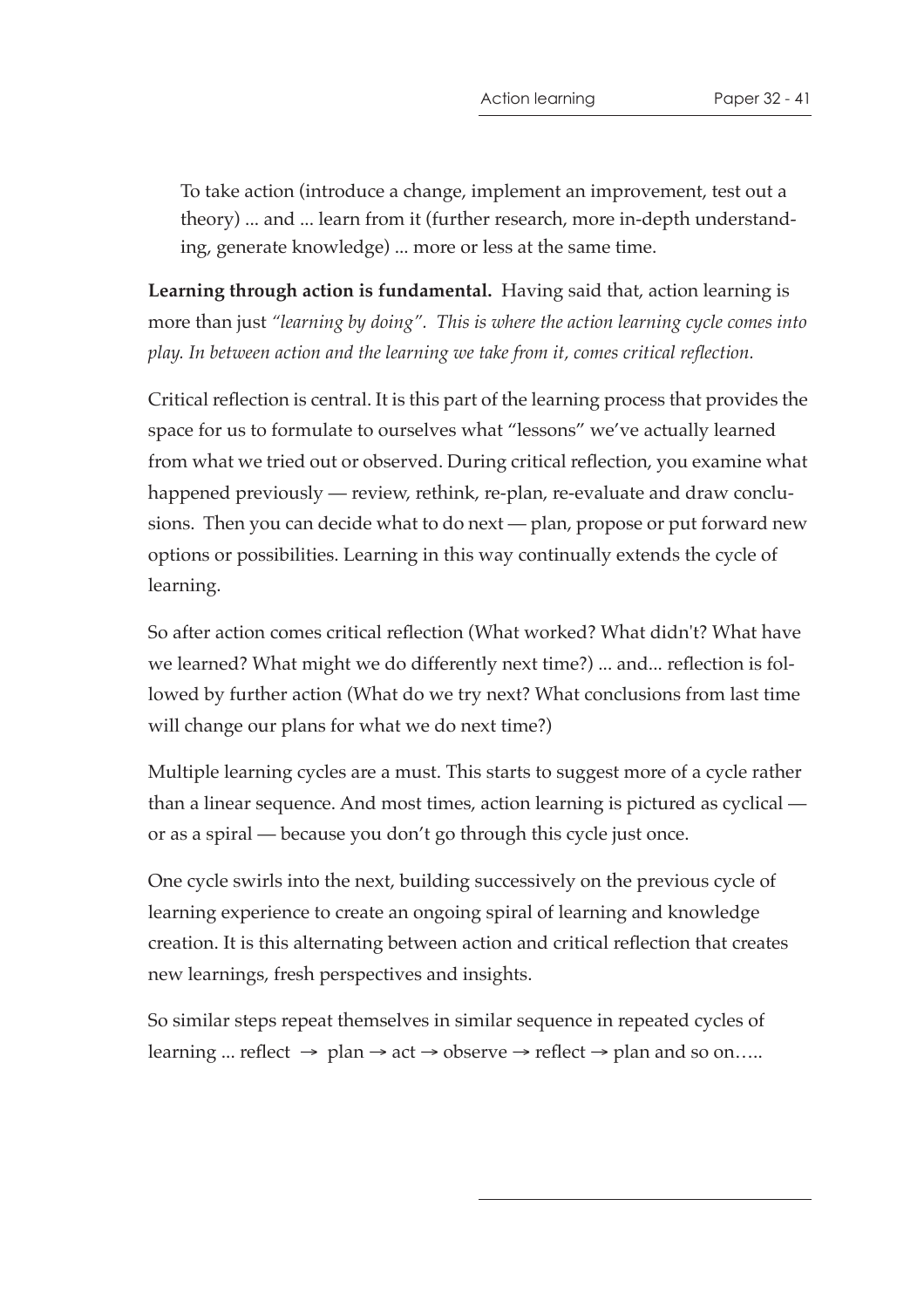> To take action (introduce a change, implement an improvement, test out a theory) ... and ... learn from it (further research, more in-depth understanding, generate knowledge) ... more or less at the same time.

**Learning through action is fundamental.** Having said that, action learning is more than just *"learning by doing". This is where the action learning cycle comes into play. In between action and the learning we take from it, comes critical reflection.*

Critical reflection is central. It is this part of the learning process that provides the space for us to formulate to ourselves what "lessons" we've actually learned from what we tried out or observed. During critical reflection, you examine what happened previously — review, rethink, re-plan, re-evaluate and draw conclusions. Then you can decide what to do next — plan, propose or put forward new options or possibilities. Learning in this way continually extends the cycle of learning.

So after action comes critical reflection (What worked? What didn't? What have we learned? What might we do differently next time?) ... and... reflection is followed by further action (What do we try next? What conclusions from last time will change our plans for what we do next time?)

Multiple learning cycles are a must. This starts to suggest more of a cycle rather than a linear sequence. And most times, action learning is pictured as cyclical — or as a spiral — because you don't go through this cycle just once.

One cycle swirls into the next, building successively on the previous cycle of learning experience to create an ongoing spiral of learning and knowledge creation. It is this alternating between action and critical reflection that creates new learnings, fresh perspectives and insights.

So similar steps repeat themselves in similar sequence in repeated cycles of learning ... reflect → plan → act → observe → reflect → plan and so on…..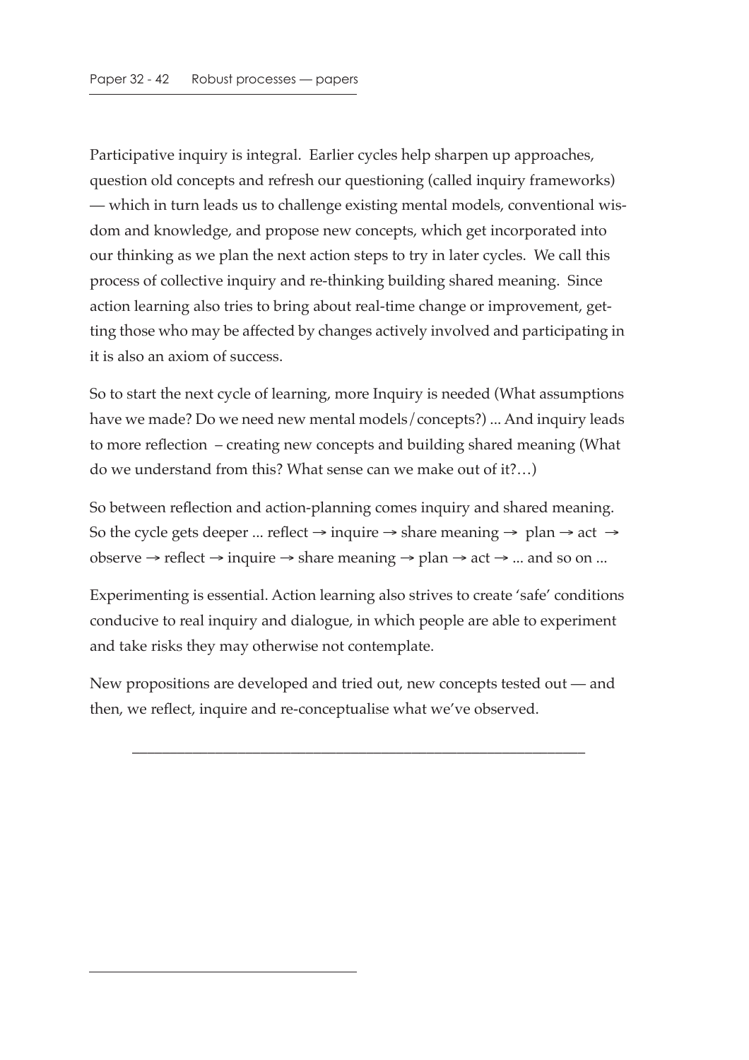Participative inquiry is integral. Earlier cycles help sharpen up approaches, question old concepts and refresh our questioning (called inquiry frameworks) — which in turn leads us to challenge existing mental models, conventional wisdom and knowledge, and propose new concepts, which get incorporated into our thinking as we plan the next action steps to try in later cycles. We call this process of collective inquiry and re-thinking building shared meaning. Since action learning also tries to bring about real-time change or improvement, getting those who may be affected by changes actively involved and participating in it is also an axiom of success.

So to start the next cycle of learning, more Inquiry is needed (What assumptions have we made? Do we need new mental models/concepts?) ... And inquiry leads to more reflection – creating new concepts and building shared meaning (What do we understand from this? What sense can we make out of it?…)

So between reflection and action-planning comes inquiry and shared meaning. So the cycle gets deeper ... reflect → inquire → share meaning → plan → act → observe → reflect → inquire → share meaning → plan → act → ... and so on ...

Experimenting is essential. Action learning also strives to create 'safe' conditions conducive to real inquiry and dialogue, in which people are able to experiment and take risks they may otherwise not contemplate.

New propositions are developed and tried out, new concepts tested out — and then, we reflect, inquire and re-conceptualise what we've observed.

---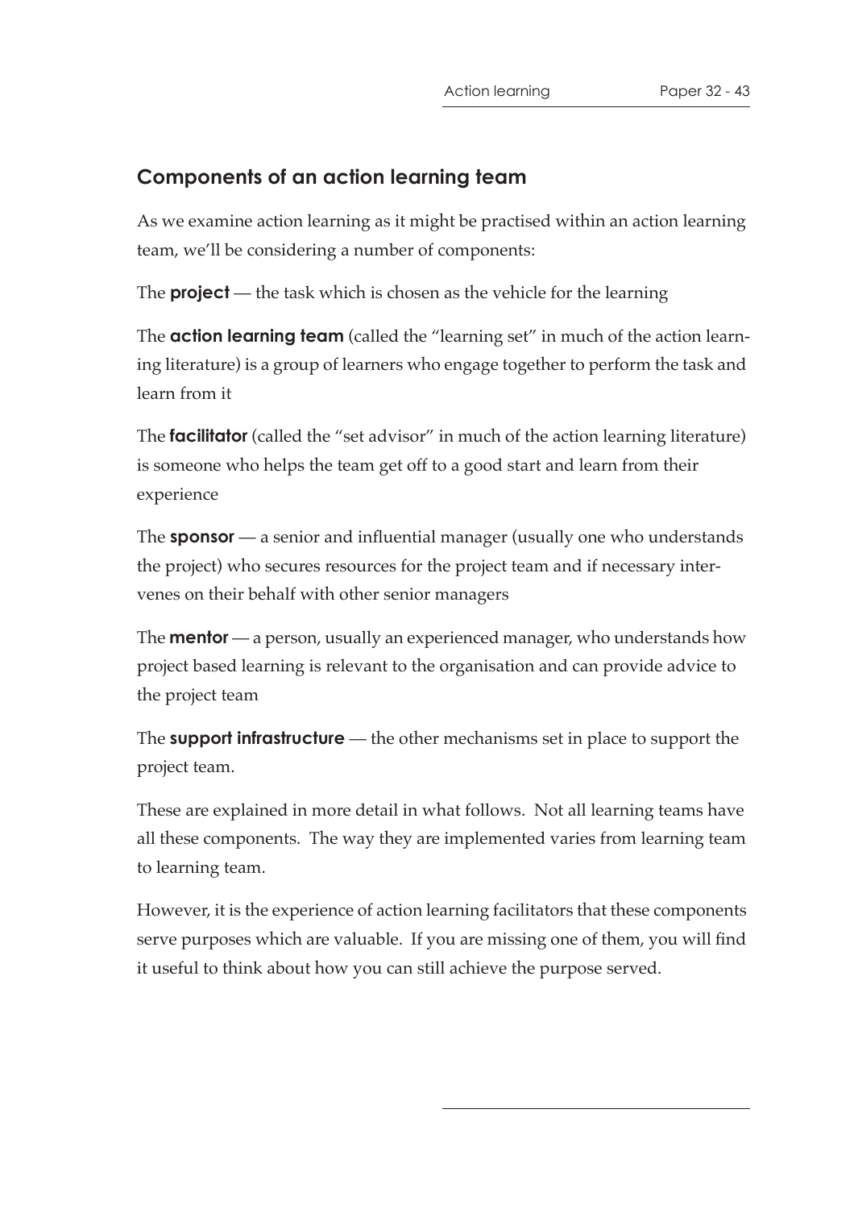## Components of an action learning team

As we examine action learning as it might be practised within an action learning team, we'll be considering a number of components:

The **project** — the task which is chosen as the vehicle for the learning

The **action learning team** (called the "learning set" in much of the action learning literature) is a group of learners who engage together to perform the task and learn from it

The **facilitator** (called the "set advisor" in much of the action learning literature) is someone who helps the team get off to a good start and learn from their experience

The **sponsor** — a senior and influential manager (usually one who understands the project) who secures resources for the project team and if necessary intervenes on their behalf with other senior managers

The **mentor** — a person, usually an experienced manager, who understands how project based learning is relevant to the organisation and can provide advice to the project team

The **support infrastructure** — the other mechanisms set in place to support the project team.

These are explained in more detail in what follows. Not all learning teams have all these components. The way they are implemented varies from learning team to learning team.

However, it is the experience of action learning facilitators that these components serve purposes which are valuable. If you are missing one of them, you will find it useful to think about how you can still achieve the purpose served.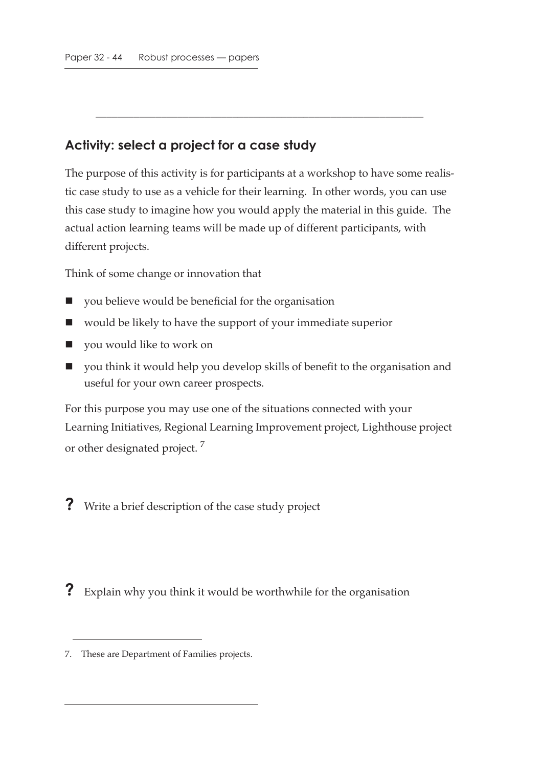## Activity: select a project for a case study

The purpose of this activity is for participants at a workshop to have some realistic case study to use as a vehicle for their learning. In other words, you can use this case study to imagine how you would apply the material in this guide. The actual action learning teams will be made up of different participants, with different projects.

Think of some change or innovation that

- you believe would be beneficial for the organisation
- would be likely to have the support of your immediate superior
- you would like to work on
- you think it would help you develop skills of benefit to the organisation and useful for your own career prospects.

For this purpose you may use one of the situations connected with your Learning Initiatives, Regional Learning Improvement project, Lighthouse project or other designated project. [7]

**?** Write a brief description of the case study project

**?** Explain why you think it would be worthwhile for the organisation

7. These are Department of Families projects.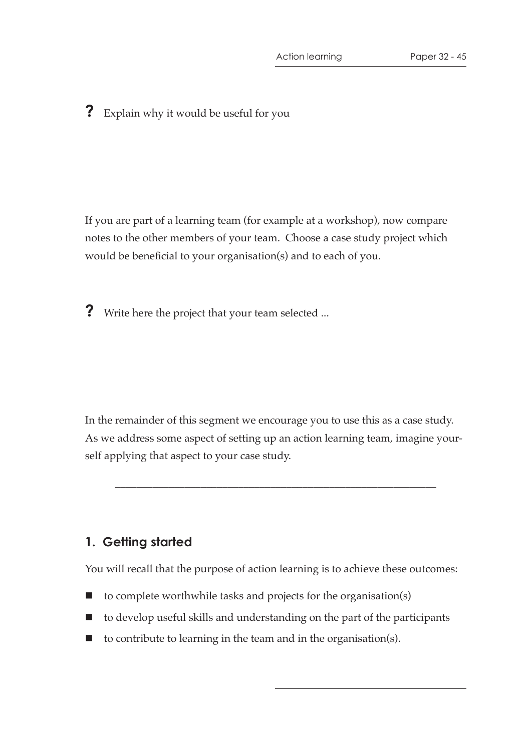**?** Explain why it would be useful for you

If you are part of a learning team (for example at a workshop), now compare notes to the other members of your team. Choose a case study project which would be beneficial to your organisation(s) and to each of you.

**?** Write here the project that your team selected ...

In the remainder of this segment we encourage you to use this as a case study. As we address some aspect of setting up an action learning team, imagine yourself applying that aspect to your case study.

---

## 1. Getting started

You will recall that the purpose of action learning is to achieve these outcomes:

- to complete worthwhile tasks and projects for the organisation(s)
- to develop useful skills and understanding on the part of the participants
- to contribute to learning in the team and in the organisation(s).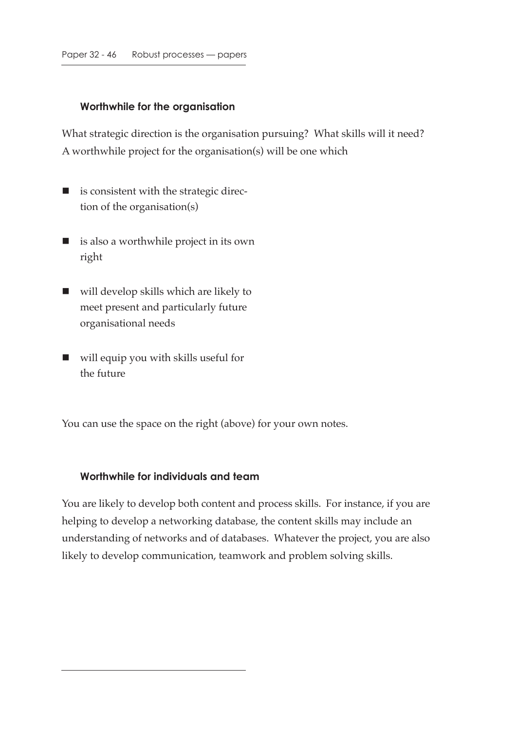### Worthwhile for the organisation

What strategic direction is the organisation pursuing? What skills will it need? A worthwhile project for the organisation(s) will be one which

- is consistent with the strategic direction of the organisation(s)
- is also a worthwhile project in its own right
- will develop skills which are likely to meet present and particularly future organisational needs
- will equip you with skills useful for the future

You can use the space on the right (above) for your own notes.

### Worthwhile for individuals and team

You are likely to develop both content and process skills. For instance, if you are helping to develop a networking database, the content skills may include an understanding of networks and of databases. Whatever the project, you are also likely to develop communication, teamwork and problem solving skills.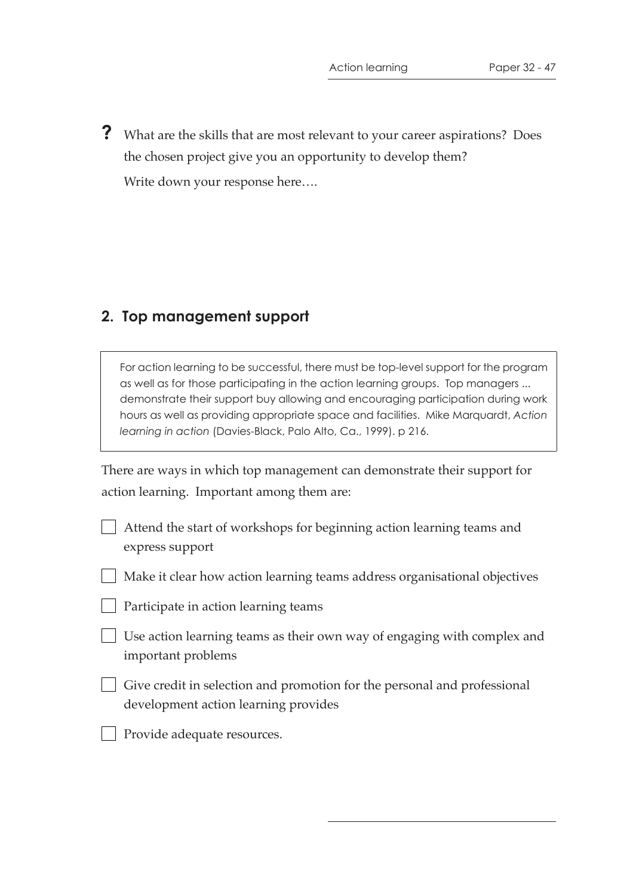**?** What are the skills that are most relevant to your career aspirations? Does the chosen project give you an opportunity to develop them?

Write down your response here….

## 2. Top management support

> For action learning to be successful, there must be top-level support for the program as well as for those participating in the action learning groups. Top managers ... demonstrate their support buy allowing and encouraging participation during work hours as well as providing appropriate space and facilities. Mike Marquardt, *Action learning in action* (Davies-Black, Palo Alto, Ca., 1999). p 216.

There are ways in which top management can demonstrate their support for action learning. Important among them are:

- [ ] Attend the start of workshops for beginning action learning teams and express support
- [ ] Make it clear how action learning teams address organisational objectives
- [ ] Participate in action learning teams
- [ ] Use action learning teams as their own way of engaging with complex and important problems
- [ ] Give credit in selection and promotion for the personal and professional development action learning provides
- [ ] Provide adequate resources.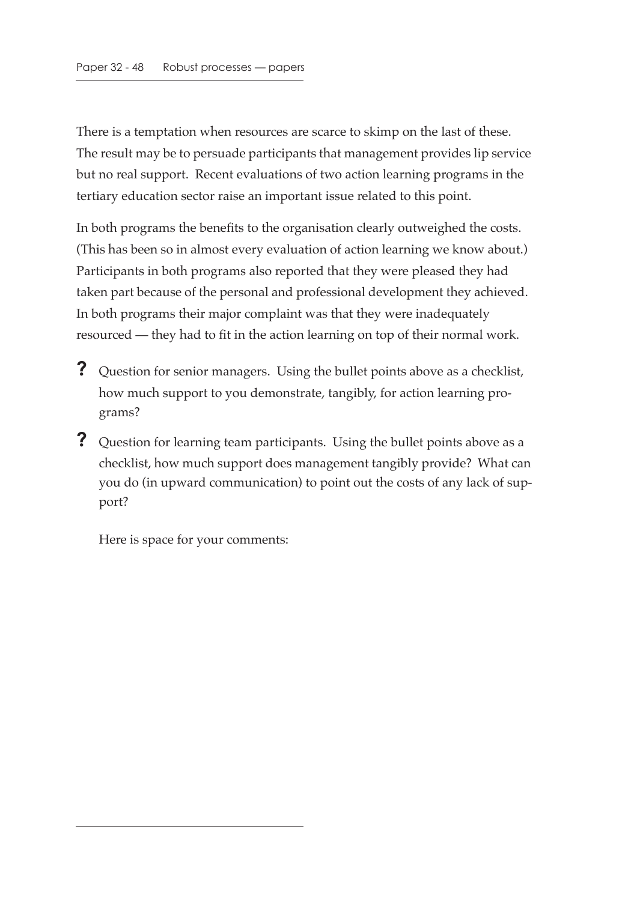There is a temptation when resources are scarce to skimp on the last of these. The result may be to persuade participants that management provides lip service but no real support. Recent evaluations of two action learning programs in the tertiary education sector raise an important issue related to this point.

In both programs the benefits to the organisation clearly outweighed the costs. (This has been so in almost every evaluation of action learning we know about.) Participants in both programs also reported that they were pleased they had taken part because of the personal and professional development they achieved. In both programs their major complaint was that they were inadequately resourced — they had to fit in the action learning on top of their normal work.

**?** Question for senior managers. Using the bullet points above as a checklist, how much support to you demonstrate, tangibly, for action learning programs?

**?** Question for learning team participants. Using the bullet points above as a checklist, how much support does management tangibly provide? What can you do (in upward communication) to point out the costs of any lack of support?

Here is space for your comments: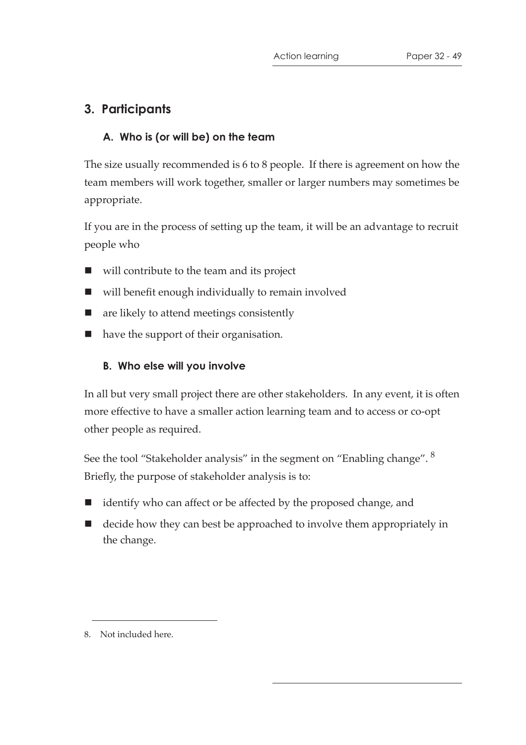## 3. Participants

### A. Who is (or will be) on the team

The size usually recommended is 6 to 8 people. If there is agreement on how the team members will work together, smaller or larger numbers may sometimes be appropriate.

If you are in the process of setting up the team, it will be an advantage to recruit people who

- will contribute to the team and its project
- will benefit enough individually to remain involved
- are likely to attend meetings consistently
- have the support of their organisation.

### B. Who else will you involve

In all but very small project there are other stakeholders. In any event, it is often more effective to have a smaller action learning team and to access or co-opt other people as required.

See the tool "Stakeholder analysis" in the segment on "Enabling change". [8] Briefly, the purpose of stakeholder analysis is to:

- identify who can affect or be affected by the proposed change, and
- decide how they can best be approached to involve them appropriately in the change.

8. Not included here.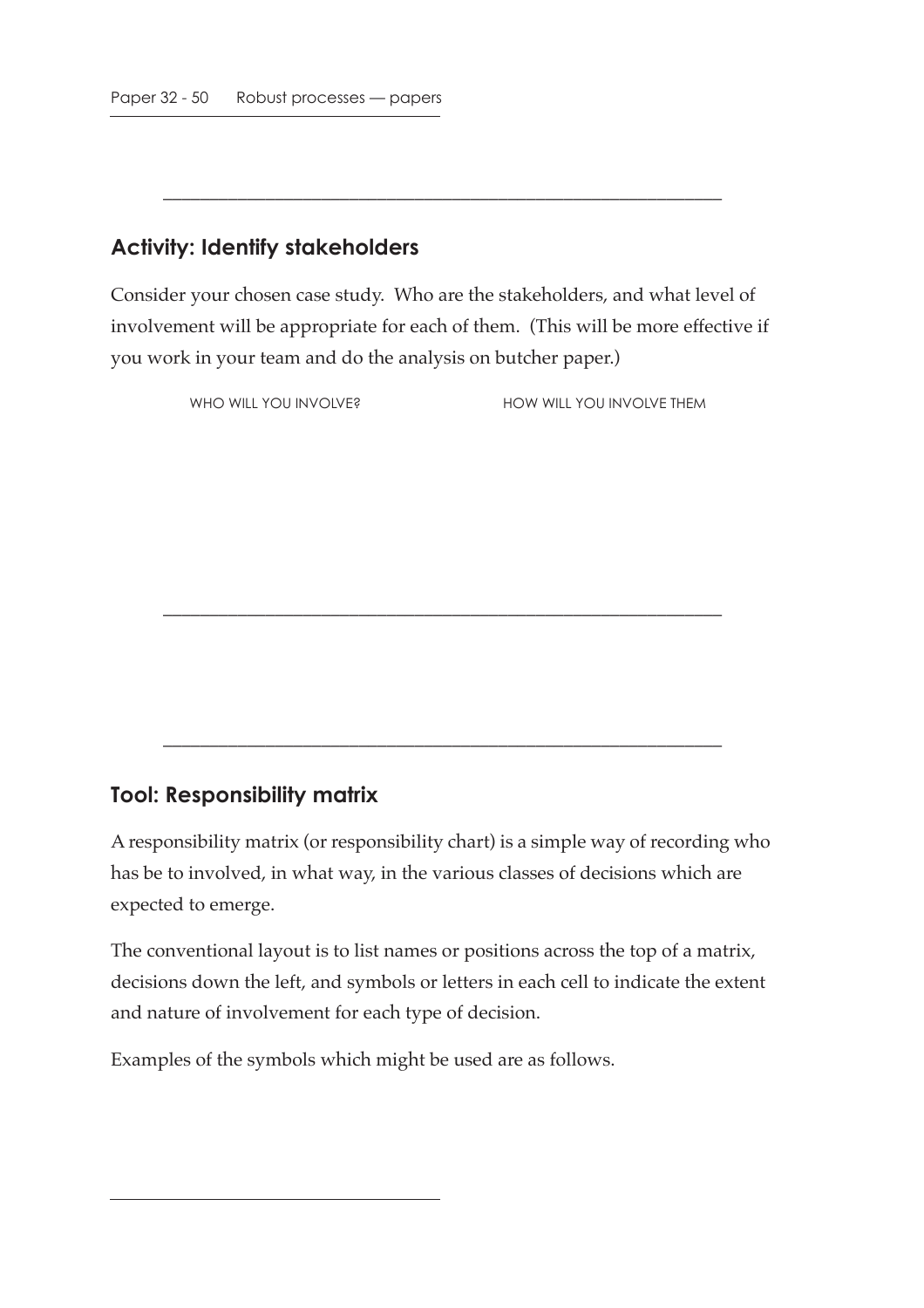---

## Activity: Identify stakeholders

Consider your chosen case study. Who are the stakeholders, and what level of involvement will be appropriate for each of them. (This will be more effective if you work in your team and do the analysis on butcher paper.)

| WHO WILL YOU INVOLVE? | HOW WILL YOU INVOLVE THEM |
|---|---|
| | |

---

---

## Tool: Responsibility matrix

A responsibility matrix (or responsibility chart) is a simple way of recording who has be to involved, in what way, in the various classes of decisions which are expected to emerge.

The conventional layout is to list names or positions across the top of a matrix, decisions down the left, and symbols or letters in each cell to indicate the extent and nature of involvement for each type of decision.

Examples of the symbols which might be used are as follows.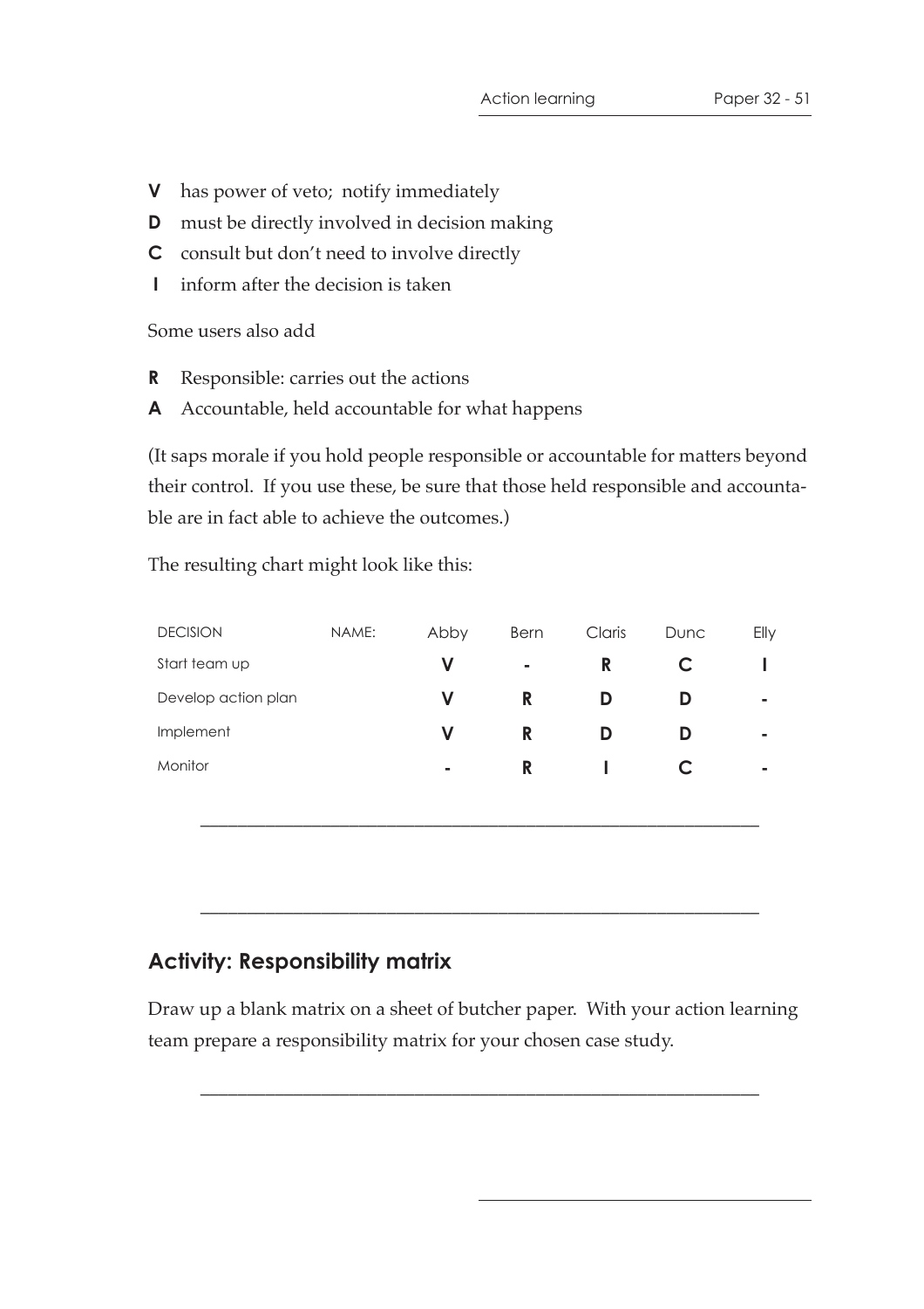- **V** has power of veto; notify immediately
- **D** must be directly involved in decision making
- **C** consult but don't need to involve directly
- **I** inform after the decision is taken

Some users also add

- **R** Responsible: carries out the actions
- **A** Accountable, held accountable for what happens

(It saps morale if you hold people responsible or accountable for matters beyond their control. If you use these, be sure that those held responsible and accountable are in fact able to achieve the outcomes.)

The resulting chart might look like this:

| DECISION | NAME: | Abby | Bern | Claris | Dunc | Elly |
|---|---|---|---|---|---|---|
| Start team up | | **V** | **-** | **R** | **C** | **I** |
| Develop action plan | | **V** | **R** | **D** | **D** | **-** |
| Implement | | **V** | **R** | **D** | **D** | **-** |
| Monitor | | **-** | **R** | **I** | **C** | **-** |

---

---

## Activity: Responsibility matrix

Draw up a blank matrix on a sheet of butcher paper. With your action learning team prepare a responsibility matrix for your chosen case study.

---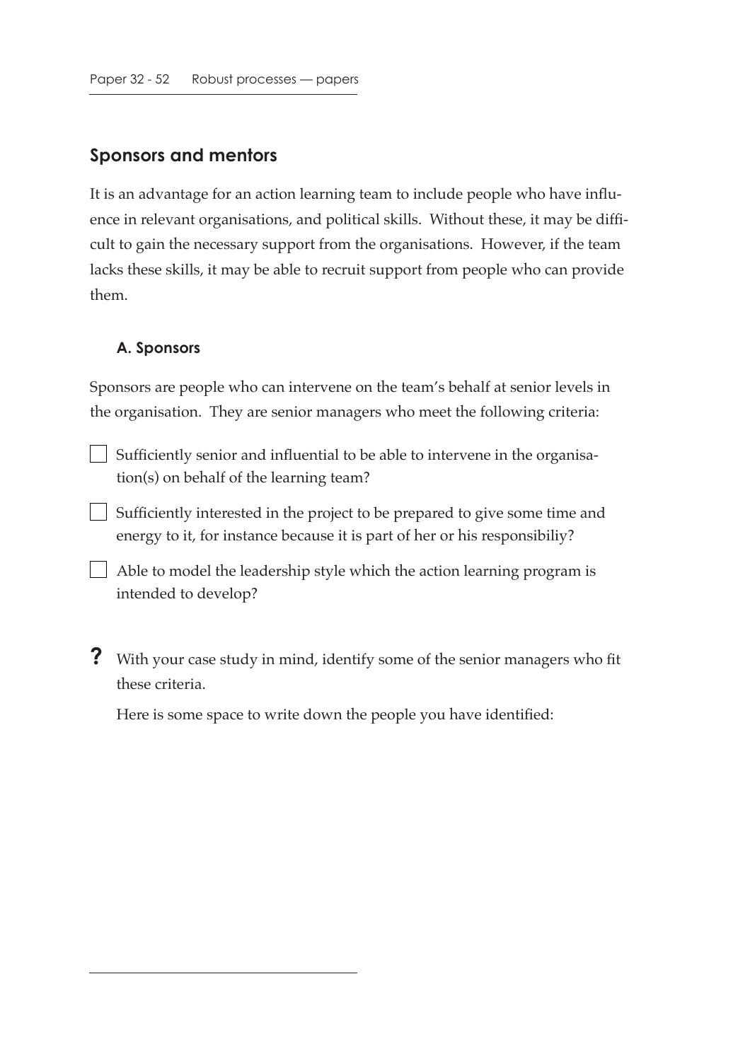## Sponsors and mentors

It is an advantage for an action learning team to include people who have influence in relevant organisations, and political skills. Without these, it may be difficult to gain the necessary support from the organisations. However, if the team lacks these skills, it may be able to recruit support from people who can provide them.

### A. Sponsors

Sponsors are people who can intervene on the team's behalf at senior levels in the organisation. They are senior managers who meet the following criteria:

- [ ] Sufficiently senior and influential to be able to intervene in the organisation(s) on behalf of the learning team?
- [ ] Sufficiently interested in the project to be prepared to give some time and energy to it, for instance because it is part of her or his responsibiliy?
- [ ] Able to model the leadership style which the action learning program is intended to develop?

**?** With your case study in mind, identify some of the senior managers who fit these criteria.

Here is some space to write down the people you have identified: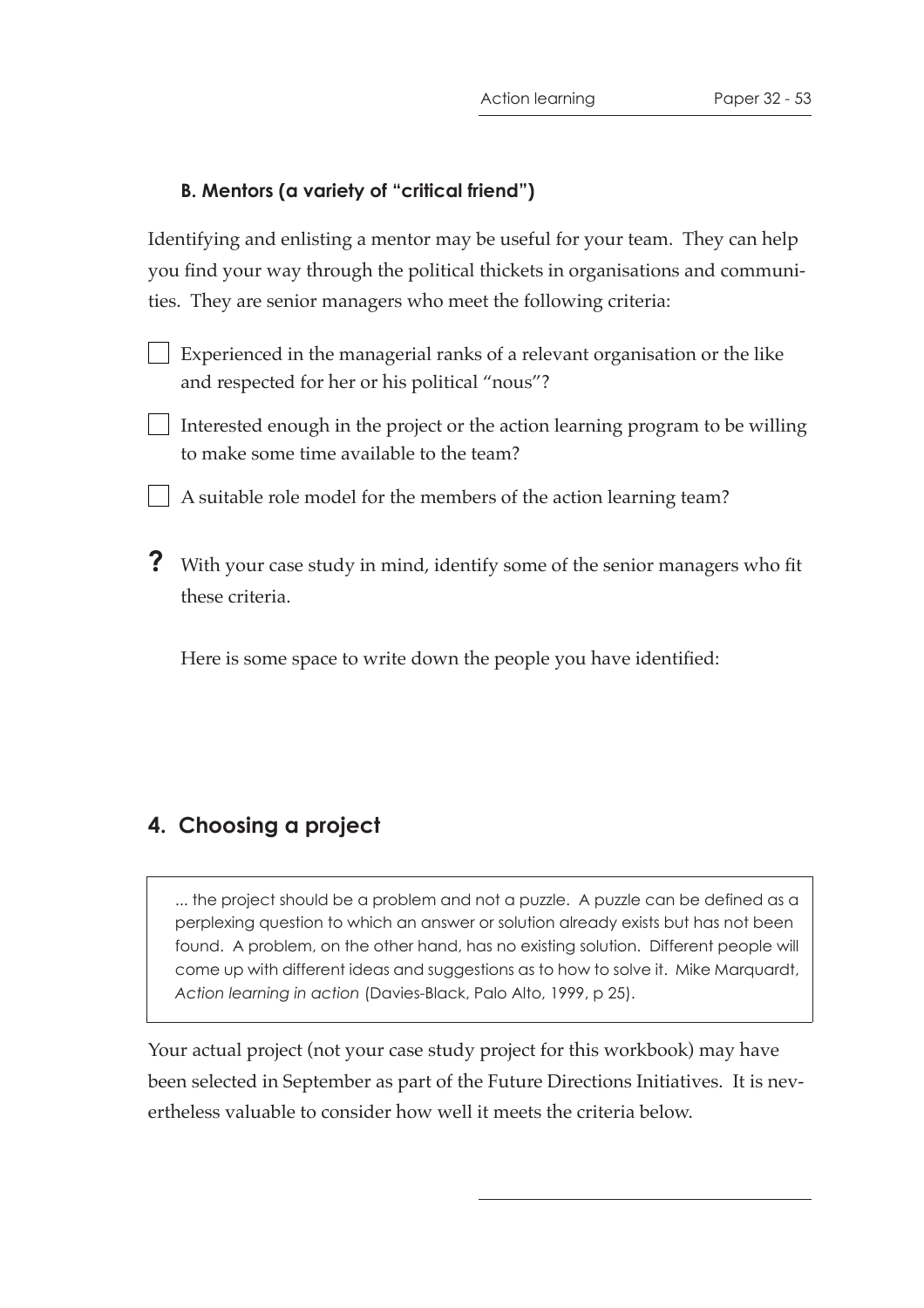### B. Mentors (a variety of "critical friend")

Identifying and enlisting a mentor may be useful for your team. They can help you find your way through the political thickets in organisations and communities. They are senior managers who meet the following criteria:

- [ ] Experienced in the managerial ranks of a relevant organisation or the like and respected for her or his political "nous"?
- [ ] Interested enough in the project or the action learning program to be willing to make some time available to the team?
- [ ] A suitable role model for the members of the action learning team?

**?** With your case study in mind, identify some of the senior managers who fit these criteria.

Here is some space to write down the people you have identified:

## 4. Choosing a project

> ... the project should be a problem and not a puzzle. A puzzle can be defined as a perplexing question to which an answer or solution already exists but has not been found. A problem, on the other hand, has no existing solution. Different people will come up with different ideas and suggestions as to how to solve it. Mike Marquardt, *Action learning in action* (Davies-Black, Palo Alto, 1999, p 25).

Your actual project (not your case study project for this workbook) may have been selected in September as part of the Future Directions Initiatives. It is nevertheless valuable to consider how well it meets the criteria below.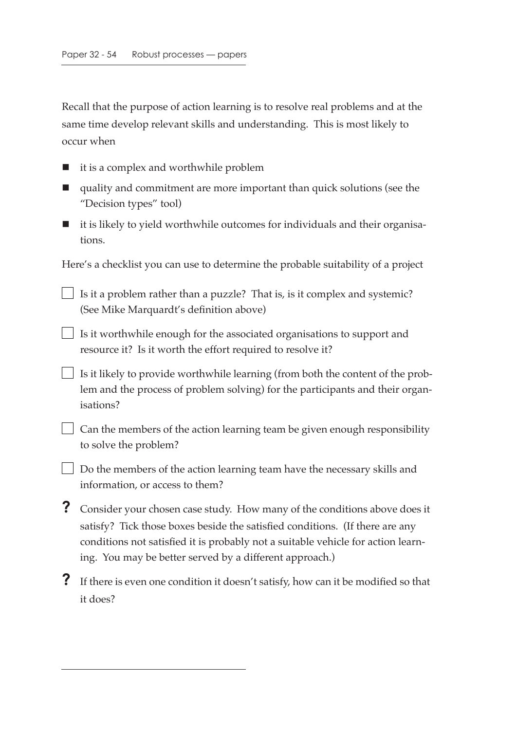Recall that the purpose of action learning is to resolve real problems and at the same time develop relevant skills and understanding. This is most likely to occur when

- it is a complex and worthwhile problem
- quality and commitment are more important than quick solutions (see the "Decision types" tool)
- it is likely to yield worthwhile outcomes for individuals and their organisations.

Here's a checklist you can use to determine the probable suitability of a project

- [ ] Is it a problem rather than a puzzle? That is, is it complex and systemic? (See Mike Marquardt's definition above)
- [ ] Is it worthwhile enough for the associated organisations to support and resource it? Is it worth the effort required to resolve it?
- [ ] Is it likely to provide worthwhile learning (from both the content of the problem and the process of problem solving) for the participants and their organisations?
- [ ] Can the members of the action learning team be given enough responsibility to solve the problem?
- [ ] Do the members of the action learning team have the necessary skills and information, or access to them?

**?** Consider your chosen case study. How many of the conditions above does it satisfy? Tick those boxes beside the satisfied conditions. (If there are any conditions not satisfied it is probably not a suitable vehicle for action learning. You may be better served by a different approach.)

**?** If there is even one condition it doesn't satisfy, how can it be modified so that it does?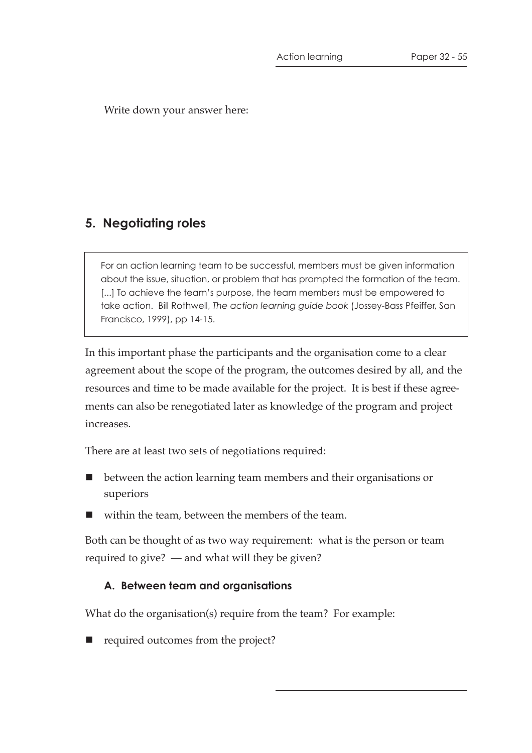Write down your answer here:

## 5. Negotiating roles

> For an action learning team to be successful, members must be given information about the issue, situation, or problem that has prompted the formation of the team. [...] To achieve the team's purpose, the team members must be empowered to take action. Bill Rothwell, *The action learning guide book* (Jossey-Bass Pfeiffer, San Francisco, 1999), pp 14-15.

In this important phase the participants and the organisation come to a clear agreement about the scope of the program, the outcomes desired by all, and the resources and time to be made available for the project. It is best if these agreements can also be renegotiated later as knowledge of the program and project increases.

There are at least two sets of negotiations required:

- between the action learning team members and their organisations or superiors
- within the team, between the members of the team.

Both can be thought of as two way requirement: what is the person or team required to give? — and what will they be given?

### A. Between team and organisations

What do the organisation(s) require from the team? For example:

- required outcomes from the project?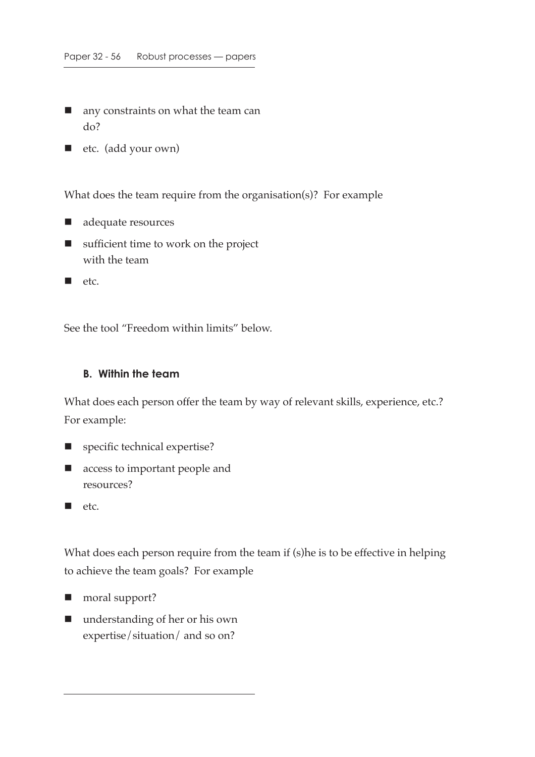- any constraints on what the team can do?
- etc. (add your own)

What does the team require from the organisation(s)? For example

- adequate resources
- sufficient time to work on the project with the team
- etc.

See the tool "Freedom within limits" below.

### B. Within the team

What does each person offer the team by way of relevant skills, experience, etc.? For example:

- specific technical expertise?
- access to important people and resources?
- etc.

What does each person require from the team if (s)he is to be effective in helping to achieve the team goals? For example

- moral support?
- understanding of her or his own expertise/situation/ and so on?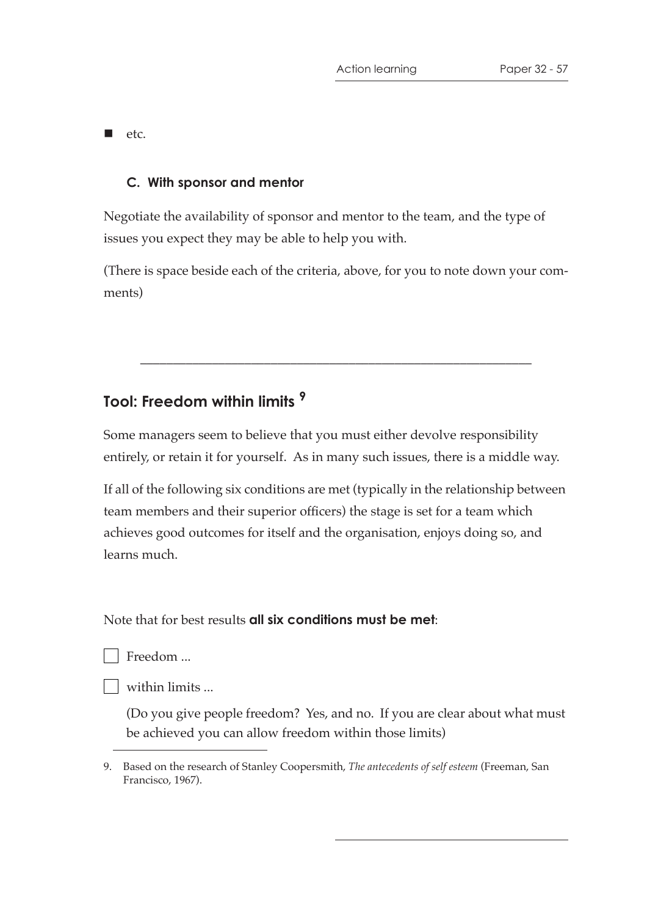- etc.

### C. With sponsor and mentor

Negotiate the availability of sponsor and mentor to the team, and the type of issues you expect they may be able to help you with.

(There is space beside each of the criteria, above, for you to note down your comments)

---

## Tool: Freedom within limits [9]

Some managers seem to believe that you must either devolve responsibility entirely, or retain it for yourself. As in many such issues, there is a middle way.

If all of the following six conditions are met (typically in the relationship between team members and their superior officers) the stage is set for a team which achieves good outcomes for itself and the organisation, enjoys doing so, and learns much.

Note that for best results **all six conditions must be met**:

- [ ] Freedom ...
- [ ] within limits ...

  (Do you give people freedom? Yes, and no. If you are clear about what must be achieved you can allow freedom within those limits)

---

9. Based on the research of Stanley Coopersmith, *The antecedents of self esteem* (Freeman, San Francisco, 1967).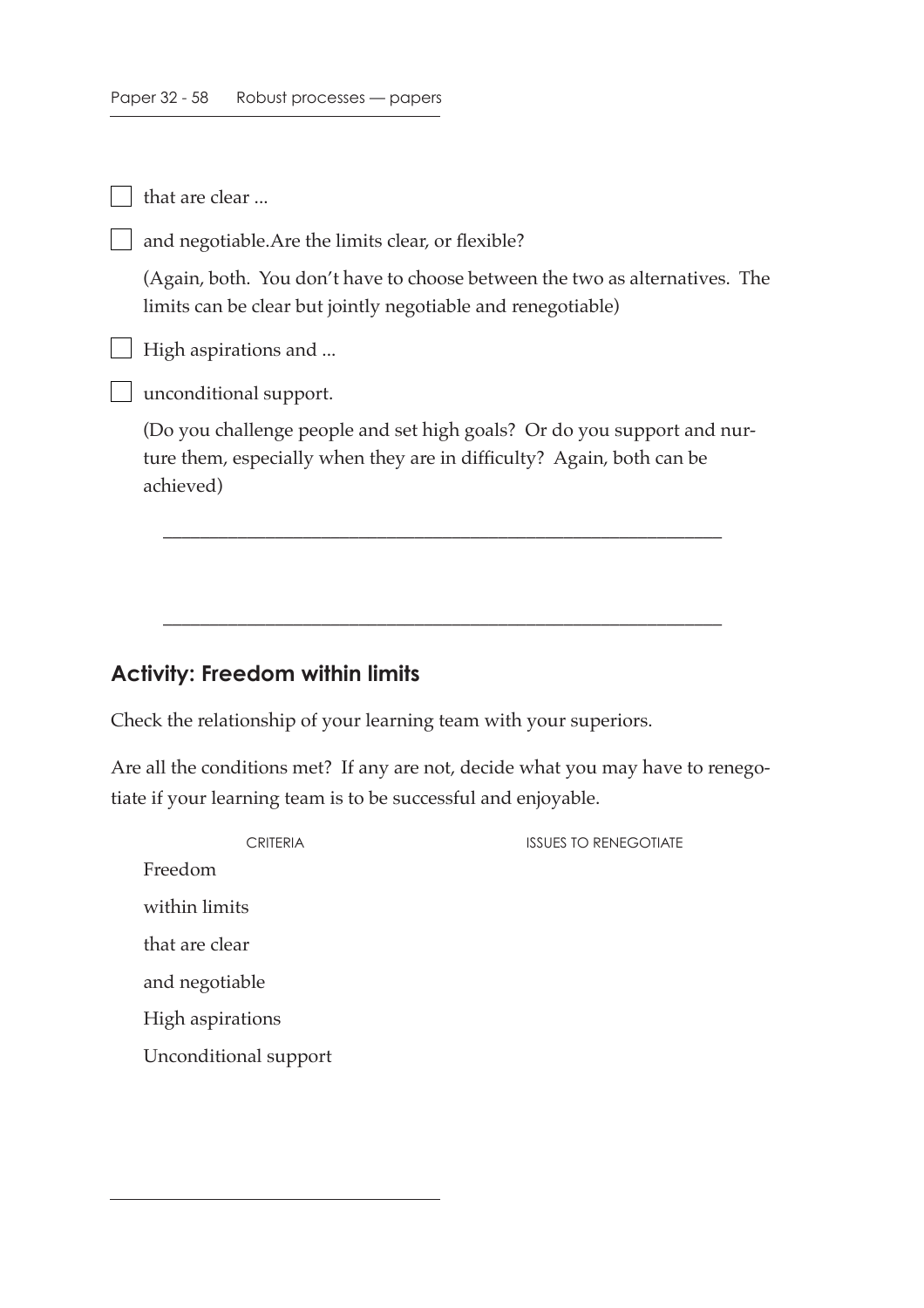- [ ] that are clear ...
- [ ] and negotiable.Are the limits clear, or flexible?

  (Again, both. You don't have to choose between the two as alternatives. The limits can be clear but jointly negotiable and renegotiable)

- [ ] High aspirations and ...
- [ ] unconditional support.

  (Do you challenge people and set high goals? Or do you support and nurture them, especially when they are in difficulty? Again, both can be achieved)

___________________________________________________________

___________________________________________________________

## Activity: Freedom within limits

Check the relationship of your learning team with your superiors.

Are all the conditions met? If any are not, decide what you may have to renegotiate if your learning team is to be successful and enjoyable.

| CRITERIA | ISSUES TO RENEGOTIATE |
|---|---|
| Freedom | |
| within limits | |
| that are clear | |
| and negotiable | |
| High aspirations | |
| Unconditional support | |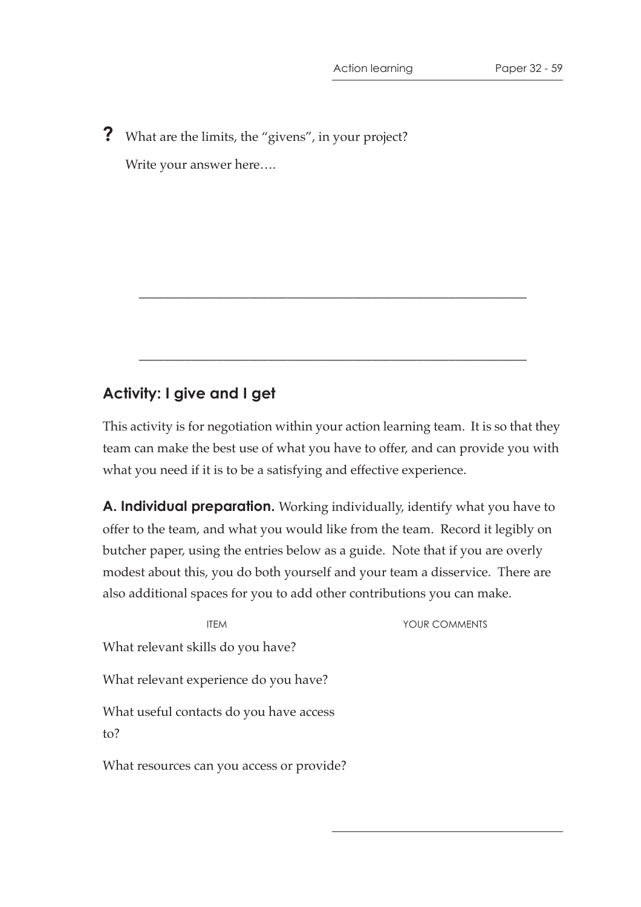**?** What are the limits, the "givens", in your project?

Write your answer here….

## Activity: I give and I get

This activity is for negotiation within your action learning team. It is so that they team can make the best use of what you have to offer, and can provide you with what you need if it is to be a satisfying and effective experience.

**A. Individual preparation.** Working individually, identify what you have to offer to the team, and what you would like from the team. Record it legibly on butcher paper, using the entries below as a guide. Note that if you are overly modest about this, you do both yourself and your team a disservice. There are also additional spaces for you to add other contributions you can make.

| ITEM | YOUR COMMENTS |
|---|---|
| What relevant skills do you have? | |
| What relevant experience do you have? | |
| What useful contacts do you have access to? | |
| What resources can you access or provide? | |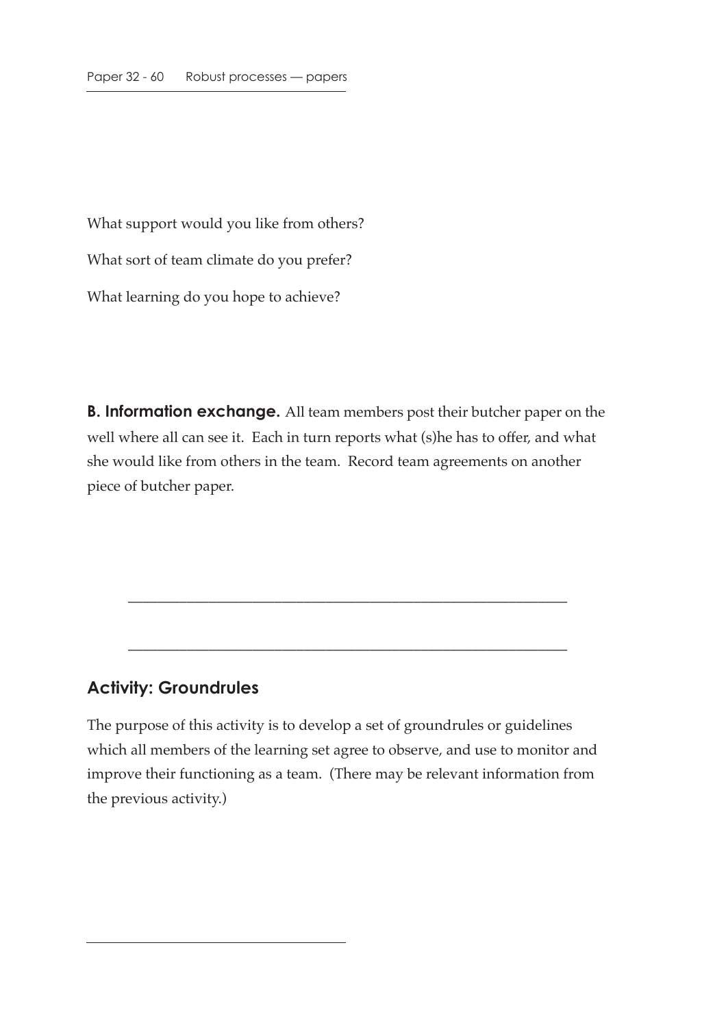What support would you like from others?

What sort of team climate do you prefer?

What learning do you hope to achieve?

**B. Information exchange.** All team members post their butcher paper on the well where all can see it. Each in turn reports what (s)he has to offer, and what she would like from others in the team. Record team agreements on another piece of butcher paper.

___

## Activity: Groundrules

The purpose of this activity is to develop a set of groundrules or guidelines which all members of the learning set agree to observe, and use to monitor and improve their functioning as a team. (There may be relevant information from the previous activity.)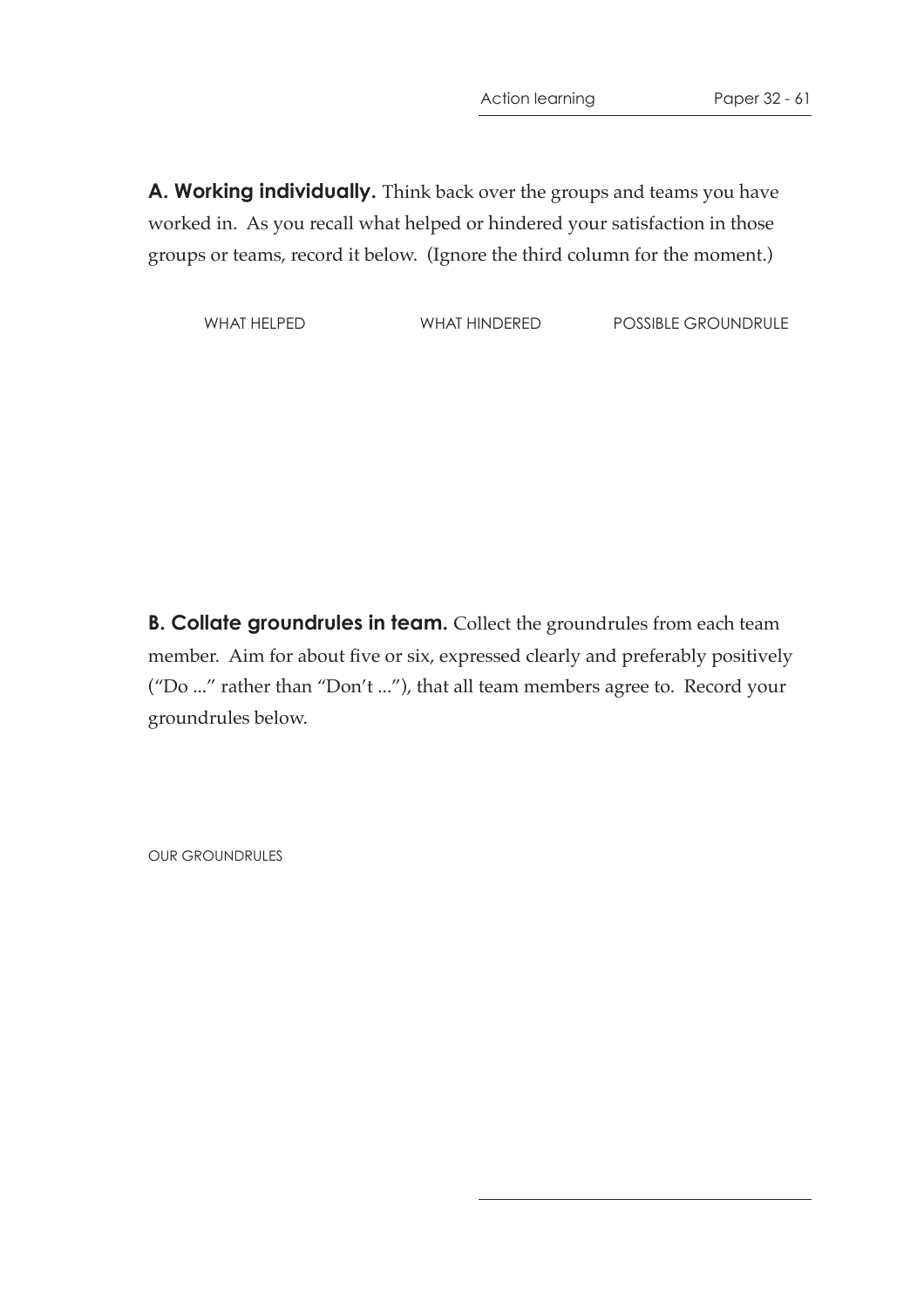**A. Working individually.** Think back over the groups and teams you have worked in. As you recall what helped or hindered your satisfaction in those groups or teams, record it below. (Ignore the third column for the moment.)

| WHAT HELPED | WHAT HINDERED | POSSIBLE GROUNDRULE |
|---|---|---|
| | | |

**B. Collate groundrules in team.** Collect the groundrules from each team member. Aim for about five or six, expressed clearly and preferably positively ("Do ..." rather than "Don't ..."), that all team members agree to. Record your groundrules below.

OUR GROUNDRULES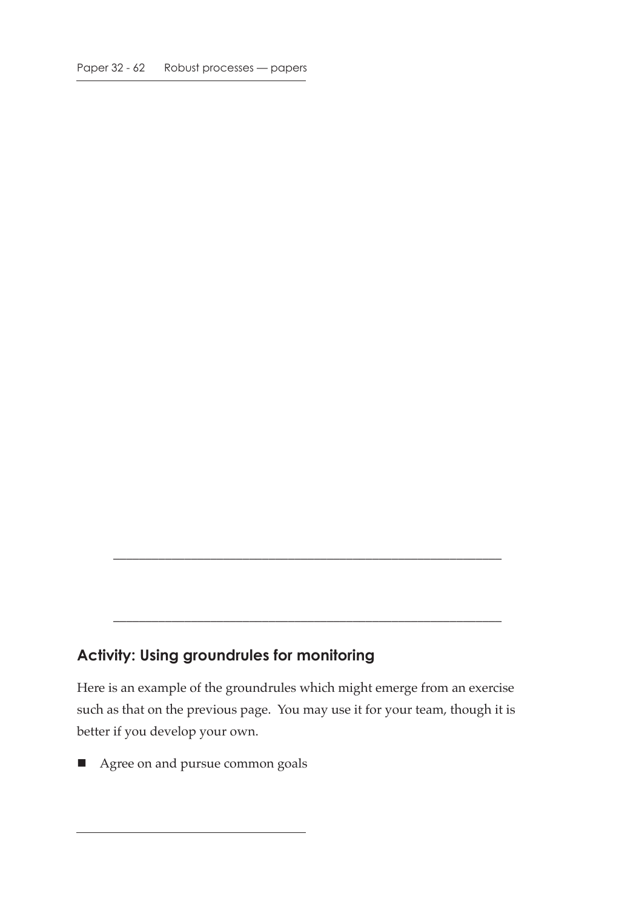___________________________________________________________

___________________________________________________________

## Activity: Using groundrules for monitoring

Here is an example of the groundrules which might emerge from an exercise such as that on the previous page. You may use it for your team, though it is better if you develop your own.

- Agree on and pursue common goals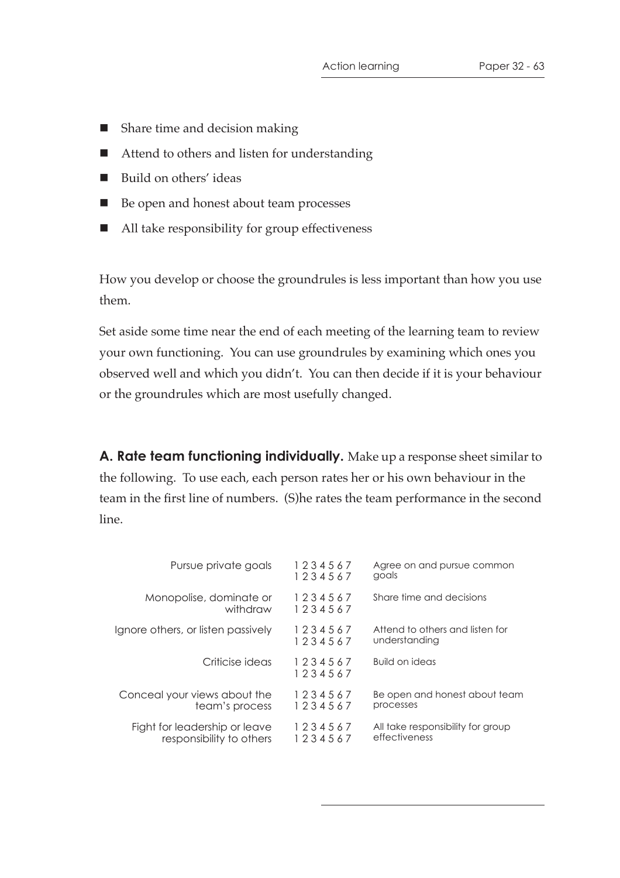- Share time and decision making
- Attend to others and listen for understanding
- Build on others' ideas
- Be open and honest about team processes
- All take responsibility for group effectiveness

How you develop or choose the groundrules is less important than how you use them.

Set aside some time near the end of each meeting of the learning team to review your own functioning. You can use groundrules by examining which ones you observed well and which you didn't. You can then decide if it is your behaviour or the groundrules which are most usefully changed.

**A. Rate team functioning individually.** Make up a response sheet similar to the following. To use each, each person rates her or his own behaviour in the team in the first line of numbers. (S)he rates the team performance in the second line.

| | | |
|---|---|---|
| Pursue private goals | 1 2 3 4 5 6 7<br>1 2 3 4 5 6 7 | Agree on and pursue common goals |
| Monopolise, dominate or withdraw | 1 2 3 4 5 6 7<br>1 2 3 4 5 6 7 | Share time and decisions |
| Ignore others, or listen passively | 1 2 3 4 5 6 7<br>1 2 3 4 5 6 7 | Attend to others and listen for understanding |
| Criticise ideas | 1 2 3 4 5 6 7<br>1 2 3 4 5 6 7 | Build on ideas |
| Conceal your views about the team's process | 1 2 3 4 5 6 7<br>1 2 3 4 5 6 7 | Be open and honest about team processes |
| Fight for leadership or leave responsibility to others | 1 2 3 4 5 6 7<br>1 2 3 4 5 6 7 | All take responsibility for group effectiveness |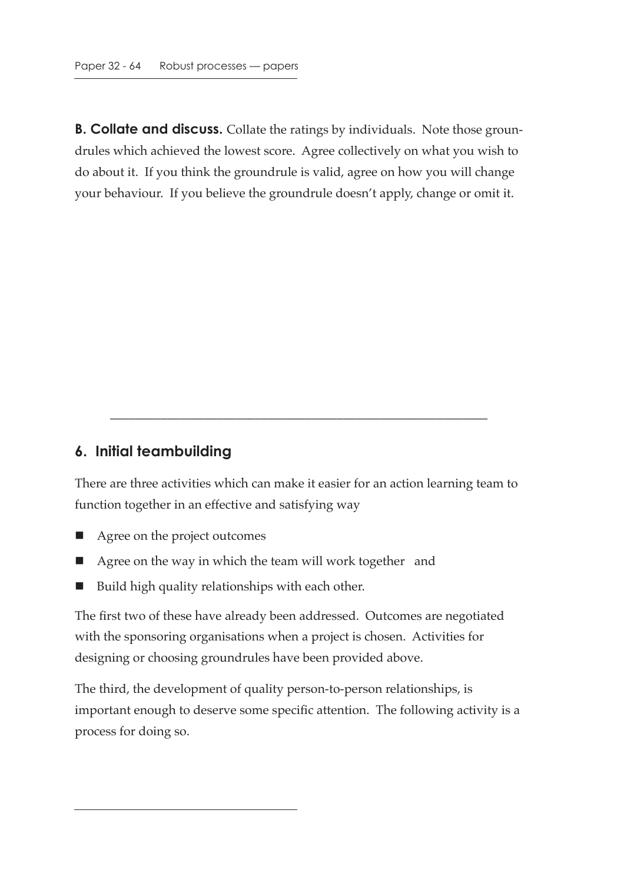**B. Collate and discuss.** Collate the ratings by individuals. Note those groundrules which achieved the lowest score. Agree collectively on what you wish to do about it. If you think the groundrule is valid, agree on how you will change your behaviour. If you believe the groundrule doesn't apply, change or omit it.

---

## 6. Initial teambuilding

There are three activities which can make it easier for an action learning team to function together in an effective and satisfying way

- Agree on the project outcomes
- Agree on the way in which the team will work together and
- Build high quality relationships with each other.

The first two of these have already been addressed. Outcomes are negotiated with the sponsoring organisations when a project is chosen. Activities for designing or choosing groundrules have been provided above.

The third, the development of quality person-to-person relationships, is important enough to deserve some specific attention. The following activity is a process for doing so.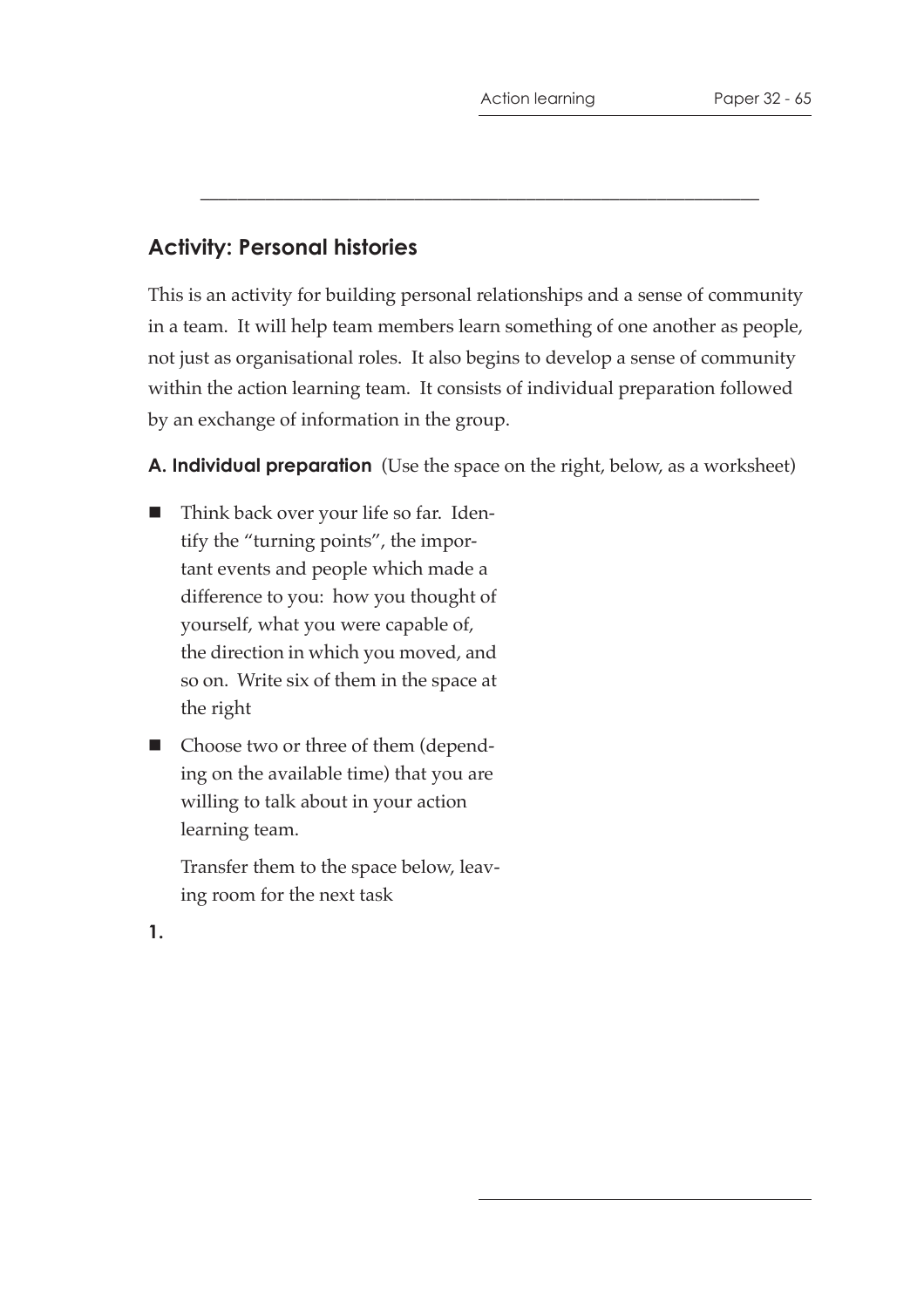## Activity: Personal histories

This is an activity for building personal relationships and a sense of community in a team. It will help team members learn something of one another as people, not just as organisational roles. It also begins to develop a sense of community within the action learning team. It consists of individual preparation followed by an exchange of information in the group.

**A. Individual preparation** (Use the space on the right, below, as a worksheet)

- Think back over your life so far. Identify the "turning points", the important events and people which made a difference to you: how you thought of yourself, what you were capable of, the direction in which you moved, and so on. Write six of them in the space at the right
- Choose two or three of them (depending on the available time) that you are willing to talk about in your action learning team.

  Transfer them to the space below, leaving room for the next task

**1.**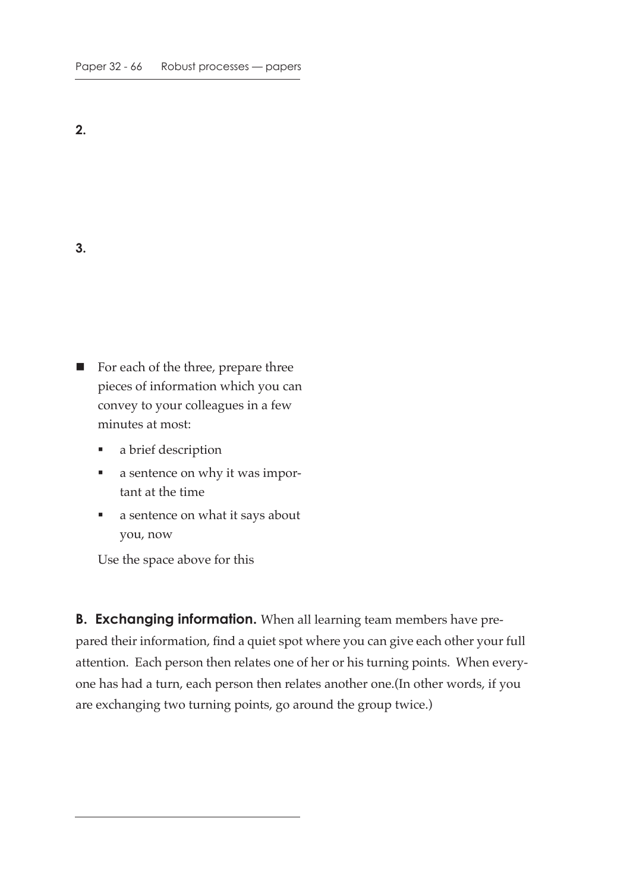**2.**

**3.**

- For each of the three, prepare three pieces of information which you can convey to your colleagues in a few minutes at most:
  - a brief description
  - a sentence on why it was important at the time
  - a sentence on what it says about you, now

  Use the space above for this

**B. Exchanging information.** When all learning team members have prepared their information, find a quiet spot where you can give each other your full attention. Each person then relates one of her or his turning points. When everyone has had a turn, each person then relates another one.(In other words, if you are exchanging two turning points, go around the group twice.)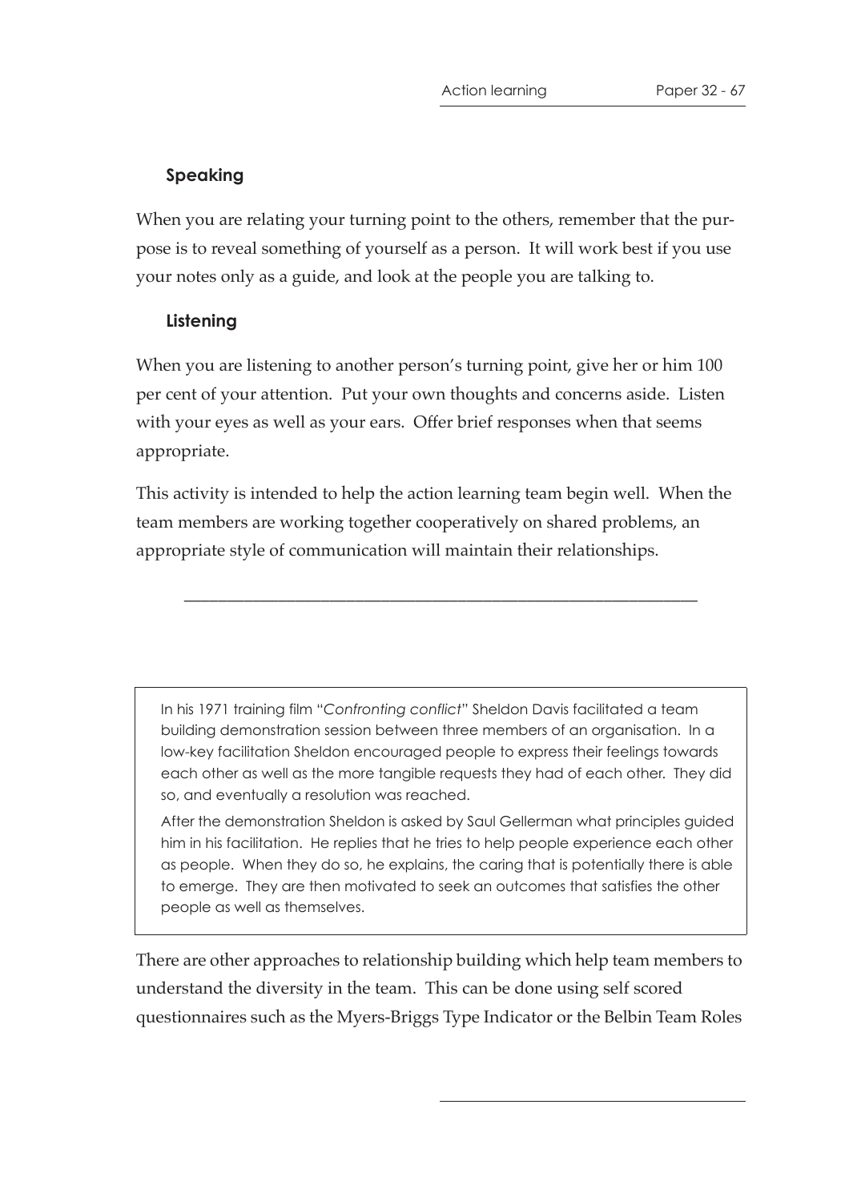### Speaking

When you are relating your turning point to the others, remember that the purpose is to reveal something of yourself as a person. It will work best if you use your notes only as a guide, and look at the people you are talking to.

### Listening

When you are listening to another person's turning point, give her or him 100 per cent of your attention. Put your own thoughts and concerns aside. Listen with your eyes as well as your ears. Offer brief responses when that seems appropriate.

This activity is intended to help the action learning team begin well. When the team members are working together cooperatively on shared problems, an appropriate style of communication will maintain their relationships.

---

> In his 1971 training film "*Confronting conflict*" Sheldon Davis facilitated a team building demonstration session between three members of an organisation. In a low-key facilitation Sheldon encouraged people to express their feelings towards each other as well as the more tangible requests they had of each other. They did so, and eventually a resolution was reached.
>
> After the demonstration Sheldon is asked by Saul Gellerman what principles guided him in his facilitation. He replies that he tries to help people experience each other as people. When they do so, he explains, the caring that is potentially there is able to emerge. They are then motivated to seek an outcomes that satisfies the other people as well as themselves.

There are other approaches to relationship building which help team members to understand the diversity in the team. This can be done using self scored questionnaires such as the Myers-Briggs Type Indicator or the Belbin Team Roles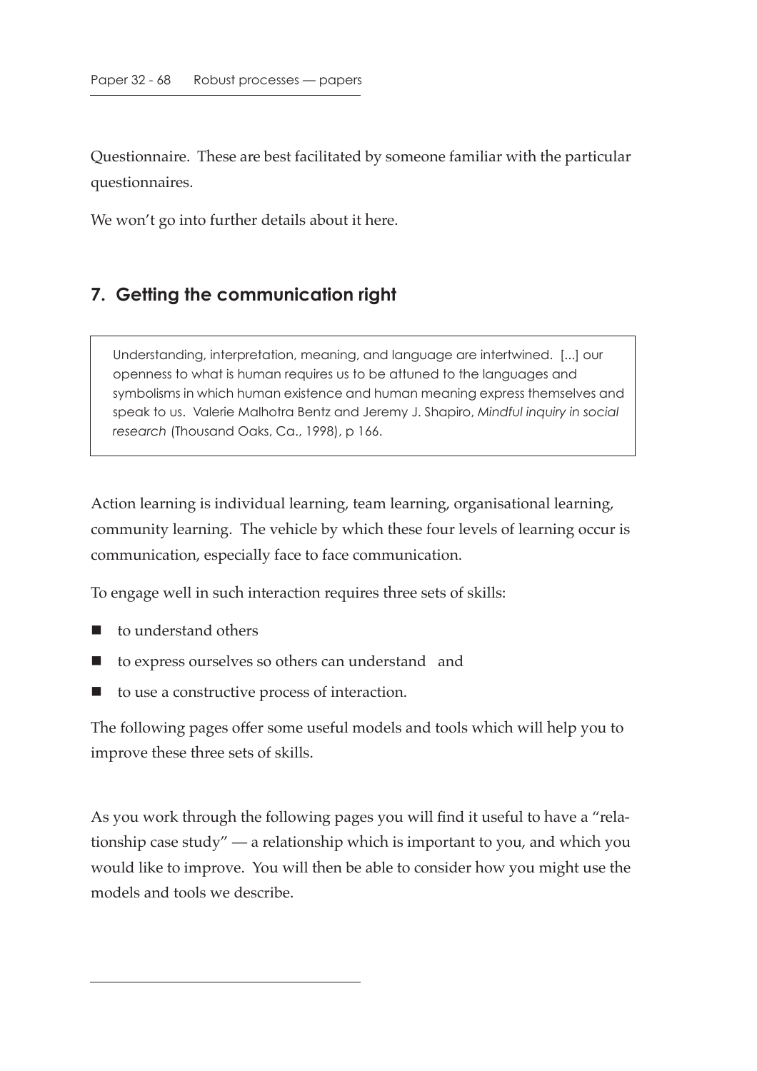Questionnaire. These are best facilitated by someone familiar with the particular questionnaires.

We won't go into further details about it here.

## 7. Getting the communication right

> Understanding, interpretation, meaning, and language are intertwined. [...] our openness to what is human requires us to be attuned to the languages and symbolisms in which human existence and human meaning express themselves and speak to us. Valerie Malhotra Bentz and Jeremy J. Shapiro, *Mindful inquiry in social research* (Thousand Oaks, Ca., 1998), p 166.

Action learning is individual learning, team learning, organisational learning, community learning. The vehicle by which these four levels of learning occur is communication, especially face to face communication.

To engage well in such interaction requires three sets of skills:

- to understand others
- to express ourselves so others can understand and
- to use a constructive process of interaction.

The following pages offer some useful models and tools which will help you to improve these three sets of skills.

As you work through the following pages you will find it useful to have a "relationship case study" — a relationship which is important to you, and which you would like to improve. You will then be able to consider how you might use the models and tools we describe.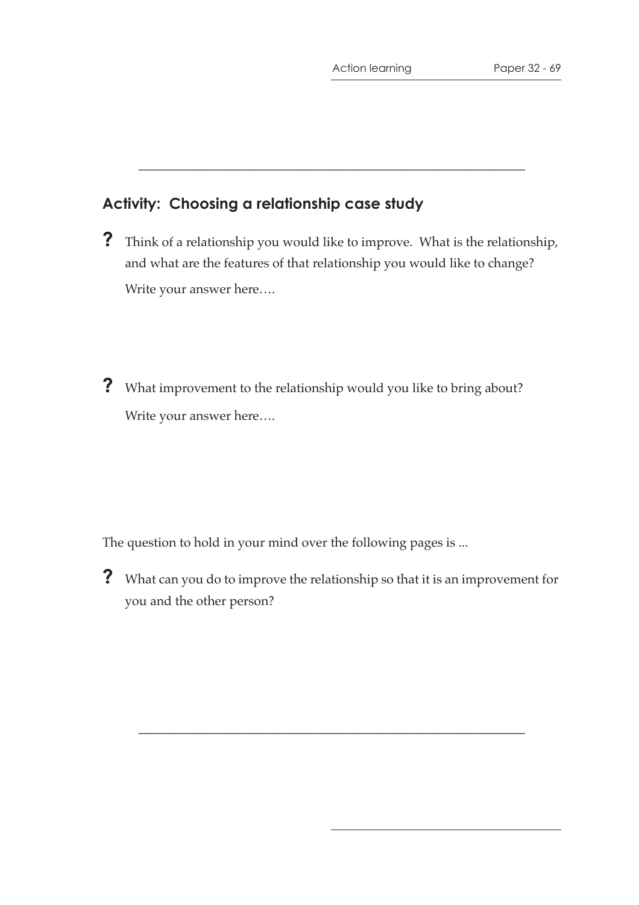## Activity: Choosing a relationship case study

**?** Think of a relationship you would like to improve. What is the relationship, and what are the features of that relationship you would like to change?

Write your answer here….

**?** What improvement to the relationship would you like to bring about?

Write your answer here….

The question to hold in your mind over the following pages is ...

**?** What can you do to improve the relationship so that it is an improvement for you and the other person?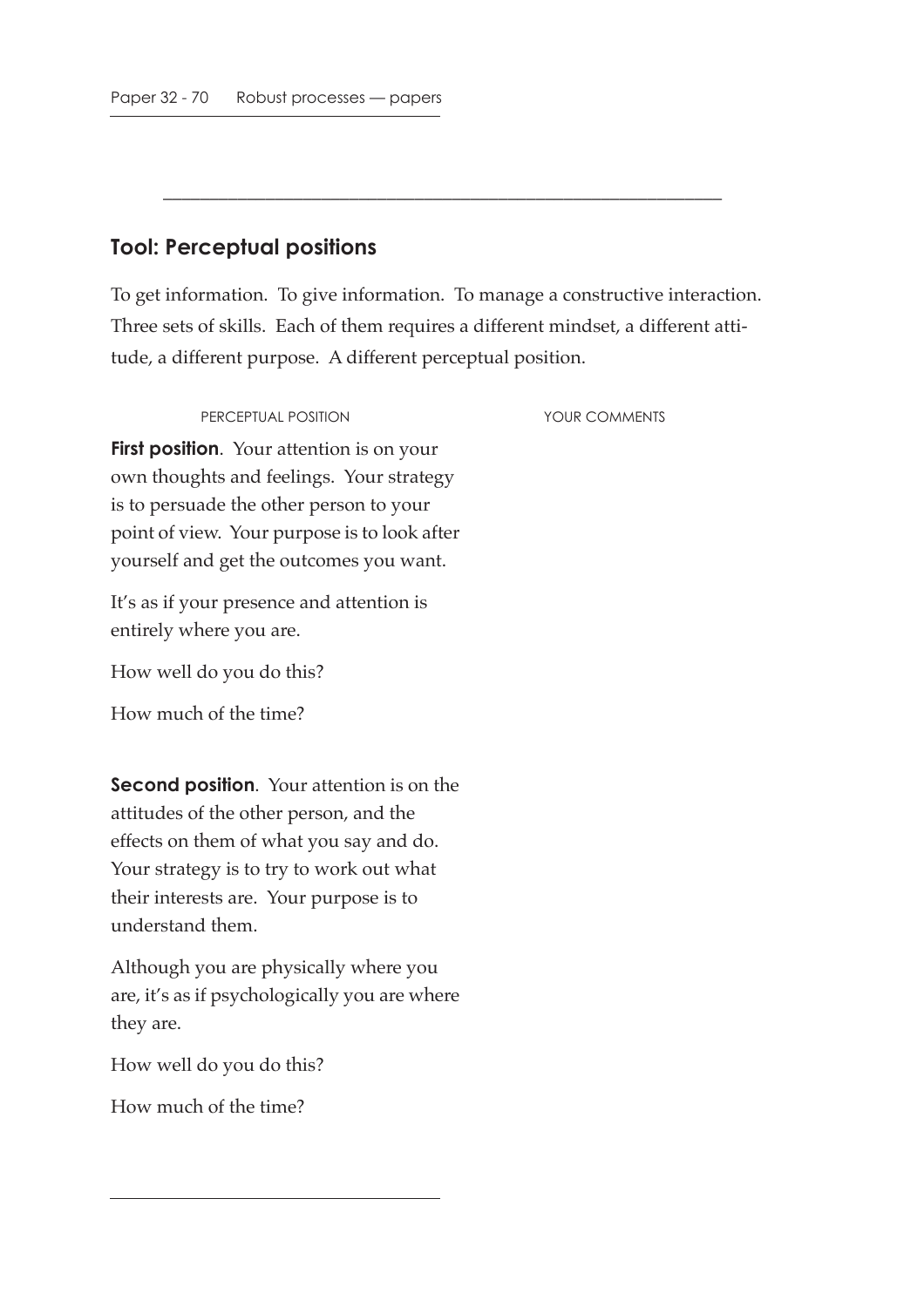## Tool: Perceptual positions

To get information. To give information. To manage a constructive interaction. Three sets of skills. Each of them requires a different mindset, a different attitude, a different purpose. A different perceptual position.

| PERCEPTUAL POSITION | YOUR COMMENTS |
| --- | --- |
| **First position**. Your attention is on your own thoughts and feelings. Your strategy is to persuade the other person to your point of view. Your purpose is to look after yourself and get the outcomes you want.<br><br>It's as if your presence and attention is entirely where you are.<br><br>How well do you do this?<br><br>How much of the time? | |
| **Second position**. Your attention is on the attitudes of the other person, and the effects on them of what you say and do. Your strategy is to try to work out what their interests are. Your purpose is to understand them.<br><br>Although you are physically where you are, it's as if psychologically you are where they are.<br><br>How well do you do this?<br><br>How much of the time? | |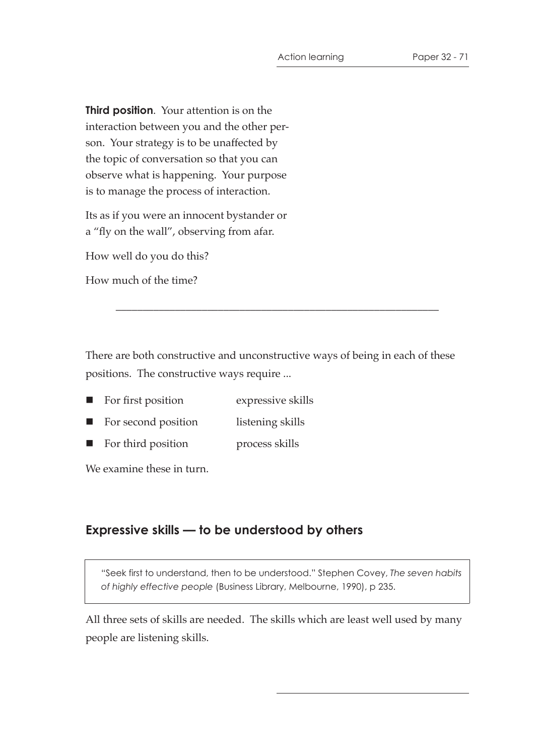**Third position**. Your attention is on the interaction between you and the other person. Your strategy is to be unaffected by the topic of conversation so that you can observe what is happening. Your purpose is to manage the process of interaction.

Its as if you were an innocent bystander or a "fly on the wall", observing from afar.

How well do you do this?

How much of the time?

---

There are both constructive and unconstructive ways of being in each of these positions. The constructive ways require ...

- For first position — expressive skills
- For second position — listening skills
- For third position — process skills

We examine these in turn.

## Expressive skills — to be understood by others

> "Seek first to understand, then to be understood." Stephen Covey, *The seven habits of highly effective people* (Business Library, Melbourne, 1990), p 235.

All three sets of skills are needed. The skills which are least well used by many people are listening skills.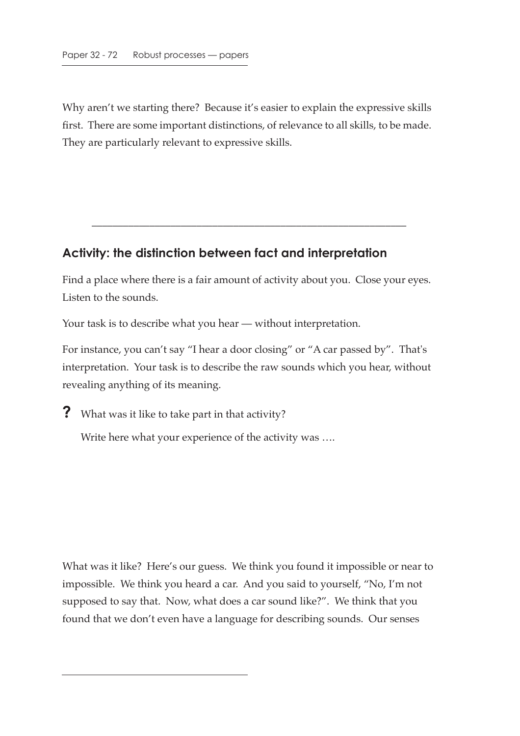Why aren't we starting there? Because it's easier to explain the expressive skills first. There are some important distinctions, of relevance to all skills, to be made. They are particularly relevant to expressive skills.

---

## Activity: the distinction between fact and interpretation

Find a place where there is a fair amount of activity about you. Close your eyes. Listen to the sounds.

Your task is to describe what you hear — without interpretation.

For instance, you can't say "I hear a door closing" or "A car passed by". That's interpretation. Your task is to describe the raw sounds which you hear, without revealing anything of its meaning.

**?** What was it like to take part in that activity?

Write here what your experience of the activity was ….

What was it like? Here's our guess. We think you found it impossible or near to impossible. We think you heard a car. And you said to yourself, "No, I'm not supposed to say that. Now, what does a car sound like?". We think that you found that we don't even have a language for describing sounds. Our senses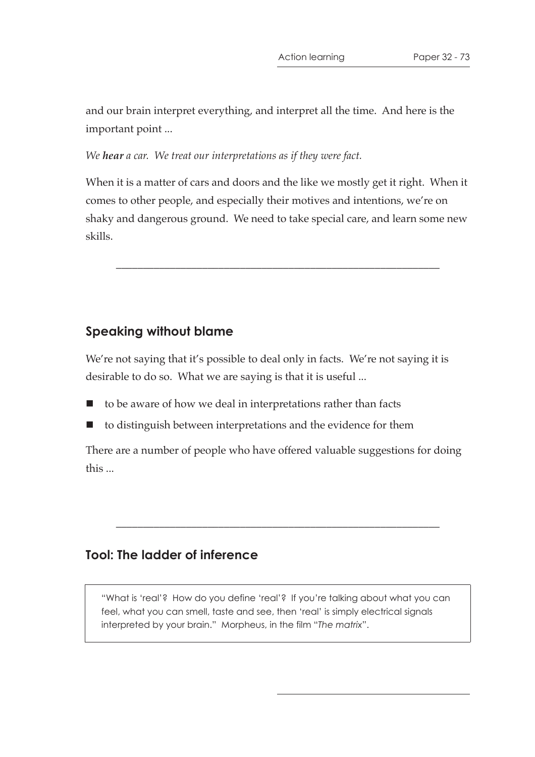and our brain interpret everything, and interpret all the time. And here is the important point ...

*We **hear** a car. We treat our interpretations as if they were fact.*

When it is a matter of cars and doors and the like we mostly get it right. When it comes to other people, and especially their motives and intentions, we're on shaky and dangerous ground. We need to take special care, and learn some new skills.

---

## Speaking without blame

We're not saying that it's possible to deal only in facts. We're not saying it is desirable to do so. What we are saying is that it is useful ...

- to be aware of how we deal in interpretations rather than facts
- to distinguish between interpretations and the evidence for them

There are a number of people who have offered valuable suggestions for doing this ...

---

## Tool: The ladder of inference

> "What is 'real'? How do you define 'real'? If you're talking about what you can feel, what you can smell, taste and see, then 'real' is simply electrical signals interpreted by your brain." Morpheus, in the film "*The matrix*".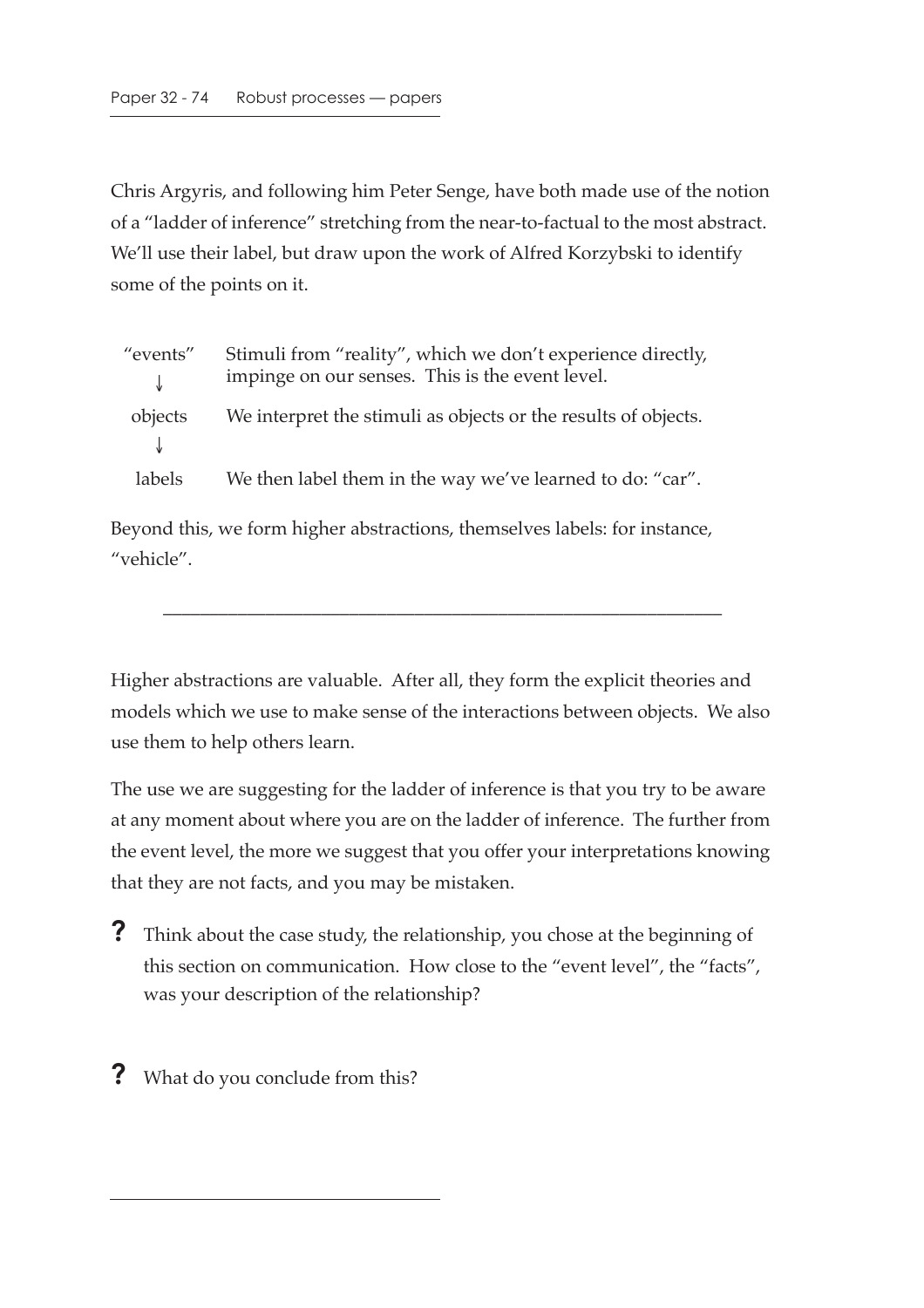Chris Argyris, and following him Peter Senge, have both made use of the notion of a "ladder of inference" stretching from the near-to-factual to the most abstract. We'll use their label, but draw upon the work of Alfred Korzybski to identify some of the points on it.

| | |
|---|---|
| "events" ↓ | Stimuli from "reality", which we don't experience directly, impinge on our senses. This is the event level. |
| objects ↓ | We interpret the stimuli as objects or the results of objects. |
| labels | We then label them in the way we've learned to do: "car". |

Beyond this, we form higher abstractions, themselves labels: for instance, "vehicle".

---

Higher abstractions are valuable. After all, they form the explicit theories and models which we use to make sense of the interactions between objects. We also use them to help others learn.

The use we are suggesting for the ladder of inference is that you try to be aware at any moment about where you are on the ladder of inference. The further from the event level, the more we suggest that you offer your interpretations knowing that they are not facts, and you may be mistaken.

**?** Think about the case study, the relationship, you chose at the beginning of this section on communication. How close to the "event level", the "facts", was your description of the relationship?

**?** What do you conclude from this?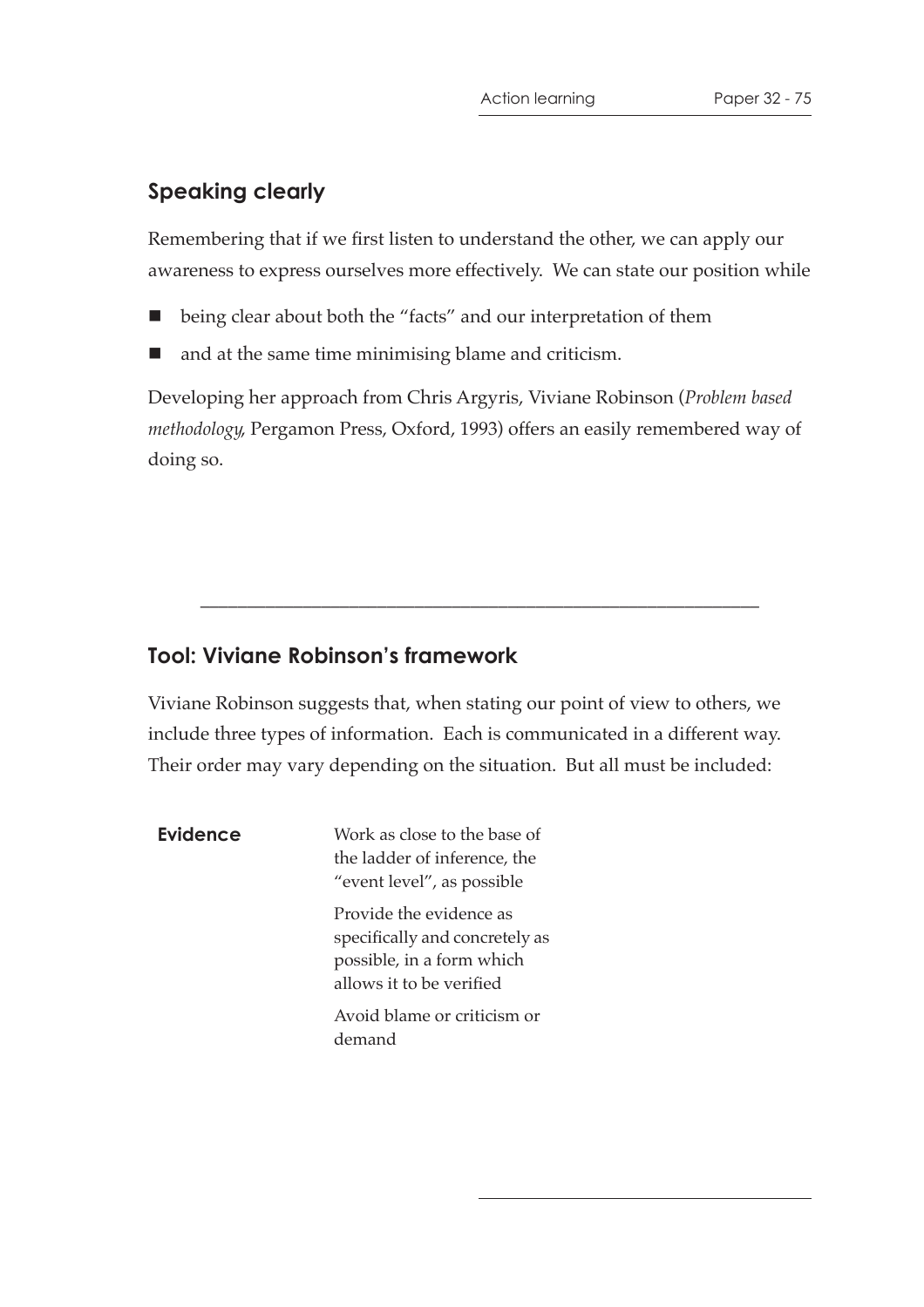## Speaking clearly

Remembering that if we first listen to understand the other, we can apply our awareness to express ourselves more effectively. We can state our position while

- being clear about both the "facts" and our interpretation of them
- and at the same time minimising blame and criticism.

Developing her approach from Chris Argyris, Viviane Robinson (*Problem based methodology*, Pergamon Press, Oxford, 1993) offers an easily remembered way of doing so.

---

## Tool: Viviane Robinson's framework

Viviane Robinson suggests that, when stating our point of view to others, we include three types of information. Each is communicated in a different way. Their order may vary depending on the situation. But all must be included:

| | |
|---|---|
| **Evidence** | Work as close to the base of the ladder of inference, the "event level", as possible<br><br>Provide the evidence as specifically and concretely as possible, in a form which allows it to be verified<br><br>Avoid blame or criticism or demand |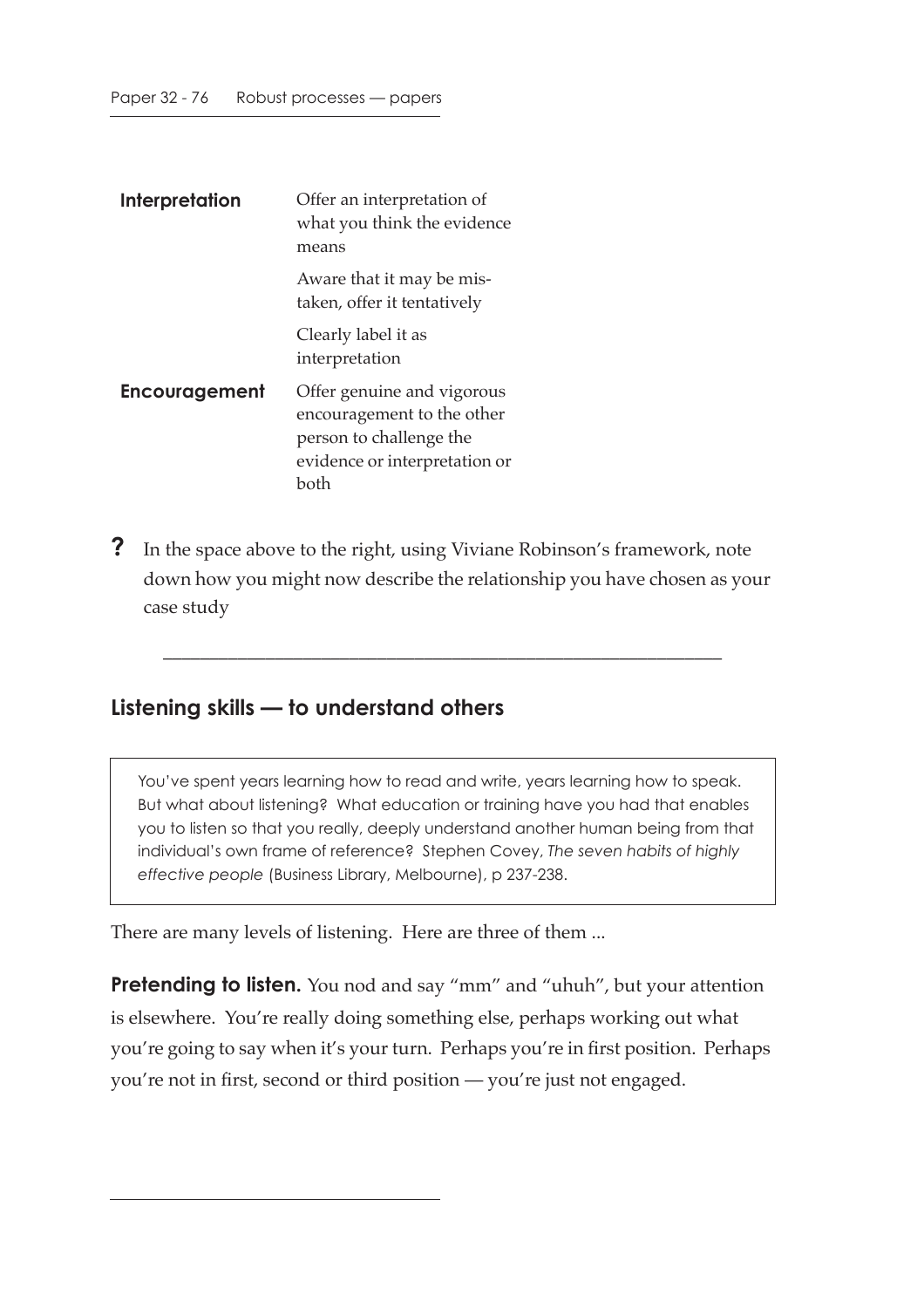| | |
|---|---|
| **Interpretation** | Offer an interpretation of what you think the evidence means |
| | Aware that it may be mistaken, offer it tentatively |
| | Clearly label it as interpretation |
| **Encouragement** | Offer genuine and vigorous encouragement to the other person to challenge the evidence or interpretation or both |

**?** In the space above to the right, using Viviane Robinson's framework, note down how you might now describe the relationship you have chosen as your case study

---

## Listening skills — to understand others

> You've spent years learning how to read and write, years learning how to speak. But what about listening? What education or training have you had that enables you to listen so that you really, deeply understand another human being from that individual's own frame of reference? Stephen Covey, *The seven habits of highly effective people* (Business Library, Melbourne), p 237-238.

There are many levels of listening. Here are three of them ...

**Pretending to listen.** You nod and say "mm" and "uhuh", but your attention is elsewhere. You're really doing something else, perhaps working out what you're going to say when it's your turn. Perhaps you're in first position. Perhaps you're not in first, second or third position — you're just not engaged.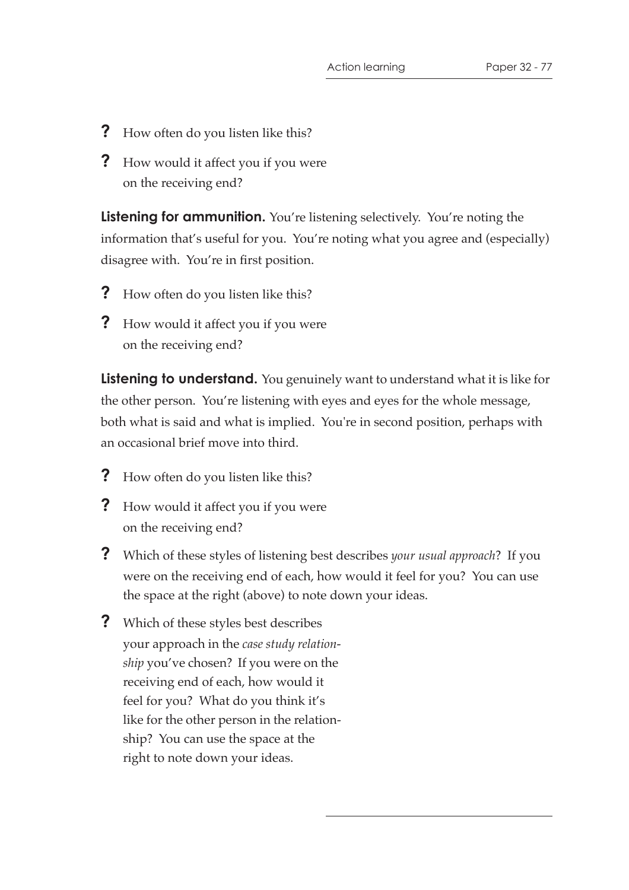- **?** How often do you listen like this?
- **?** How would it affect you if you were on the receiving end?

**Listening for ammunition.** You're listening selectively. You're noting the information that's useful for you. You're noting what you agree and (especially) disagree with. You're in first position.

- **?** How often do you listen like this?
- **?** How would it affect you if you were on the receiving end?

**Listening to understand.** You genuinely want to understand what it is like for the other person. You're listening with eyes and eyes for the whole message, both what is said and what is implied. You're in second position, perhaps with an occasional brief move into third.

- **?** How often do you listen like this?
- **?** How would it affect you if you were on the receiving end?
- **?** Which of these styles of listening best describes *your usual approach*? If you were on the receiving end of each, how would it feel for you? You can use the space at the right (above) to note down your ideas.
- **?** Which of these styles best describes your approach in the *case study relationship* you've chosen? If you were on the receiving end of each, how would it feel for you? What do you think it's like for the other person in the relationship? You can use the space at the right to note down your ideas.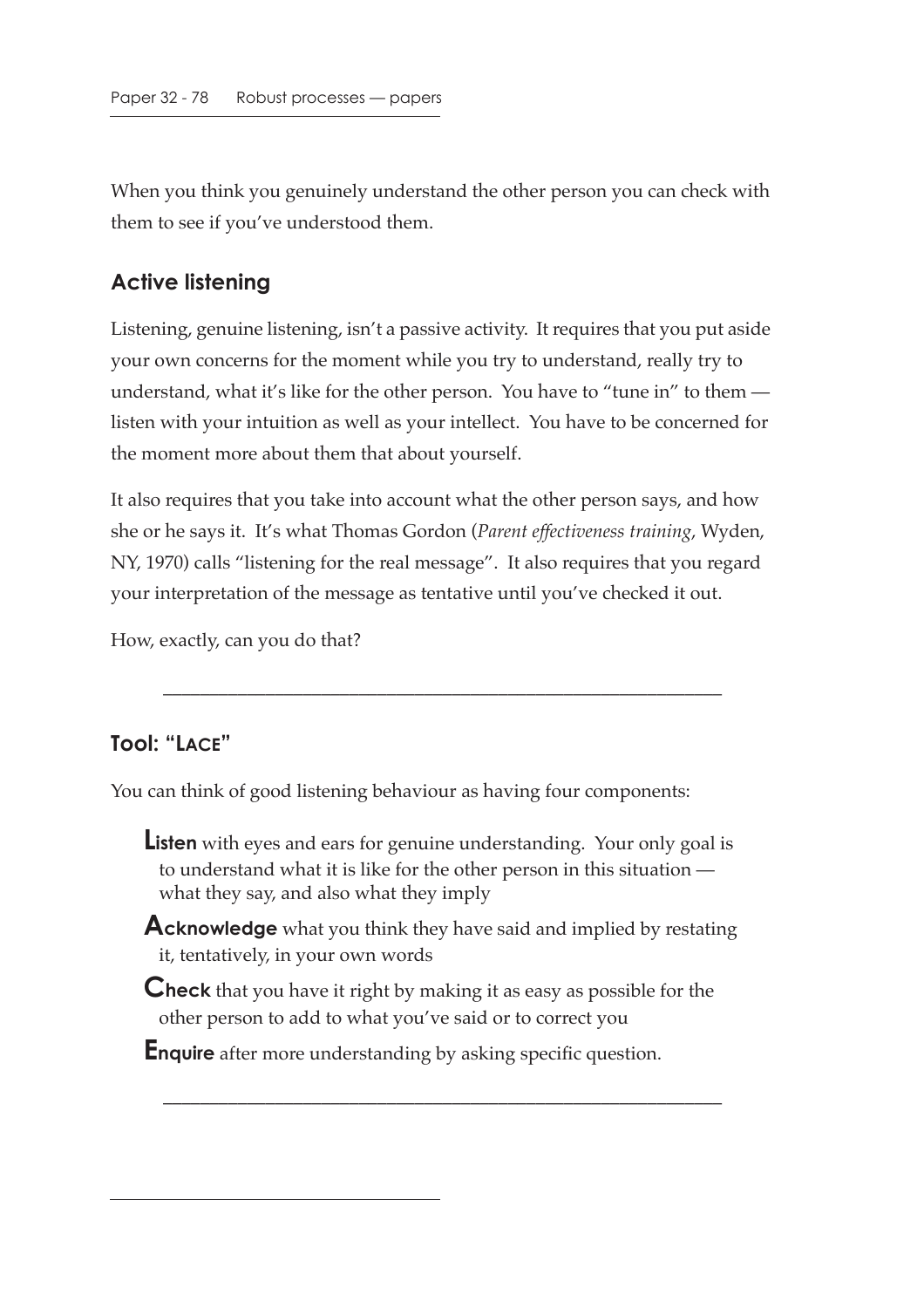When you think you genuinely understand the other person you can check with them to see if you've understood them.

## Active listening

Listening, genuine listening, isn't a passive activity. It requires that you put aside your own concerns for the moment while you try to understand, really try to understand, what it's like for the other person. You have to "tune in" to them — listen with your intuition as well as your intellect. You have to be concerned for the moment more about them that about yourself.

It also requires that you take into account what the other person says, and how she or he says it. It's what Thomas Gordon (*Parent effectiveness training*, Wyden, NY, 1970) calls "listening for the real message". It also requires that you regard your interpretation of the message as tentative until you've checked it out.

How, exactly, can you do that?

---

## Tool: "LACE"

You can think of good listening behaviour as having four components:

**Listen** with eyes and ears for genuine understanding. Your only goal is to understand what it is like for the other person in this situation — what they say, and also what they imply

**Acknowledge** what you think they have said and implied by restating it, tentatively, in your own words

**Check** that you have it right by making it as easy as possible for the other person to add to what you've said or to correct you

**Enquire** after more understanding by asking specific question.

---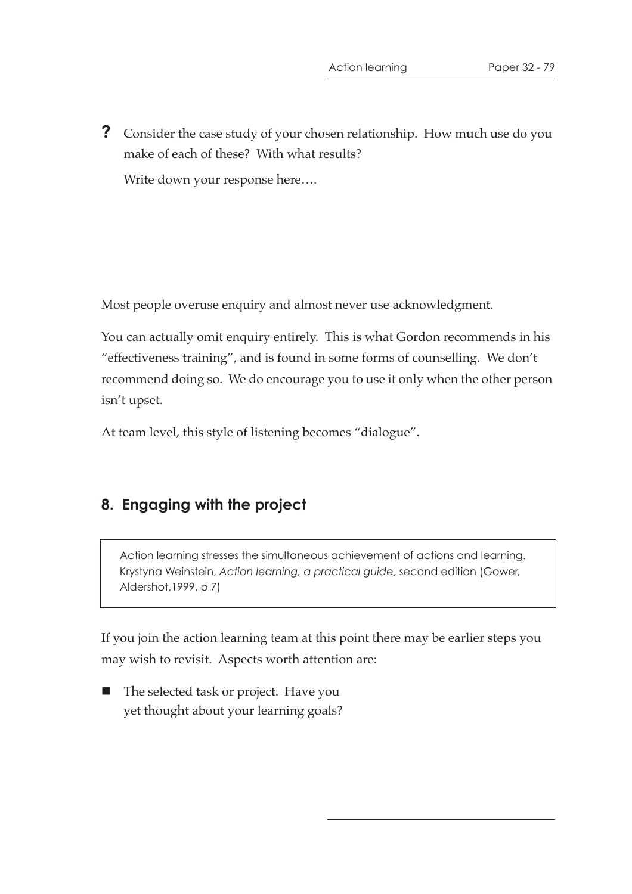**?** Consider the case study of your chosen relationship. How much use do you make of each of these? With what results?

Write down your response here….

Most people overuse enquiry and almost never use acknowledgment.

You can actually omit enquiry entirely. This is what Gordon recommends in his "effectiveness training", and is found in some forms of counselling. We don't recommend doing so. We do encourage you to use it only when the other person isn't upset.

At team level, this style of listening becomes "dialogue".

## 8. Engaging with the project

> Action learning stresses the simultaneous achievement of actions and learning. Krystyna Weinstein, *Action learning, a practical guide*, second edition (Gower, Aldershot,1999, p 7)

If you join the action learning team at this point there may be earlier steps you may wish to revisit. Aspects worth attention are:

- The selected task or project. Have you yet thought about your learning goals?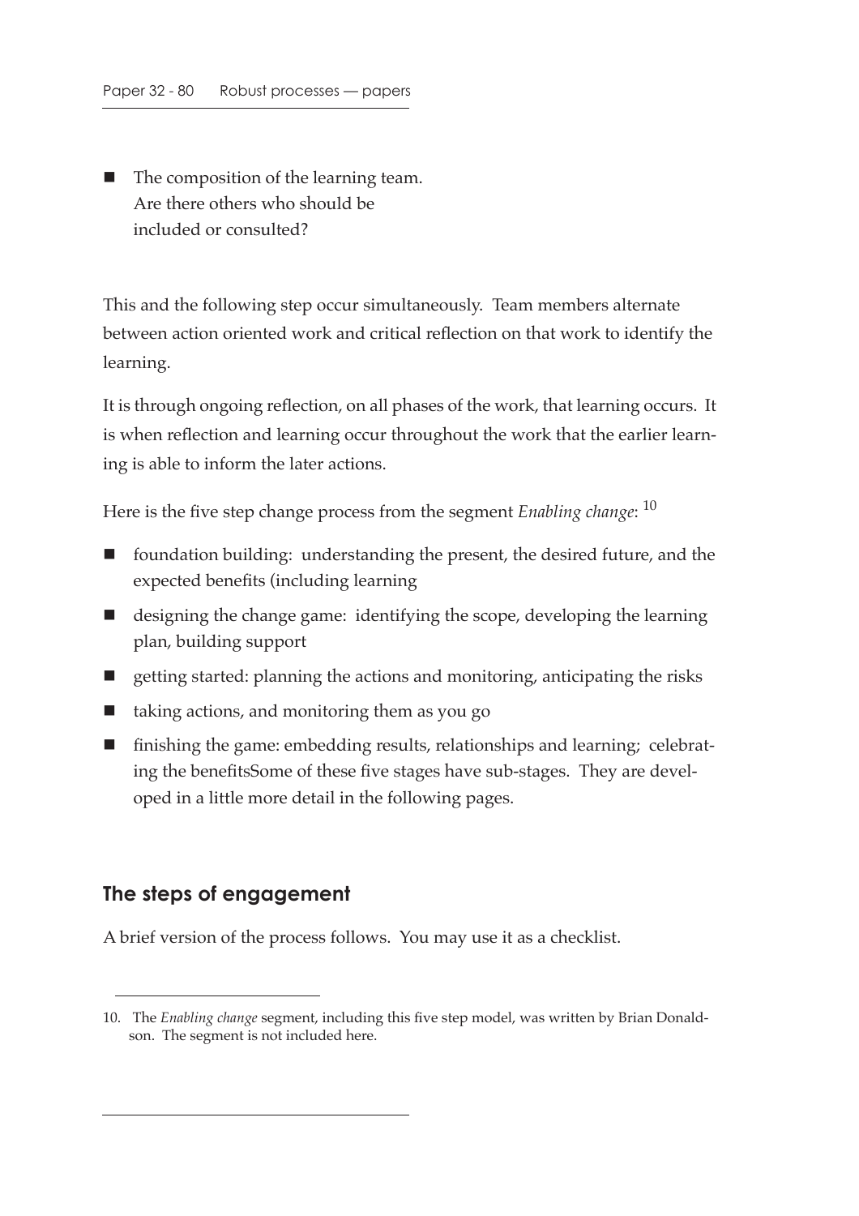- The composition of the learning team. Are there others who should be included or consulted?

This and the following step occur simultaneously. Team members alternate between action oriented work and critical reflection on that work to identify the learning.

It is through ongoing reflection, on all phases of the work, that learning occurs. It is when reflection and learning occur throughout the work that the earlier learning is able to inform the later actions.

Here is the five step change process from the segment *Enabling change*: [10]

- foundation building: understanding the present, the desired future, and the expected benefits (including learning
- designing the change game: identifying the scope, developing the learning plan, building support
- getting started: planning the actions and monitoring, anticipating the risks
- taking actions, and monitoring them as you go
- finishing the game: embedding results, relationships and learning; celebrating the benefitsSome of these five stages have sub-stages. They are developed in a little more detail in the following pages.

## The steps of engagement

A brief version of the process follows. You may use it as a checklist.

10. The *Enabling change* segment, including this five step model, was written by Brian Donaldson. The segment is not included here.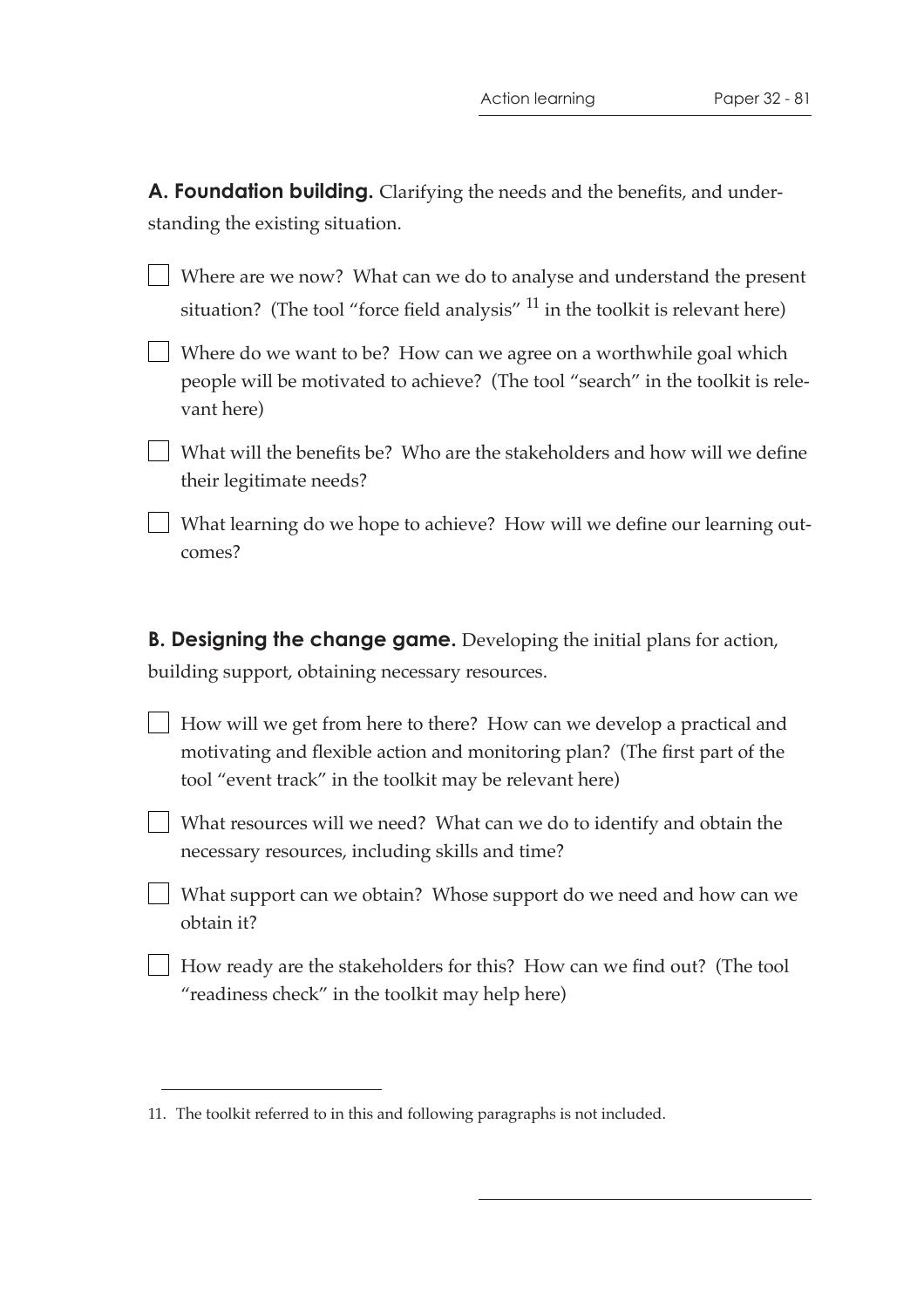**A. Foundation building.** Clarifying the needs and the benefits, and understanding the existing situation.

- [ ] Where are we now? What can we do to analyse and understand the present situation? (The tool "force field analysis" [11] in the toolkit is relevant here)
- [ ] Where do we want to be? How can we agree on a worthwhile goal which people will be motivated to achieve? (The tool "search" in the toolkit is relevant here)
- [ ] What will the benefits be? Who are the stakeholders and how will we define their legitimate needs?
- [ ] What learning do we hope to achieve? How will we define our learning outcomes?

**B. Designing the change game.** Developing the initial plans for action, building support, obtaining necessary resources.

- [ ] How will we get from here to there? How can we develop a practical and motivating and flexible action and monitoring plan? (The first part of the tool "event track" in the toolkit may be relevant here)
- [ ] What resources will we need? What can we do to identify and obtain the necessary resources, including skills and time?
- [ ] What support can we obtain? Whose support do we need and how can we obtain it?
- [ ] How ready are the stakeholders for this? How can we find out? (The tool "readiness check" in the toolkit may help here)

---

11. The toolkit referred to in this and following paragraphs is not included.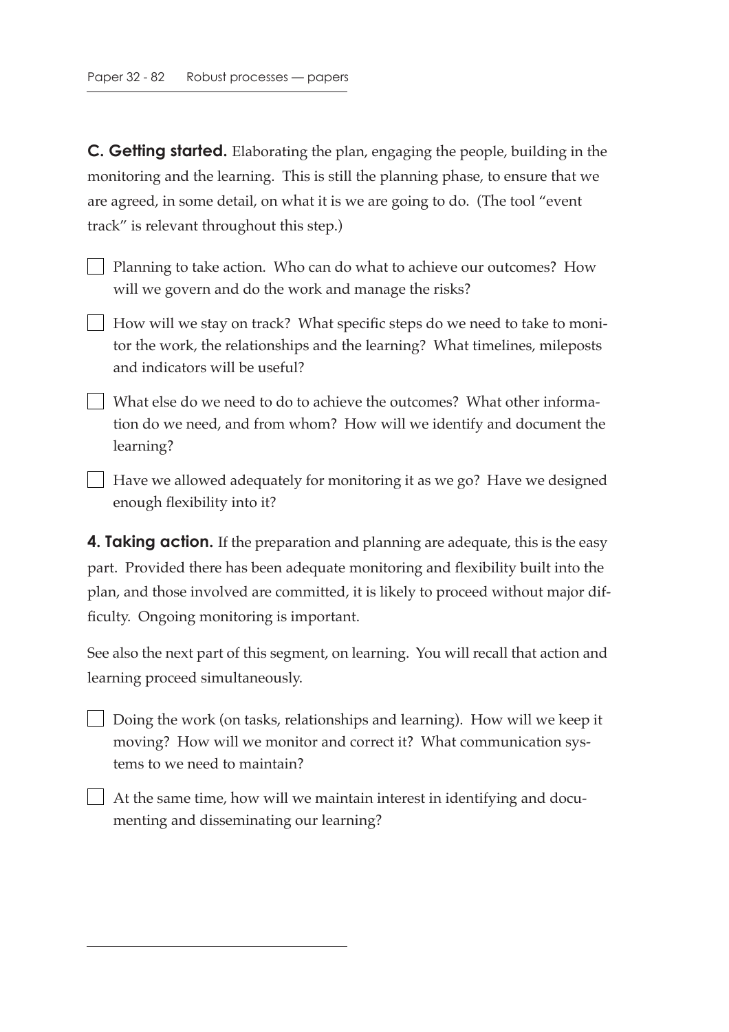**C. Getting started.** Elaborating the plan, engaging the people, building in the monitoring and the learning. This is still the planning phase, to ensure that we are agreed, in some detail, on what it is we are going to do. (The tool "event track" is relevant throughout this step.)

- [ ] Planning to take action. Who can do what to achieve our outcomes? How will we govern and do the work and manage the risks?
- [ ] How will we stay on track? What specific steps do we need to take to monitor the work, the relationships and the learning? What timelines, mileposts and indicators will be useful?
- [ ] What else do we need to do to achieve the outcomes? What other information do we need, and from whom? How will we identify and document the learning?
- [ ] Have we allowed adequately for monitoring it as we go? Have we designed enough flexibility into it?

**4. Taking action.** If the preparation and planning are adequate, this is the easy part. Provided there has been adequate monitoring and flexibility built into the plan, and those involved are committed, it is likely to proceed without major difficulty. Ongoing monitoring is important.

See also the next part of this segment, on learning. You will recall that action and learning proceed simultaneously.

- [ ] Doing the work (on tasks, relationships and learning). How will we keep it moving? How will we monitor and correct it? What communication systems to we need to maintain?
- [ ] At the same time, how will we maintain interest in identifying and documenting and disseminating our learning?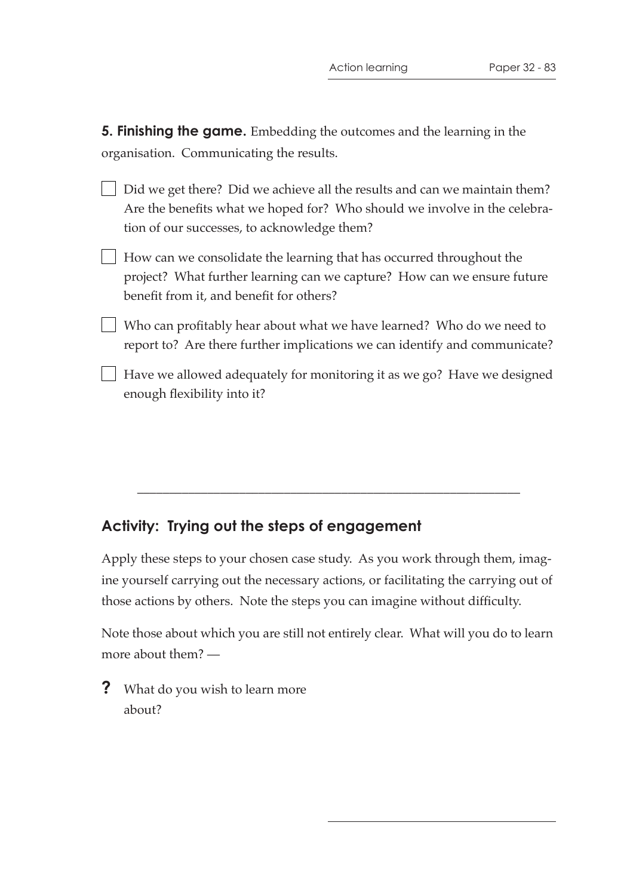**5. Finishing the game.** Embedding the outcomes and the learning in the organisation. Communicating the results.

- [ ] Did we get there? Did we achieve all the results and can we maintain them? Are the benefits what we hoped for? Who should we involve in the celebration of our successes, to acknowledge them?
- [ ] How can we consolidate the learning that has occurred throughout the project? What further learning can we capture? How can we ensure future benefit from it, and benefit for others?
- [ ] Who can profitably hear about what we have learned? Who do we need to report to? Are there further implications we can identify and communicate?
- [ ] Have we allowed adequately for monitoring it as we go? Have we designed enough flexibility into it?

---

## Activity: Trying out the steps of engagement

Apply these steps to your chosen case study. As you work through them, imagine yourself carrying out the necessary actions, or facilitating the carrying out of those actions by others. Note the steps you can imagine without difficulty.

Note those about which you are still not entirely clear. What will you do to learn more about them? —

**?** What do you wish to learn more about?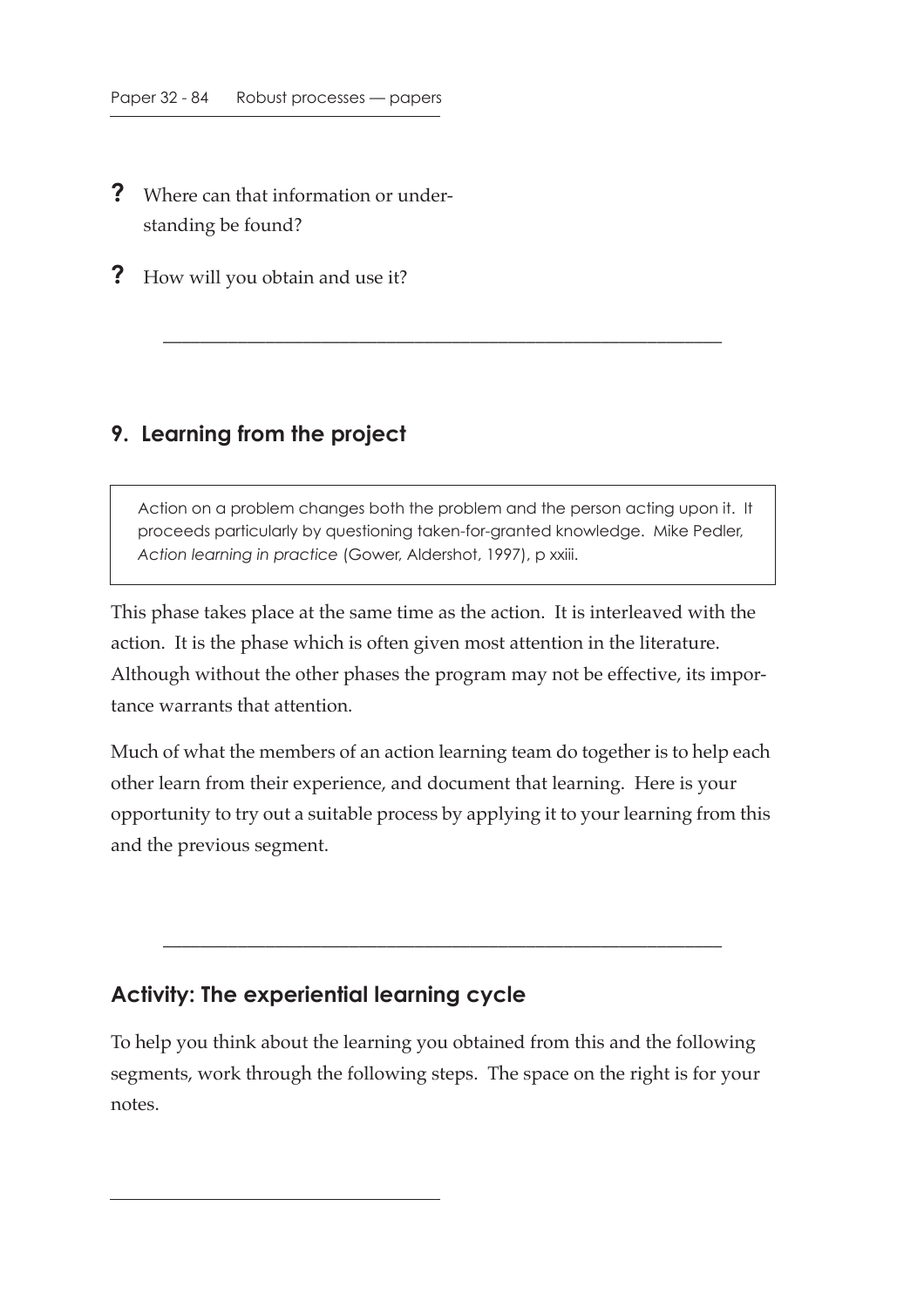? Where can that information or understanding be found?

? How will you obtain and use it?

---

## 9. Learning from the project

> Action on a problem changes both the problem and the person acting upon it. It proceeds particularly by questioning taken-for-granted knowledge. Mike Pedler, *Action learning in practice* (Gower, Aldershot, 1997), p xxiii.

This phase takes place at the same time as the action. It is interleaved with the action. It is the phase which is often given most attention in the literature. Although without the other phases the program may not be effective, its importance warrants that attention.

Much of what the members of an action learning team do together is to help each other learn from their experience, and document that learning. Here is your opportunity to try out a suitable process by applying it to your learning from this and the previous segment.

---

### Activity: The experiential learning cycle

To help you think about the learning you obtained from this and the following segments, work through the following steps. The space on the right is for your notes.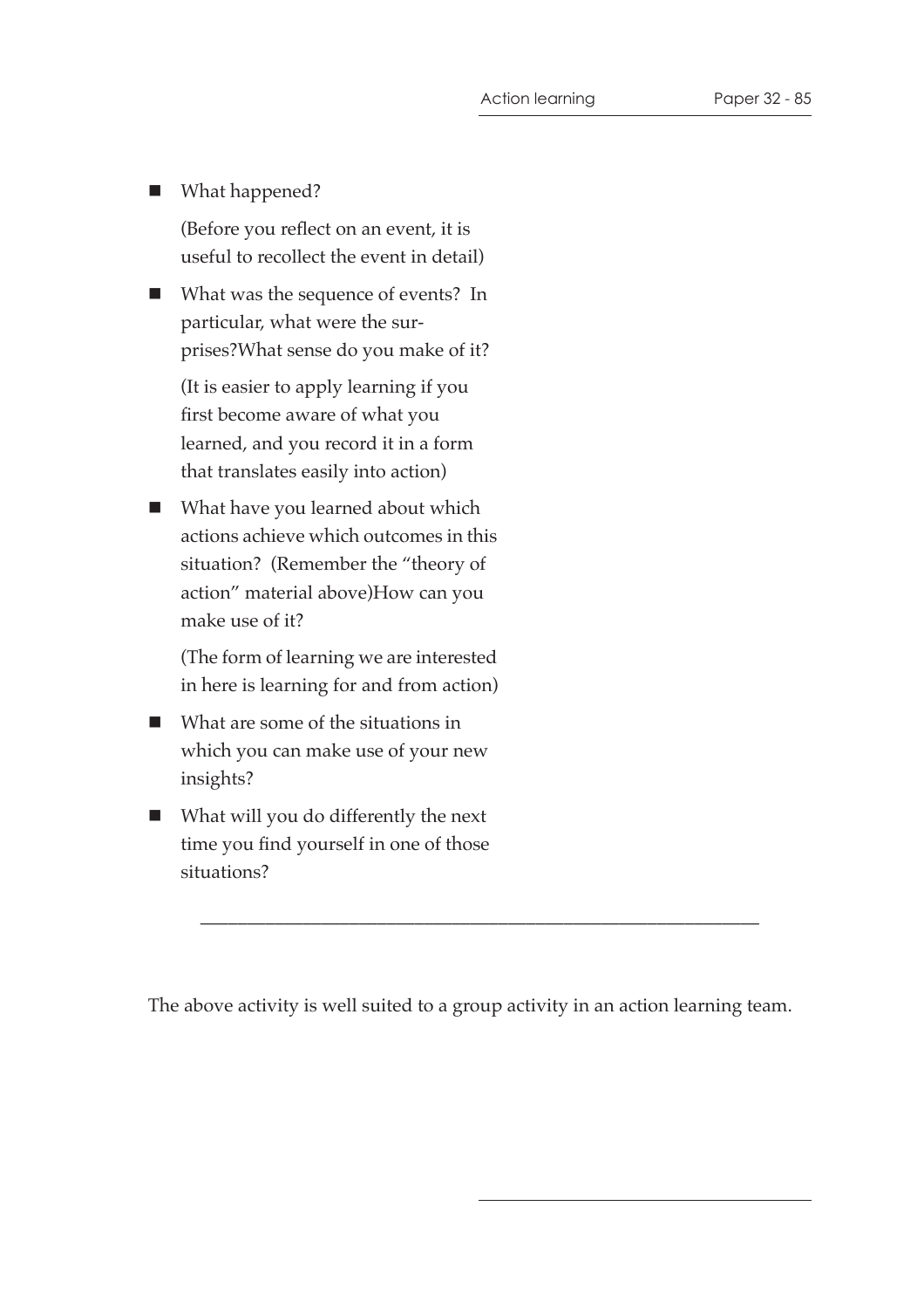- What happened?

  (Before you reflect on an event, it is useful to recollect the event in detail)

- What was the sequence of events? In particular, what were the surprises?What sense do you make of it?

  (It is easier to apply learning if you first become aware of what you learned, and you record it in a form that translates easily into action)

- What have you learned about which actions achieve which outcomes in this situation? (Remember the "theory of action" material above)How can you make use of it?

  (The form of learning we are interested in here is learning for and from action)

- What are some of the situations in which you can make use of your new insights?

- What will you do differently the next time you find yourself in one of those situations?

---

The above activity is well suited to a group activity in an action learning team.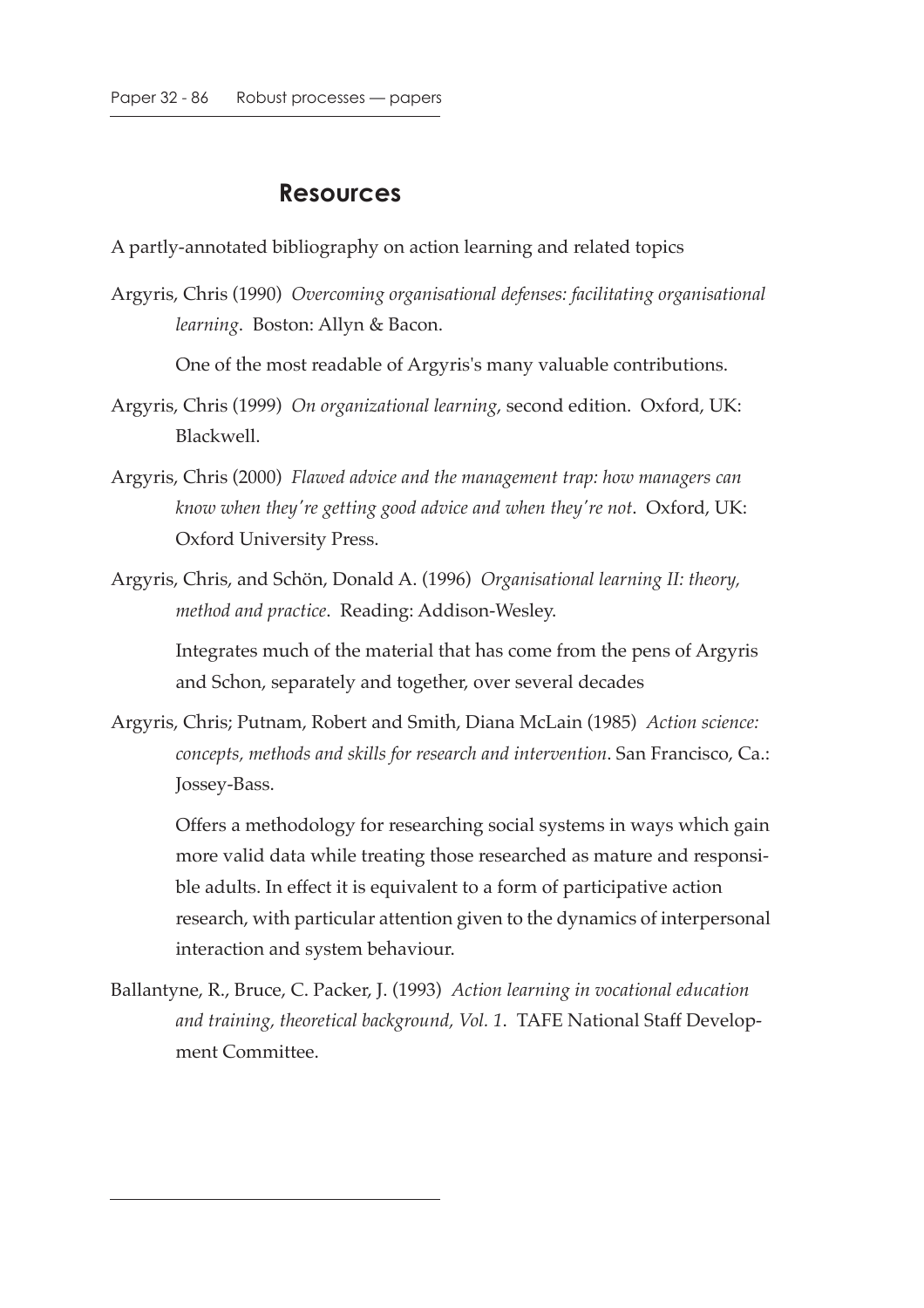## Resources

A partly-annotated bibliography on action learning and related topics

Argyris, Chris (1990) *Overcoming organisational defenses: facilitating organisational learning*. Boston: Allyn & Bacon.

One of the most readable of Argyris's many valuable contributions.

Argyris, Chris (1999) *On organizational learning*, second edition. Oxford, UK: Blackwell.

Argyris, Chris (2000) *Flawed advice and the management trap: how managers can know when they're getting good advice and when they're not*. Oxford, UK: Oxford University Press.

Argyris, Chris, and Schön, Donald A. (1996) *Organisational learning II: theory, method and practice*. Reading: Addison-Wesley.

Integrates much of the material that has come from the pens of Argyris and Schon, separately and together, over several decades

Argyris, Chris; Putnam, Robert and Smith, Diana McLain (1985) *Action science: concepts, methods and skills for research and intervention*. San Francisco, Ca.: Jossey-Bass.

Offers a methodology for researching social systems in ways which gain more valid data while treating those researched as mature and responsible adults. In effect it is equivalent to a form of participative action research, with particular attention given to the dynamics of interpersonal interaction and system behaviour.

Ballantyne, R., Bruce, C. Packer, J. (1993) *Action learning in vocational education and training, theoretical background, Vol. 1*. TAFE National Staff Development Committee.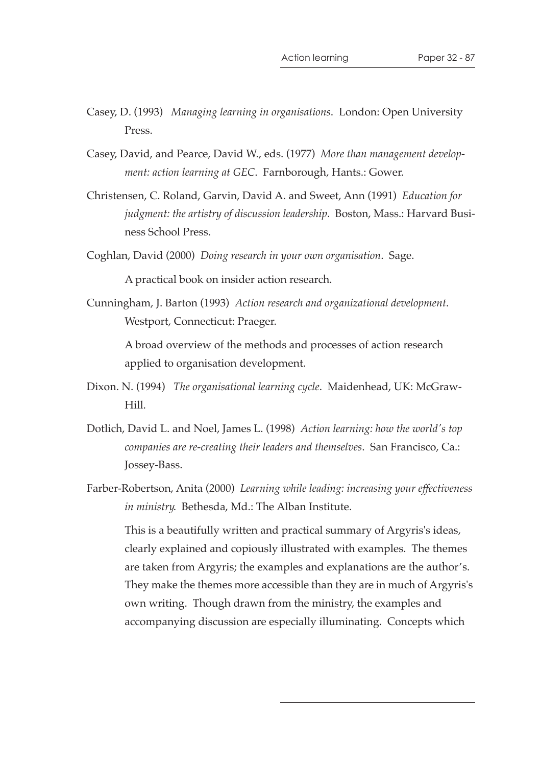Casey, D. (1993) *Managing learning in organisations*. London: Open University Press.

Casey, David, and Pearce, David W., eds. (1977) *More than management development: action learning at GEC*. Farnborough, Hants.: Gower.

Christensen, C. Roland, Garvin, David A. and Sweet, Ann (1991) *Education for judgment: the artistry of discussion leadership*. Boston, Mass.: Harvard Business School Press.

Coghlan, David (2000) *Doing research in your own organisation*. Sage.

A practical book on insider action research.

Cunningham, J. Barton (1993) *Action research and organizational development*. Westport, Connecticut: Praeger.

A broad overview of the methods and processes of action research applied to organisation development.

Dixon. N. (1994) *The organisational learning cycle*. Maidenhead, UK: McGraw-Hill.

Dotlich, David L. and Noel, James L. (1998) *Action learning: how the world's top companies are re-creating their leaders and themselves*. San Francisco, Ca.: Jossey-Bass.

Farber-Robertson, Anita (2000) *Learning while leading: increasing your effectiveness in ministry*. Bethesda, Md.: The Alban Institute.

This is a beautifully written and practical summary of Argyris's ideas, clearly explained and copiously illustrated with examples. The themes are taken from Argyris; the examples and explanations are the author's. They make the themes more accessible than they are in much of Argyris's own writing. Though drawn from the ministry, the examples and accompanying discussion are especially illuminating. Concepts which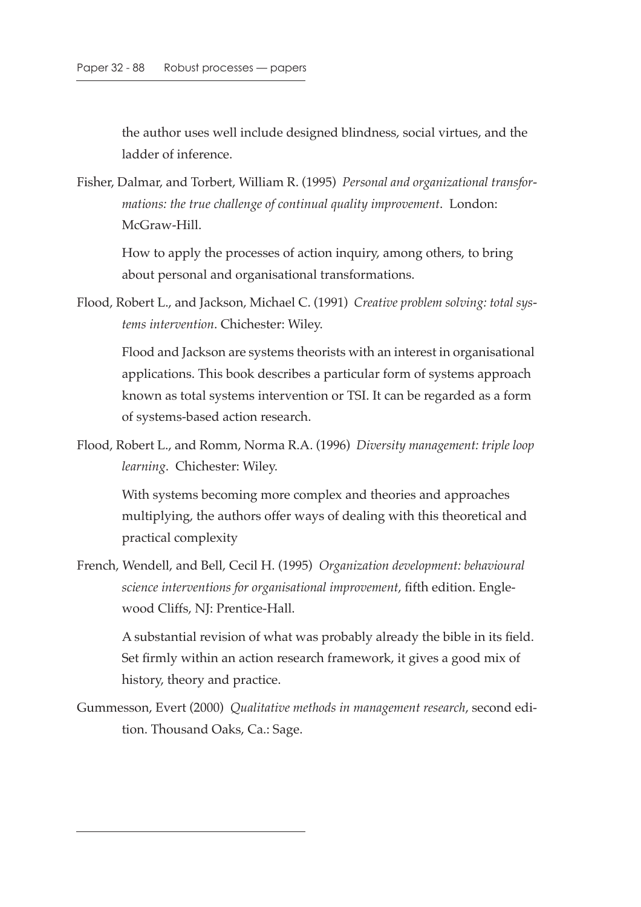the author uses well include designed blindness, social virtues, and the ladder of inference.

Fisher, Dalmar, and Torbert, William R. (1995) *Personal and organizational transformations: the true challenge of continual quality improvement*. London: McGraw-Hill.

How to apply the processes of action inquiry, among others, to bring about personal and organisational transformations.

Flood, Robert L., and Jackson, Michael C. (1991) *Creative problem solving: total systems intervention*. Chichester: Wiley.

Flood and Jackson are systems theorists with an interest in organisational applications. This book describes a particular form of systems approach known as total systems intervention or TSI. It can be regarded as a form of systems-based action research.

Flood, Robert L., and Romm, Norma R.A. (1996) *Diversity management: triple loop learning*. Chichester: Wiley.

With systems becoming more complex and theories and approaches multiplying, the authors offer ways of dealing with this theoretical and practical complexity

French, Wendell, and Bell, Cecil H. (1995) *Organization development: behavioural science interventions for organisational improvement*, fifth edition. Englewood Cliffs, NJ: Prentice-Hall.

A substantial revision of what was probably already the bible in its field. Set firmly within an action research framework, it gives a good mix of history, theory and practice.

Gummesson, Evert (2000) *Qualitative methods in management research*, second edition. Thousand Oaks, Ca.: Sage.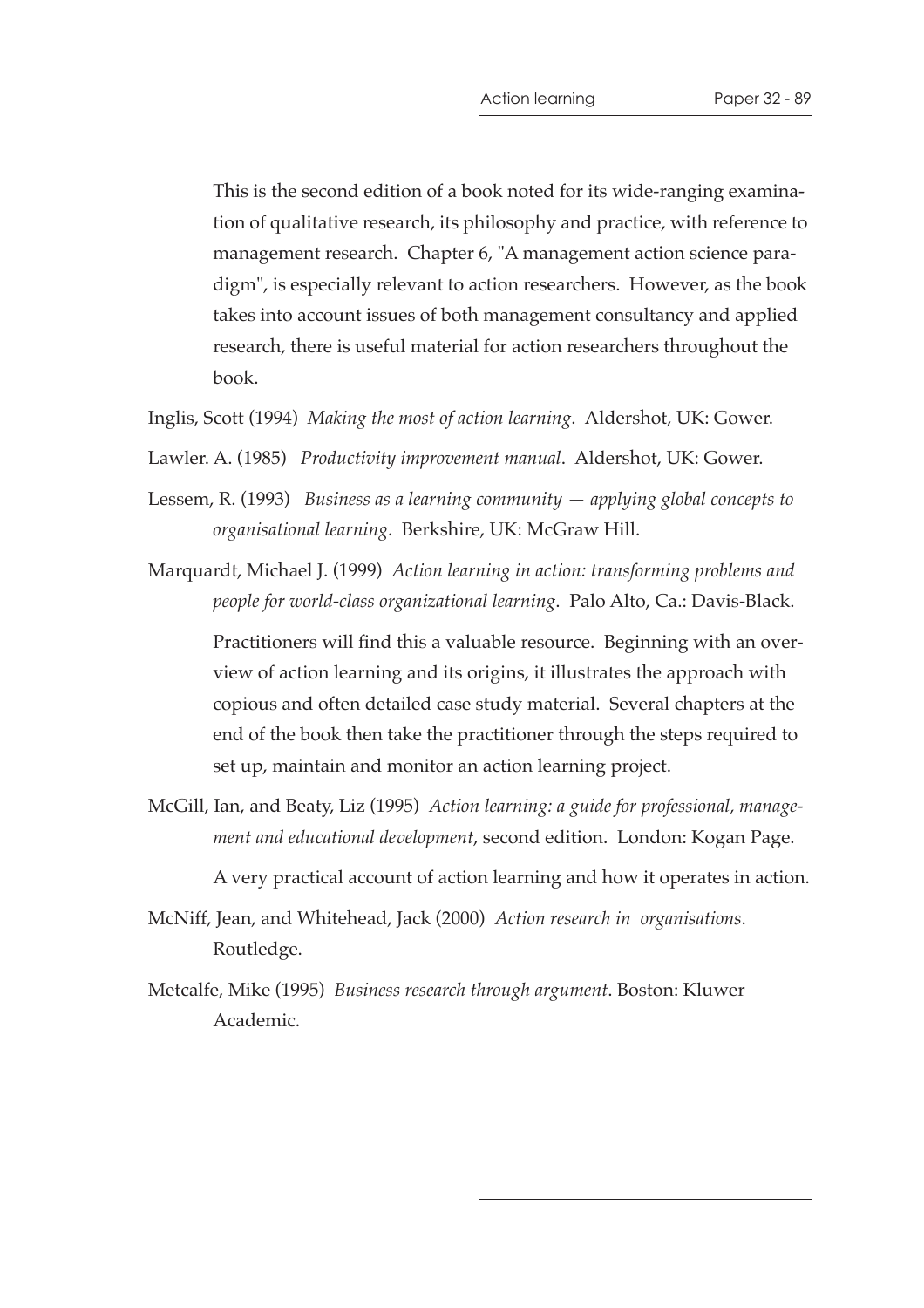This is the second edition of a book noted for its wide-ranging examination of qualitative research, its philosophy and practice, with reference to management research. Chapter 6, "A management action science paradigm", is especially relevant to action researchers. However, as the book takes into account issues of both management consultancy and applied research, there is useful material for action researchers throughout the book.

Inglis, Scott (1994) *Making the most of action learning*. Aldershot, UK: Gower.

Lawler. A. (1985) *Productivity improvement manual*. Aldershot, UK: Gower.

Lessem, R. (1993) *Business as a learning community — applying global concepts to organisational learning*. Berkshire, UK: McGraw Hill.

Marquardt, Michael J. (1999) *Action learning in action: transforming problems and people for world-class organizational learning*. Palo Alto, Ca.: Davis-Black.

Practitioners will find this a valuable resource. Beginning with an overview of action learning and its origins, it illustrates the approach with copious and often detailed case study material. Several chapters at the end of the book then take the practitioner through the steps required to set up, maintain and monitor an action learning project.

McGill, Ian, and Beaty, Liz (1995) *Action learning: a guide for professional, management and educational development*, second edition. London: Kogan Page.

A very practical account of action learning and how it operates in action.

McNiff, Jean, and Whitehead, Jack (2000) *Action research in organisations*. Routledge.

Metcalfe, Mike (1995) *Business research through argument*. Boston: Kluwer Academic.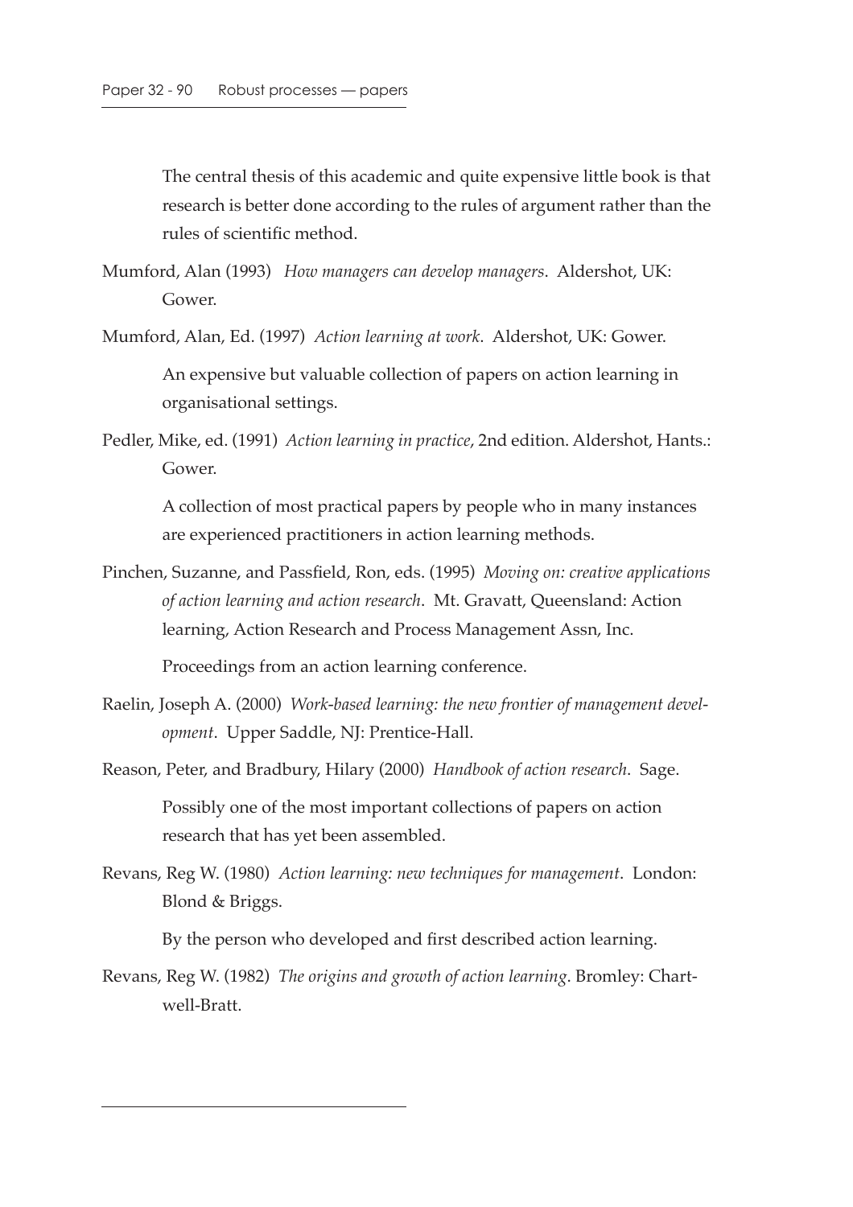The central thesis of this academic and quite expensive little book is that research is better done according to the rules of argument rather than the rules of scientific method.

Mumford, Alan (1993) *How managers can develop managers*. Aldershot, UK: Gower.

Mumford, Alan, Ed. (1997) *Action learning at work*. Aldershot, UK: Gower.

An expensive but valuable collection of papers on action learning in organisational settings.

Pedler, Mike, ed. (1991) *Action learning in practice*, 2nd edition. Aldershot, Hants.: Gower.

A collection of most practical papers by people who in many instances are experienced practitioners in action learning methods.

Pinchen, Suzanne, and Passfield, Ron, eds. (1995) *Moving on: creative applications of action learning and action research*. Mt. Gravatt, Queensland: Action learning, Action Research and Process Management Assn, Inc.

Proceedings from an action learning conference.

Raelin, Joseph A. (2000) *Work-based learning: the new frontier of management development*. Upper Saddle, NJ: Prentice-Hall.

Reason, Peter, and Bradbury, Hilary (2000) *Handbook of action research*. Sage.

Possibly one of the most important collections of papers on action research that has yet been assembled.

Revans, Reg W. (1980) *Action learning: new techniques for management*. London: Blond & Briggs.

By the person who developed and first described action learning.

Revans, Reg W. (1982) *The origins and growth of action learning*. Bromley: Chartwell-Bratt.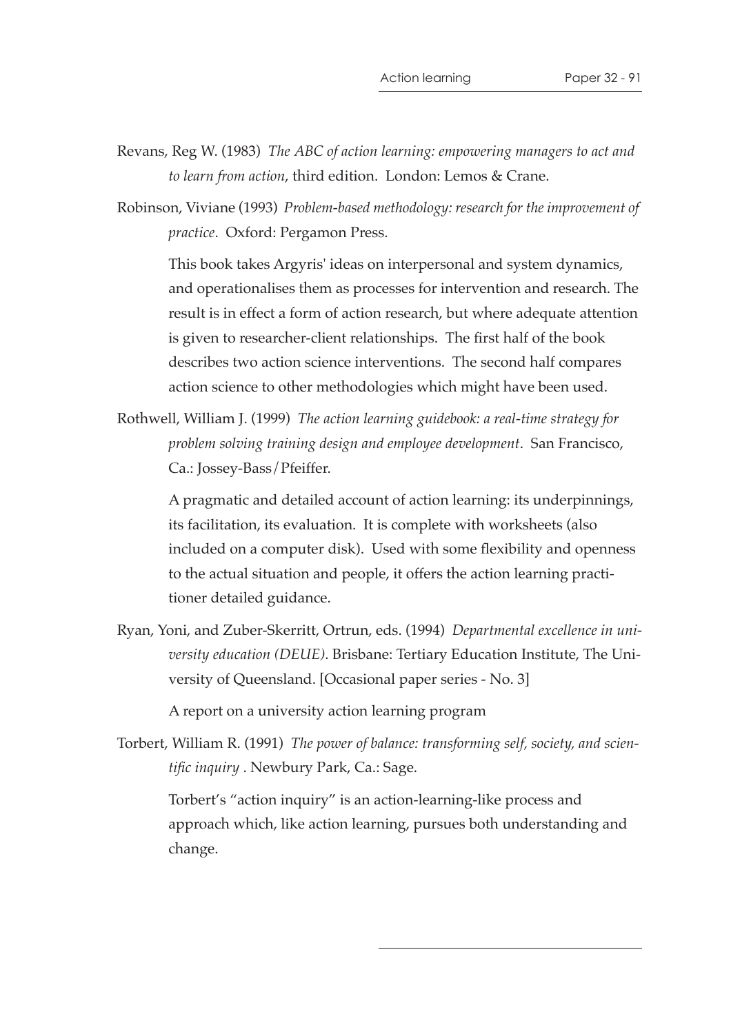Revans, Reg W. (1983) *The ABC of action learning: empowering managers to act and to learn from action*, third edition. London: Lemos & Crane.

Robinson, Viviane (1993) *Problem-based methodology: research for the improvement of practice*. Oxford: Pergamon Press.

> This book takes Argyris' ideas on interpersonal and system dynamics, and operationalises them as processes for intervention and research. The result is in effect a form of action research, but where adequate attention is given to researcher-client relationships. The first half of the book describes two action science interventions. The second half compares action science to other methodologies which might have been used.

Rothwell, William J. (1999) *The action learning guidebook: a real-time strategy for problem solving training design and employee development*. San Francisco, Ca.: Jossey-Bass/Pfeiffer.

> A pragmatic and detailed account of action learning: its underpinnings, its facilitation, its evaluation. It is complete with worksheets (also included on a computer disk). Used with some flexibility and openness to the actual situation and people, it offers the action learning practitioner detailed guidance.

Ryan, Yoni, and Zuber-Skerritt, Ortrun, eds. (1994) *Departmental excellence in university education (DEUE)*. Brisbane: Tertiary Education Institute, The University of Queensland. [Occasional paper series - No. 3]

> A report on a university action learning program

Torbert, William R. (1991) *The power of balance: transforming self, society, and scientific inquiry* . Newbury Park, Ca.: Sage.

> Torbert's "action inquiry" is an action-learning-like process and approach which, like action learning, pursues both understanding and change.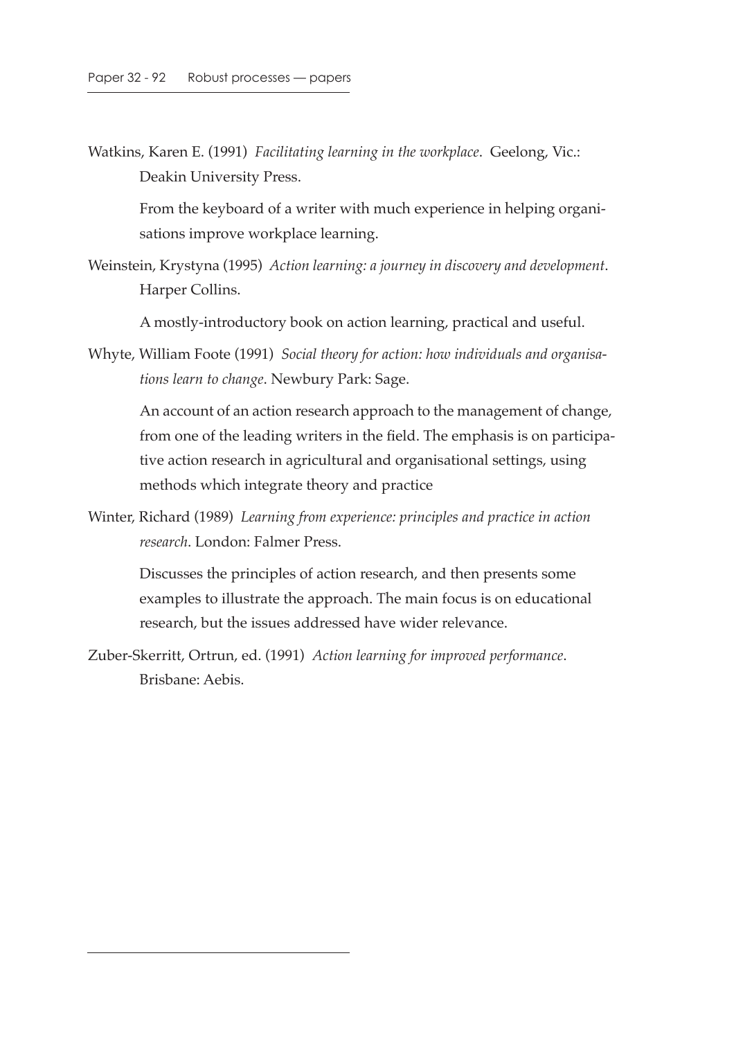Watkins, Karen E. (1991) *Facilitating learning in the workplace*. Geelong, Vic.: Deakin University Press.

From the keyboard of a writer with much experience in helping organisations improve workplace learning.

Weinstein, Krystyna (1995) *Action learning: a journey in discovery and development*. Harper Collins.

A mostly-introductory book on action learning, practical and useful.

Whyte, William Foote (1991) *Social theory for action: how individuals and organisations learn to change*. Newbury Park: Sage.

An account of an action research approach to the management of change, from one of the leading writers in the field. The emphasis is on participative action research in agricultural and organisational settings, using methods which integrate theory and practice

Winter, Richard (1989) *Learning from experience: principles and practice in action research*. London: Falmer Press.

Discusses the principles of action research, and then presents some examples to illustrate the approach. The main focus is on educational research, but the issues addressed have wider relevance.

Zuber-Skerritt, Ortrun, ed. (1991) *Action learning for improved performance*. Brisbane: Aebis.